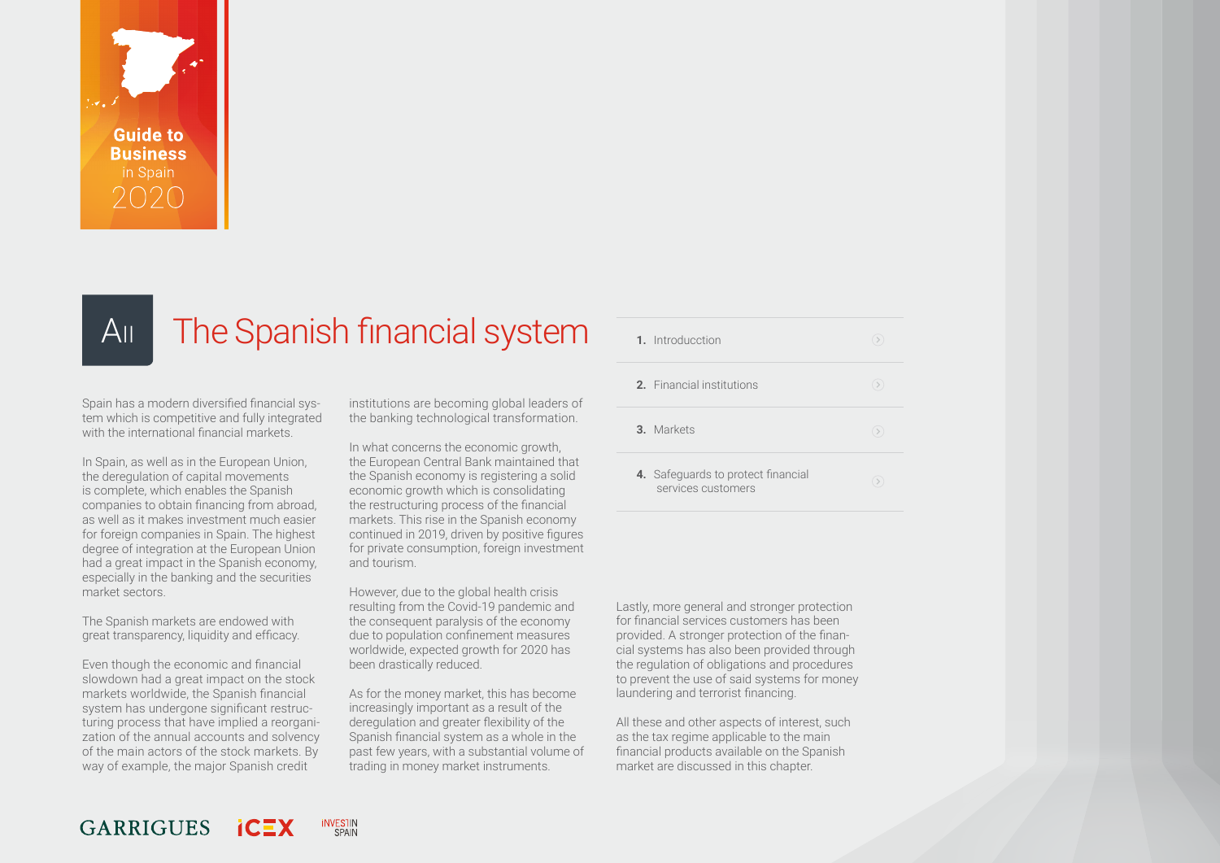# AII The Spanish financial system

1. Introducction
2. Financial institutions
3. Markets
4. Safeguards to protect financial services customers

Spain has a modern diversified financial system which is competitive and fully integrated with the international financial markets.

In Spain, as well as in the European Union, the deregulation of capital movements is complete, which enables the Spanish companies to obtain financing from abroad, as well as it makes investment much easier for foreign companies in Spain. The highest degree of integration at the European Union had a great impact in the Spanish economy, especially in the banking and the securities market sectors.

The Spanish markets are endowed with great transparency, liquidity and efficacy.

Even though the economic and financial slowdown had a great impact on the stock markets worldwide, the Spanish financial system has undergone significant restructuring process that have implied a reorganization of the annual accounts and solvency of the main actors of the stock markets. By way of example, the major Spanish credit institutions are becoming global leaders of the banking technological transformation.

In what concerns the economic growth, the European Central Bank maintained that the Spanish economy is registering a solid economic growth which is consolidating the restructuring process of the financial markets. This rise in the Spanish economy continued in 2019, driven by positive figures for private consumption, foreign investment and tourism.

However, due to the global health crisis resulting from the Covid-19 pandemic and the consequent paralysis of the economy due to population confinement measures worldwide, expected growth for 2020 has been drastically reduced.

As for the money market, this has become increasingly important as a result of the deregulation and greater flexibility of the Spanish financial system as a whole in the past few years, with a substantial volume of trading in money market instruments.

Lastly, more general and stronger protection for financial services customers has been provided. A stronger protection of the financial systems has also been provided through the regulation of obligations and procedures to prevent the use of said systems for money laundering and terrorist financing.

All these and other aspects of interest, such as the tax regime applicable to the main financial products available on the Spanish market are discussed in this chapter.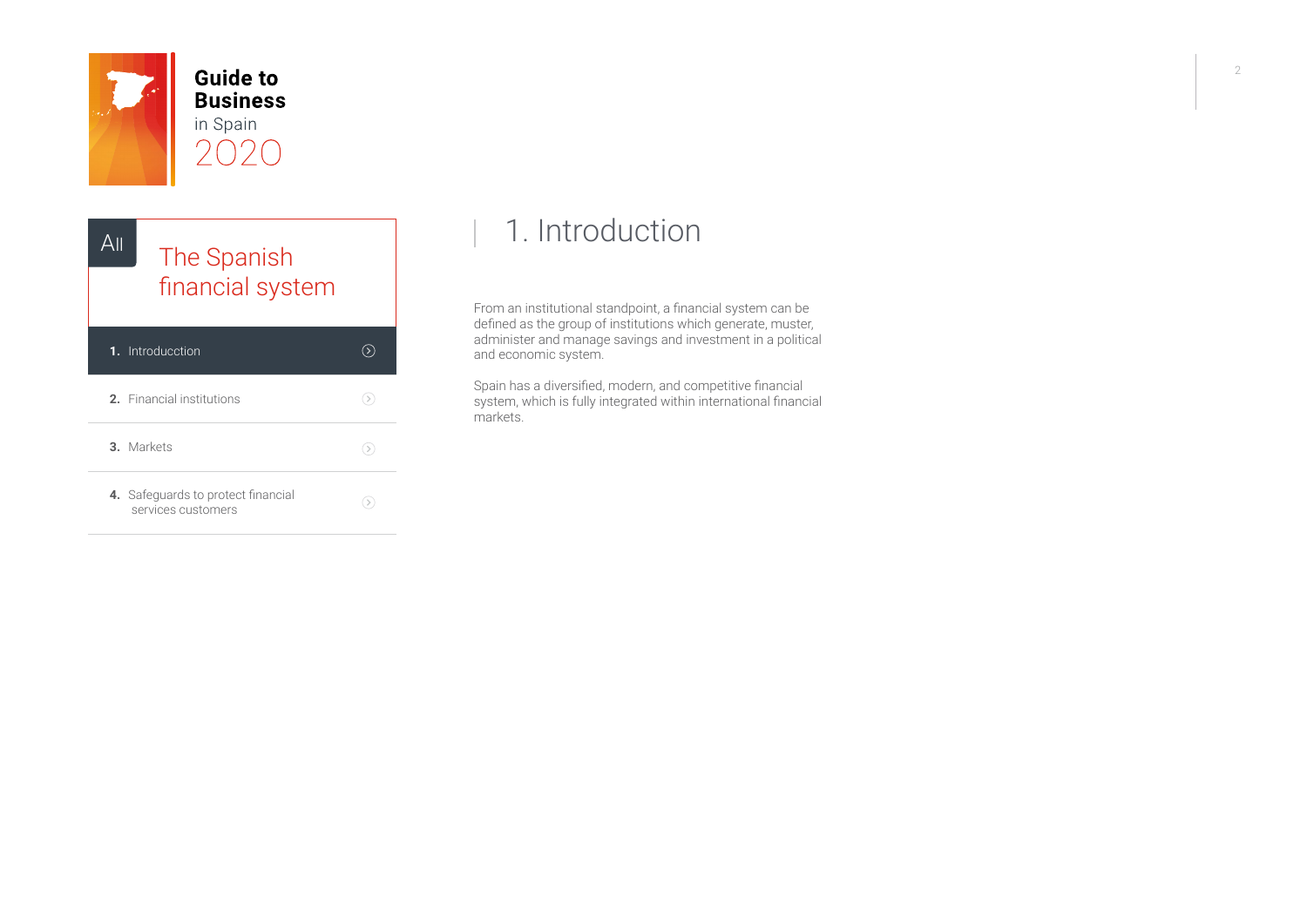# AII The Spanish financial system

1. Introducction
2. Financial institutions
3. Markets
4. Safeguards to protect financial services customers

## 1. Introduction

From an institutional standpoint, a financial system can be defined as the group of institutions which generate, muster, administer and manage savings and investment in a political and economic system.

Spain has a diversified, modern, and competitive financial system, which is fully integrated within international financial markets.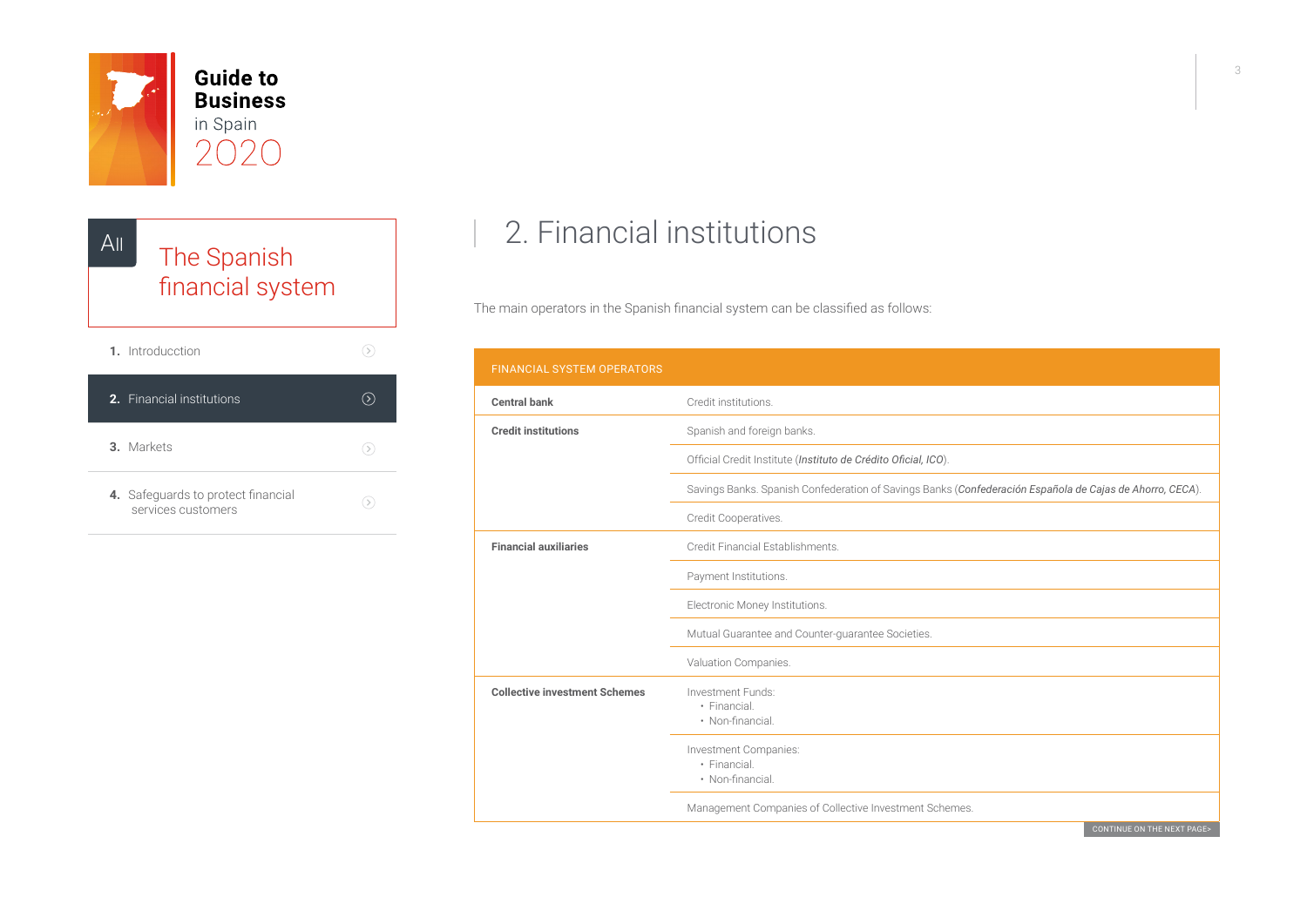# Guide to Business in Spain 2020

## AII The Spanish financial system

1. Introducction
2. Financial institutions
3. Markets
4. Safeguards to protect financial services customers

## 2. Financial institutions

The main operators in the Spanish financial system can be classified as follows:

| FINANCIAL SYSTEM OPERATORS | |
|---|---|
| **Central bank** | Credit institutions. |
| **Credit institutions** | Spanish and foreign banks. |
| | Official Credit Institute (*Instituto de Crédito Oficial, ICO*). |
| | Savings Banks. Spanish Confederation of Savings Banks (*Confederación Española de Cajas de Ahorro, CECA*). |
| | Credit Cooperatives. |
| **Financial auxiliaries** | Credit Financial Establishments. |
| | Payment Institutions. |
| | Electronic Money Institutions. |
| | Mutual Guarantee and Counter-guarantee Societies. |
| | Valuation Companies. |
| **Collective investment Schemes** | Investment Funds: • Financial. • Non-financial. |
| | Investment Companies: • Financial. • Non-financial. |
| | Management Companies of Collective Investment Schemes. |

CONTINUE ON THE NEXT PAGE>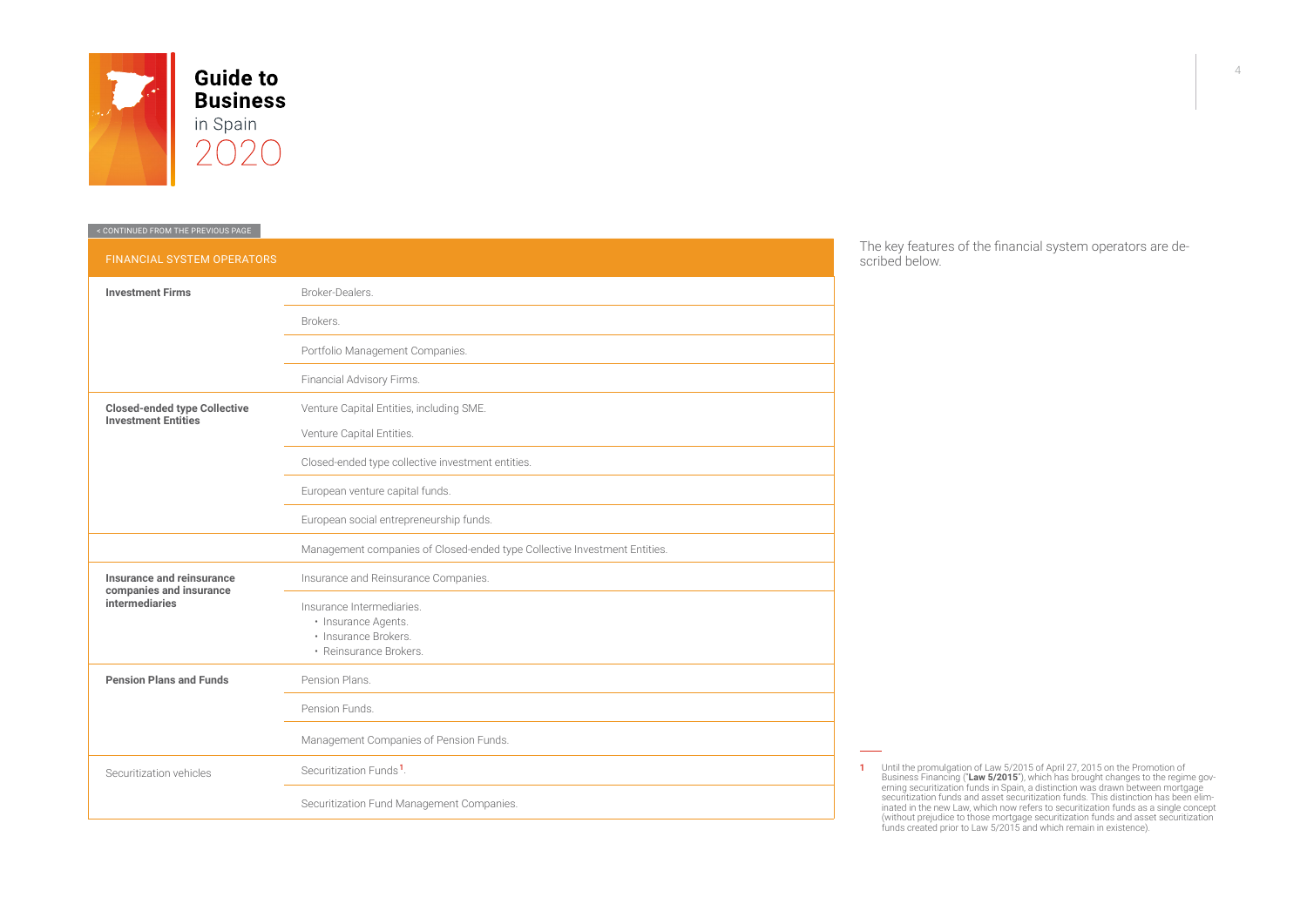< CONTINUED FROM THE PREVIOUS PAGE

| FINANCIAL SYSTEM OPERATORS | |
|---|---|
| **Investment Firms** | Broker-Dealers. |
| | Brokers. |
| | Portfolio Management Companies. |
| | Financial Advisory Firms. |
| **Closed-ended type Collective Investment Entities** | Venture Capital Entities, including SME. Venture Capital Entities. |
| | Closed-ended type collective investment entities. |
| | European venture capital funds. |
| | European social entrepreneurship funds. |
| | Management companies of Closed-ended type Collective Investment Entities. |
| **Insurance and reinsurance companies and insurance intermediaries** | Insurance and Reinsurance Companies. |
| | Insurance Intermediaries. • Insurance Agents. • Insurance Brokers. • Reinsurance Brokers. |
| **Pension Plans and Funds** | Pension Plans. |
| | Pension Funds. |
| | Management Companies of Pension Funds. |
| Securitization vehicles | Securitization Funds[1]. |
| | Securitization Fund Management Companies. |

The key features of the financial system operators are described below.

1 Until the promulgation of Law 5/2015 of April 27, 2015 on the Promotion of Business Financing ("**Law 5/2015**"), which has brought changes to the regime governing securitization funds in Spain, a distinction was drawn between mortgage securitization funds and asset securitization funds. This distinction has been eliminated in the new Law, which now refers to securitization funds as a single concept (without prejudice to those mortgage securitization funds and asset securitization funds created prior to Law 5/2015 and which remain in existence).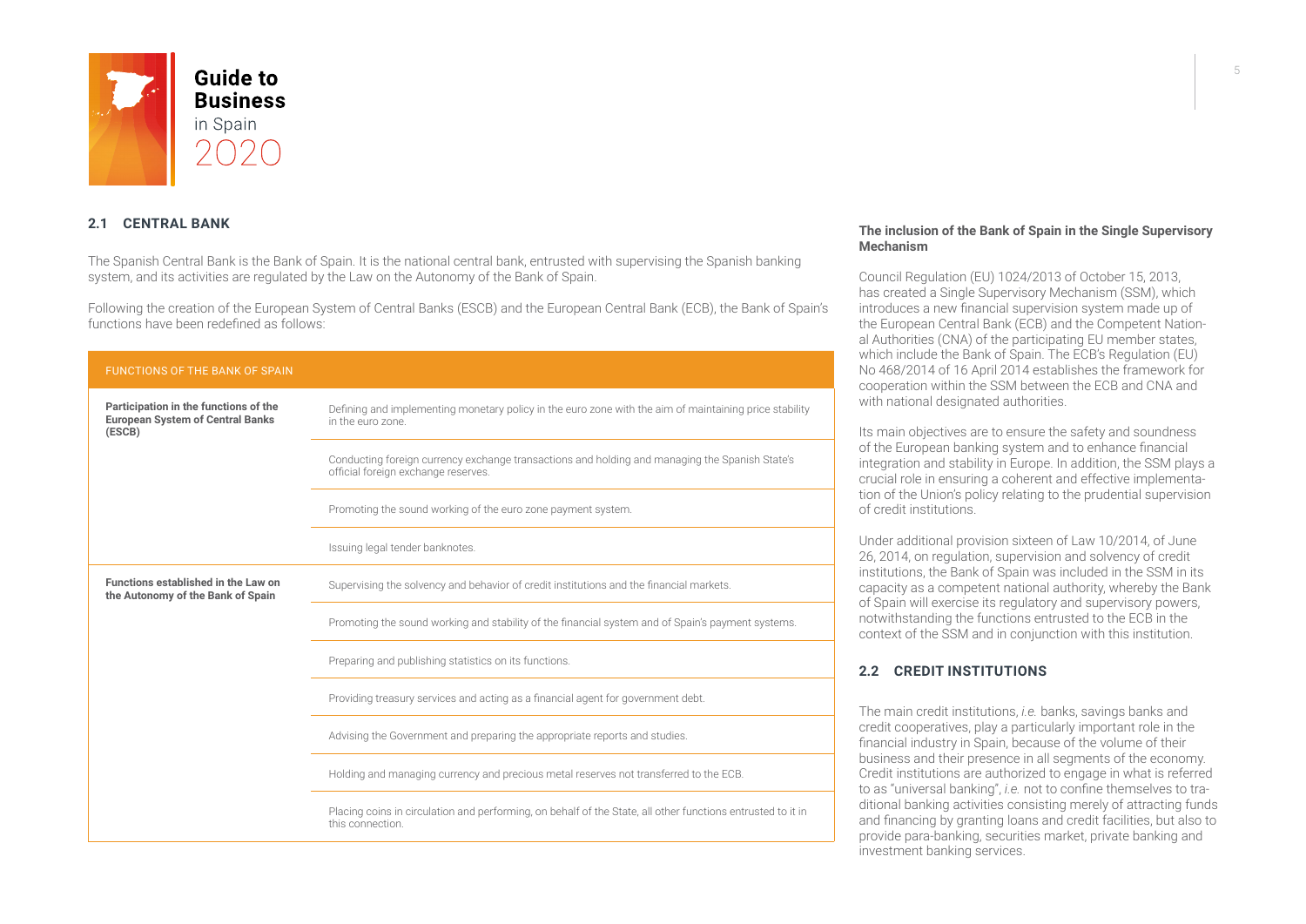## 2.1 CENTRAL BANK

The Spanish Central Bank is the Bank of Spain. It is the national central bank, entrusted with supervising the Spanish banking system, and its activities are regulated by the Law on the Autonomy of the Bank of Spain.

Following the creation of the European System of Central Banks (ESCB) and the European Central Bank (ECB), the Bank of Spain's functions have been redefined as follows:

| FUNCTIONS OF THE BANK OF SPAIN | |
|---|---|
| **Participation in the functions of the European System of Central Banks (ESCB)** | Defining and implementing monetary policy in the euro zone with the aim of maintaining price stability in the euro zone. |
| | Conducting foreign currency exchange transactions and holding and managing the Spanish State's official foreign exchange reserves. |
| | Promoting the sound working of the euro zone payment system. |
| | Issuing legal tender banknotes. |
| **Functions established in the Law on the Autonomy of the Bank of Spain** | Supervising the solvency and behavior of credit institutions and the financial markets. |
| | Promoting the sound working and stability of the financial system and of Spain's payment systems. |
| | Preparing and publishing statistics on its functions. |
| | Providing treasury services and acting as a financial agent for government debt. |
| | Advising the Government and preparing the appropriate reports and studies. |
| | Holding and managing currency and precious metal reserves not transferred to the ECB. |
| | Placing coins in circulation and performing, on behalf of the State, all other functions entrusted to it in this connection. |

**The inclusion of the Bank of Spain in the Single Supervisory Mechanism**

Council Regulation (EU) 1024/2013 of October 15, 2013, has created a Single Supervisory Mechanism (SSM), which introduces a new financial supervision system made up of the European Central Bank (ECB) and the Competent National Authorities (CNA) of the participating EU member states, which include the Bank of Spain. The ECB's Regulation (EU) No 468/2014 of 16 April 2014 establishes the framework for cooperation within the SSM between the ECB and CNA and with national designated authorities.

Its main objectives are to ensure the safety and soundness of the European banking system and to enhance financial integration and stability in Europe. In addition, the SSM plays a crucial role in ensuring a coherent and effective implementation of the Union's policy relating to the prudential supervision of credit institutions.

Under additional provision sixteen of Law 10/2014, of June 26, 2014, on regulation, supervision and solvency of credit institutions, the Bank of Spain was included in the SSM in its capacity as a competent national authority, whereby the Bank of Spain will exercise its regulatory and supervisory powers, notwithstanding the functions entrusted to the ECB in the context of the SSM and in conjunction with this institution.

## 2.2 CREDIT INSTITUTIONS

The main credit institutions, *i.e.* banks, savings banks and credit cooperatives, play a particularly important role in the financial industry in Spain, because of the volume of their business and their presence in all segments of the economy. Credit institutions are authorized to engage in what is referred to as "universal banking", *i.e.* not to confine themselves to traditional banking activities consisting merely of attracting funds and financing by granting loans and credit facilities, but also to provide para-banking, securities market, private banking and investment banking services.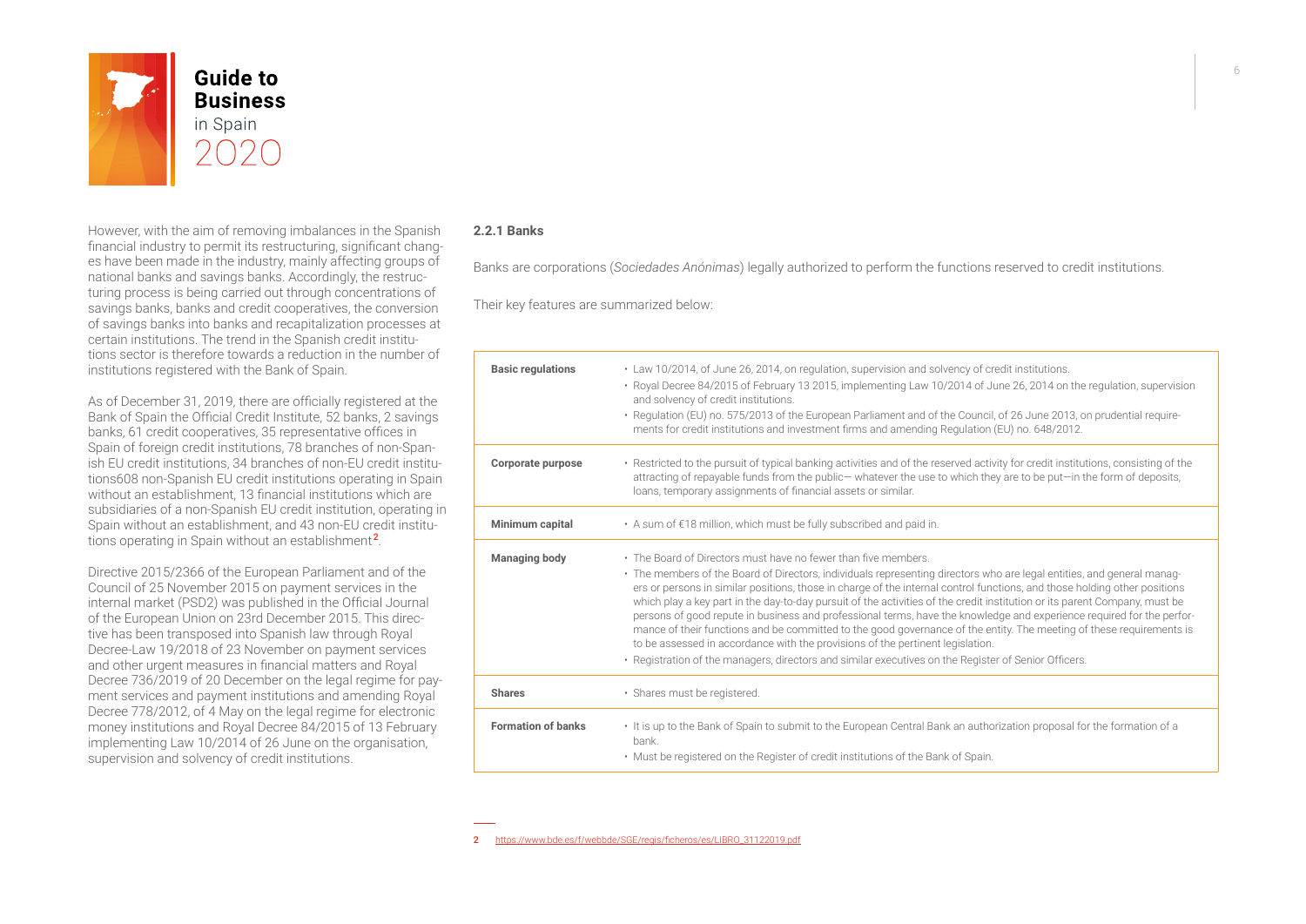However, with the aim of removing imbalances in the Spanish financial industry to permit its restructuring, significant changes have been made in the industry, mainly affecting groups of national banks and savings banks. Accordingly, the restructuring process is being carried out through concentrations of savings banks, banks and credit cooperatives, the conversion of savings banks into banks and recapitalization processes at certain institutions. The trend in the Spanish credit institutions sector is therefore towards a reduction in the number of institutions registered with the Bank of Spain.

As of December 31, 2019, there are officially registered at the Bank of Spain the Official Credit Institute, 52 banks, 2 savings banks, 61 credit cooperatives, 35 representative offices in Spain of foreign credit institutions, 78 branches of non-Spanish EU credit institutions, 34 branches of non-EU credit institutions608 non-Spanish EU credit institutions operating in Spain without an establishment, 13 financial institutions which are subsidiaries of a non-Spanish EU credit institution, operating in Spain without an establishment, and 43 non-EU credit institutions operating in Spain without an establishment[2].

Directive 2015/2366 of the European Parliament and of the Council of 25 November 2015 on payment services in the internal market (PSD2) was published in the Official Journal of the European Union on 23rd December 2015. This directive has been transposed into Spanish law through Royal Decree-Law 19/2018 of 23 November on payment services and other urgent measures in financial matters and Royal Decree 736/2019 of 20 December on the legal regime for payment services and payment institutions and amending Royal Decree 778/2012, of 4 May on the legal regime for electronic money institutions and Royal Decree 84/2015 of 13 February implementing Law 10/2014 of 26 June on the organisation, supervision and solvency of credit institutions.

### 2.2.1 Banks

Banks are corporations (*Sociedades Anónimas*) legally authorized to perform the functions reserved to credit institutions.

Their key features are summarized below:

| | |
|---|---|
| **Basic regulations** | • Law 10/2014, of June 26, 2014, on regulation, supervision and solvency of credit institutions.<br>• Royal Decree 84/2015 of February 13 2015, implementing Law 10/2014 of June 26, 2014 on the regulation, supervision and solvency of credit institutions.<br>• Regulation (EU) no. 575/2013 of the European Parliament and of the Council, of 26 June 2013, on prudential requirements for credit institutions and investment firms and amending Regulation (EU) no. 648/2012. |
| **Corporate purpose** | • Restricted to the pursuit of typical banking activities and of the reserved activity for credit institutions, consisting of the attracting of repayable funds from the public— whatever the use to which they are to be put—in the form of deposits, loans, temporary assignments of financial assets or similar. |
| **Minimum capital** | • A sum of €18 million, which must be fully subscribed and paid in. |
| **Managing body** | • The Board of Directors must have no fewer than five members.<br>• The members of the Board of Directors, individuals representing directors who are legal entities, and general managers or persons in similar positions, those in charge of the internal control functions, and those holding other positions which play a key part in the day-to-day pursuit of the activities of the credit institution or its parent Company, must be persons of good repute in business and professional terms, have the knowledge and experience required for the performance of their functions and be committed to the good governance of the entity. The meeting of these requirements is to be assessed in accordance with the provisions of the pertinent legislation.<br>• Registration of the managers, directors and similar executives on the Register of Senior Officers. |
| **Shares** | • Shares must be registered. |
| **Formation of banks** | • It is up to the Bank of Spain to submit to the European Central Bank an authorization proposal for the formation of a bank.<br>• Must be registered on the Register of credit institutions of the Bank of Spain. |

2 https://www.bde.es/f/webbde/SGE/regis/ficheros/es/LIBRO_31122019.pdf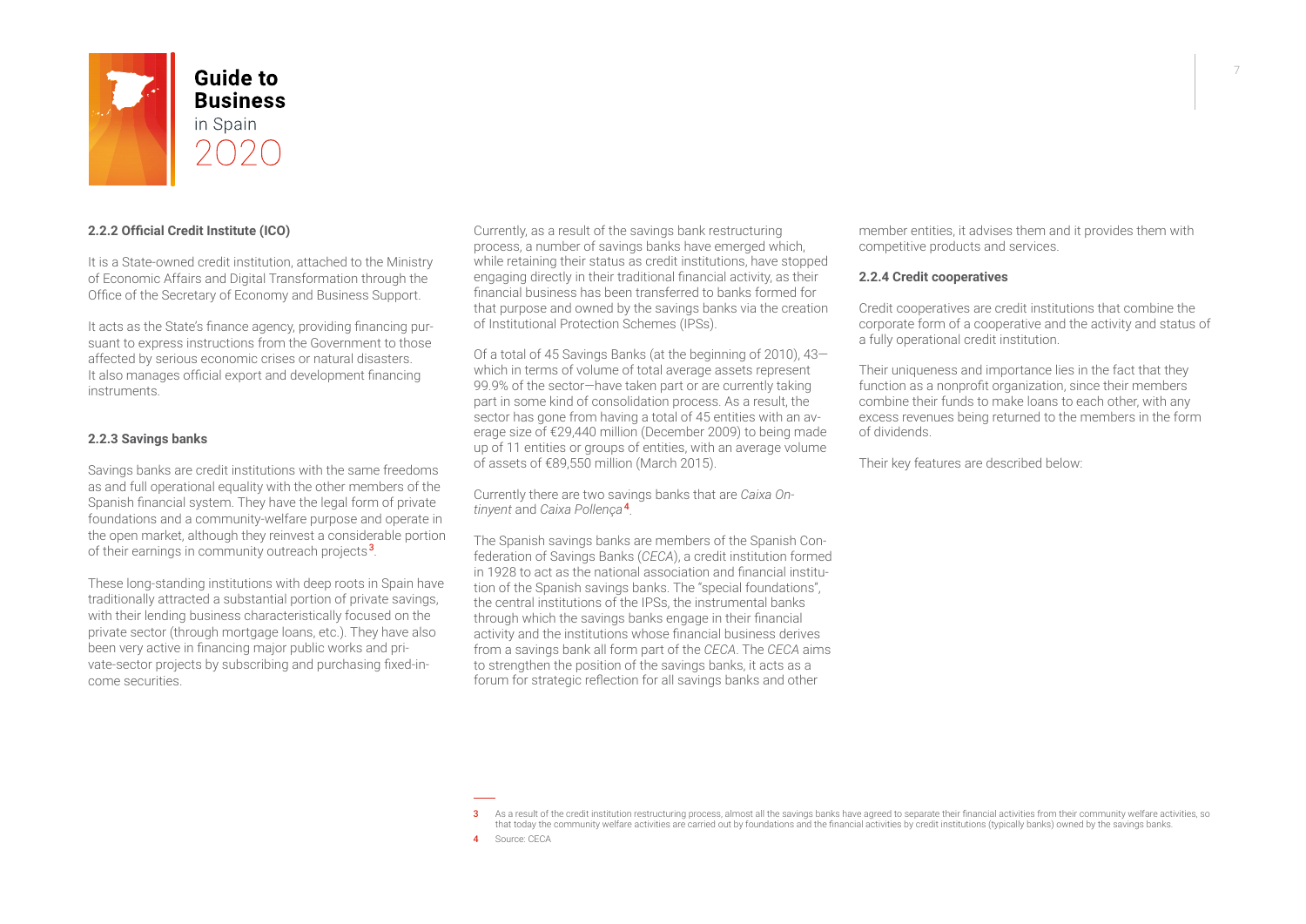### 2.2.2 Official Credit Institute (ICO)

It is a State-owned credit institution, attached to the Ministry of Economic Affairs and Digital Transformation through the Office of the Secretary of Economy and Business Support.

It acts as the State's finance agency, providing financing pursuant to express instructions from the Government to those affected by serious economic crises or natural disasters. It also manages official export and development financing instruments.

### 2.2.3 Savings banks

Savings banks are credit institutions with the same freedoms as and full operational equality with the other members of the Spanish financial system. They have the legal form of private foundations and a community-welfare purpose and operate in the open market, although they reinvest a considerable portion of their earnings in community outreach projects[3].

These long-standing institutions with deep roots in Spain have traditionally attracted a substantial portion of private savings, with their lending business characteristically focused on the private sector (through mortgage loans, etc.). They have also been very active in financing major public works and private-sector projects by subscribing and purchasing fixed-income securities.

Currently, as a result of the savings bank restructuring process, a number of savings banks have emerged which, while retaining their status as credit institutions, have stopped engaging directly in their traditional financial activity, as their financial business has been transferred to banks formed for that purpose and owned by the savings banks via the creation of Institutional Protection Schemes (IPSs).

Of a total of 45 Savings Banks (at the beginning of 2010), 43—which in terms of volume of total average assets represent 99.9% of the sector—have taken part or are currently taking part in some kind of consolidation process. As a result, the sector has gone from having a total of 45 entities with an average size of €29,440 million (December 2009) to being made up of 11 entities or groups of entities, with an average volume of assets of €89,550 million (March 2015).

Currently there are two savings banks that are *Caixa Ontinyent* and *Caixa Pollença*[4].

The Spanish savings banks are members of the Spanish Confederation of Savings Banks (*CECA*), a credit institution formed in 1928 to act as the national association and financial institution of the Spanish savings banks. The "special foundations", the central institutions of the IPSs, the instrumental banks through which the savings banks engage in their financial activity and the institutions whose financial business derives from a savings bank all form part of the *CECA*. The *CECA* aims to strengthen the position of the savings banks, it acts as a forum for strategic reflection for all savings banks and other member entities, it advises them and it provides them with competitive products and services.

### 2.2.4 Credit cooperatives

Credit cooperatives are credit institutions that combine the corporate form of a cooperative and the activity and status of a fully operational credit institution.

Their uniqueness and importance lies in the fact that they function as a nonprofit organization, since their members combine their funds to make loans to each other, with any excess revenues being returned to the members in the form of dividends.

Their key features are described below:

---

[3] As a result of the credit institution restructuring process, almost all the savings banks have agreed to separate their financial activities from their community welfare activities, so that today the community welfare activities are carried out by foundations and the financial activities by credit institutions (typically banks) owned by the savings banks.

[4] Source: CECA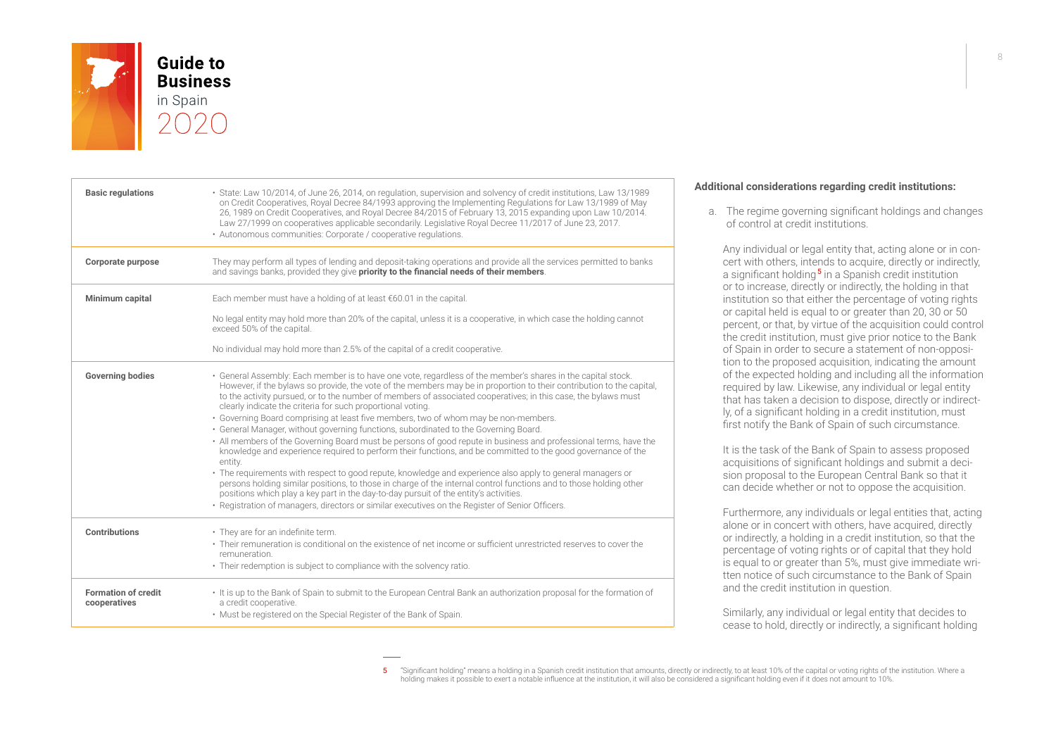| Basic regulations | • State: Law 10/2014, of June 26, 2014, on regulation, supervision and solvency of credit institutions, Law 13/1989 on Credit Cooperatives, Royal Decree 84/1993 approving the Implementing Regulations for Law 13/1989 of May 26, 1989 on Credit Cooperatives, and Royal Decree 84/2015 of February 13, 2015 expanding upon Law 10/2014. Law 27/1999 on cooperatives applicable secondarily. Legislative Royal Decree 11/2017 of June 23, 2017.<br>• Autonomous communities: Corporate / cooperative regulations. |
|---|---|
| Corporate purpose | They may perform all types of lending and deposit-taking operations and provide all the services permitted to banks and savings banks, provided they give **priority to the financial needs of their members**. |
| Minimum capital | Each member must have a holding of at least €60.01 in the capital.<br><br>No legal entity may hold more than 20% of the capital, unless it is a cooperative, in which case the holding cannot exceed 50% of the capital.<br><br>No individual may hold more than 2.5% of the capital of a credit cooperative. |
| Governing bodies | • General Assembly: Each member is to have one vote, regardless of the member's shares in the capital stock. However, if the bylaws so provide, the vote of the members may be in proportion to their contribution to the capital, to the activity pursued, or to the number of members of associated cooperatives; in this case, the bylaws must clearly indicate the criteria for such proportional voting.<br>• Governing Board comprising at least five members, two of whom may be non-members.<br>• General Manager, without governing functions, subordinated to the Governing Board.<br>• All members of the Governing Board must be persons of good repute in business and professional terms, have the knowledge and experience required to perform their functions, and be committed to the good governance of the entity.<br>• The requirements with respect to good repute, knowledge and experience also apply to general managers or persons holding similar positions, to those in charge of the internal control functions and to those holding other positions which play a key part in the day-to-day pursuit of the entity's activities.<br>• Registration of managers, directors or similar executives on the Register of Senior Officers. |
| Contributions | • They are for an indefinite term.<br>• Their remuneration is conditional on the existence of net income or sufficient unrestricted reserves to cover the remuneration.<br>• Their redemption is subject to compliance with the solvency ratio. |
| Formation of credit cooperatives | • It is up to the Bank of Spain to submit to the European Central Bank an authorization proposal for the formation of a credit cooperative.<br>• Must be registered on the Special Register of the Bank of Spain. |

**Additional considerations regarding credit institutions:**

a. The regime governing significant holdings and changes of control at credit institutions.

Any individual or legal entity that, acting alone or in concert with others, intends to acquire, directly or indirectly, a significant holding[5] in a Spanish credit institution or to increase, directly or indirectly, the holding in that institution so that either the percentage of voting rights or capital held is equal to or greater than 20, 30 or 50 percent, or that, by virtue of the acquisition could control the credit institution, must give prior notice to the Bank of Spain in order to secure a statement of non-opposition to the proposed acquisition, indicating the amount of the expected holding and including all the information required by law. Likewise, any individual or legal entity that has taken a decision to dispose, directly or indirectly, of a significant holding in a credit institution, must first notify the Bank of Spain of such circumstance.

It is the task of the Bank of Spain to assess proposed acquisitions of significant holdings and submit a decision proposal to the European Central Bank so that it can decide whether or not to oppose the acquisition.

Furthermore, any individuals or legal entities that, acting alone or in concert with others, have acquired, directly or indirectly, a holding in a credit institution, so that the percentage of voting rights or of capital that they hold is equal to or greater than 5%, must give immediate written notice of such circumstance to the Bank of Spain and the credit institution in question.

Similarly, any individual or legal entity that decides to cease to hold, directly or indirectly, a significant holding

5 "Significant holding" means a holding in a Spanish credit institution that amounts, directly or indirectly, to at least 10% of the capital or voting rights of the institution. Where a holding makes it possible to exert a notable influence at the institution, it will also be considered a significant holding even if it does not amount to 10%.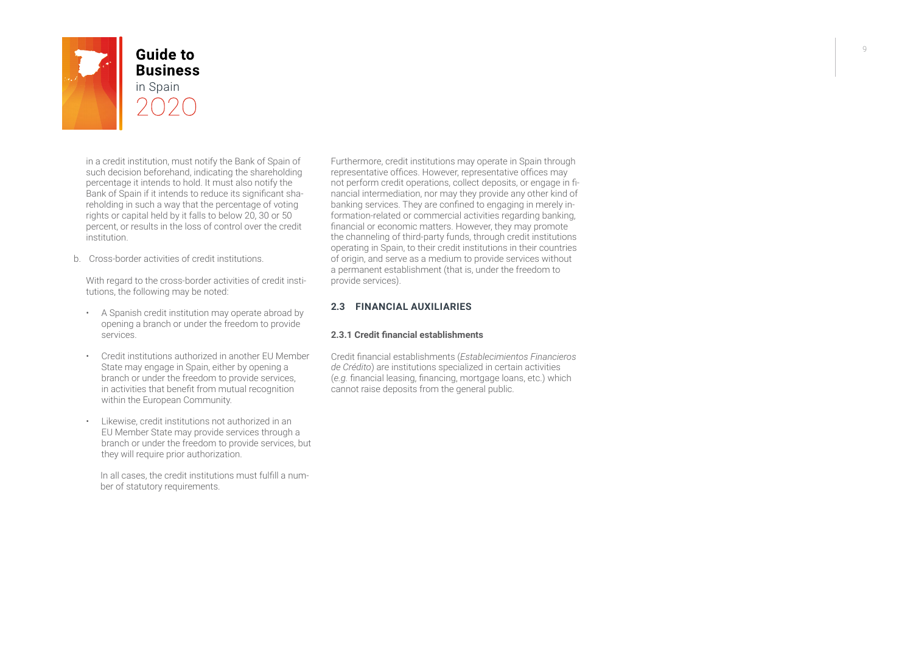in a credit institution, must notify the Bank of Spain of such decision beforehand, indicating the shareholding percentage it intends to hold. It must also notify the Bank of Spain if it intends to reduce its significant shareholding in such a way that the percentage of voting rights or capital held by it falls to below 20, 30 or 50 percent, or results in the loss of control over the credit institution.

b. Cross-border activities of credit institutions.

With regard to the cross-border activities of credit institutions, the following may be noted:

- A Spanish credit institution may operate abroad by opening a branch or under the freedom to provide services.
- Credit institutions authorized in another EU Member State may engage in Spain, either by opening a branch or under the freedom to provide services, in activities that benefit from mutual recognition within the European Community.
- Likewise, credit institutions not authorized in an EU Member State may provide services through a branch or under the freedom to provide services, but they will require prior authorization.

In all cases, the credit institutions must fulfill a number of statutory requirements.

Furthermore, credit institutions may operate in Spain through representative offices. However, representative offices may not perform credit operations, collect deposits, or engage in financial intermediation, nor may they provide any other kind of banking services. They are confined to engaging in merely information-related or commercial activities regarding banking, financial or economic matters. However, they may promote the channeling of third-party funds, through credit institutions operating in Spain, to their credit institutions in their countries of origin, and serve as a medium to provide services without a permanent establishment (that is, under the freedom to provide services).

## 2.3 FINANCIAL AUXILIARIES

### 2.3.1 Credit financial establishments

Credit financial establishments (*Establecimientos Financieros de Crédito*) are institutions specialized in certain activities (*e.g.* financial leasing, financing, mortgage loans, etc.) which cannot raise deposits from the general public.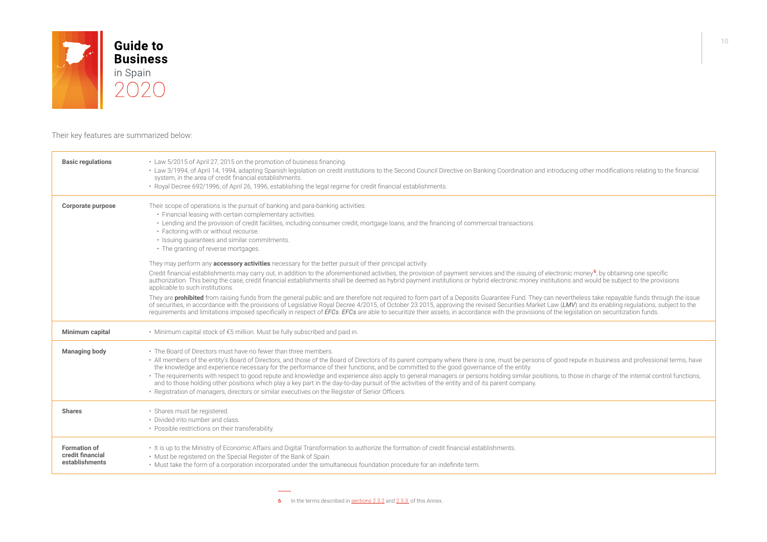Their key features are summarized below:

| | |
|---|---|
| **Basic regulations** | • Law 5/2015 of April 27, 2015 on the promotion of business financing.<br>• Law 3/1994, of April 14, 1994, adapting Spanish legislation on credit institutions to the Second Council Directive on Banking Coordination and introducing other modifications relating to the financial system, in the area of credit financial establishments.<br>• Royal Decree 692/1996, of April 26, 1996, establishing the legal regime for credit financial establishments. |
| **Corporate purpose** | Their scope of operations is the pursuit of banking and para-banking activities:<br>• Financial leasing with certain complementary activities.<br>• Lending and the provision of credit facilities, including consumer credit, mortgage loans, and the financing of commercial transactions.<br>• Factoring with or without recourse.<br>• Issuing guarantees and similar commitments.<br>• The granting of reverse mortgages.<br>They may perform any **accessory activities** necessary for the better pursuit of their principal activity.<br>Credit financial establishments may carry out, in addition to the aforementioned activities, the provision of payment services and the issuing of electronic money[6], by obtaining one specific authorization. This being the case, credit financial establishments shall be deemed as hybrid payment institutions or hybrid electronic money institutions and would be subject to the provisions applicable to such institutions.<br>They are **prohibited** from raising funds from the general public and are therefore not required to form part of a Deposits Guarantee Fund. They can nevertheless take repayable funds through the issue of securities, in accordance with the provisions of Legislative Royal Decree 4/2015, of October 23 2015, approving the revised Securities Market Law (*LMV*) and its enabling regulations, subject to the requirements and limitations imposed specifically in respect of *EFCs*. *EFCs* are able to securitize their assets, in accordance with the provisions of the legislation on securitization funds. |
| **Minimum capital** | • Minimum capital stock of €5 million. Must be fully subscribed and paid in. |
| **Managing body** | • The Board of Directors must have no fewer than three members.<br>• All members of the entity's Board of Directors, and those of the Board of Directors of its parent company where there is one, must be persons of good repute in business and professional terms, have the knowledge and experience necessary for the performance of their functions, and be committed to the good governance of the entity.<br>• The requirements with respect to good repute and knowledge and experience also apply to general managers or persons holding similar positions, to those in charge of the internal control functions, and to those holding other positions which play a key part in the day-to-day pursuit of the activities of the entity and of its parent company.<br>• Registration of managers, directors or similar executives on the Register of Senior Officers. |
| **Shares** | • Shares must be registered.<br>• Divided into number and class.<br>• Possible restrictions on their transferability. |
| **Formation of credit financial establishments** | • It is up to the Ministry of Economic Affairs and Digital Transformation to authorize the formation of credit financial establishments.<br>• Must be registered on the Special Register of the Bank of Spain.<br>• Must take the form of a corporation incorporated under the simultaneous foundation procedure for an indefinite term. |

6 In the terms described in sections 2.3.2 and 2.3.3. of this Annex..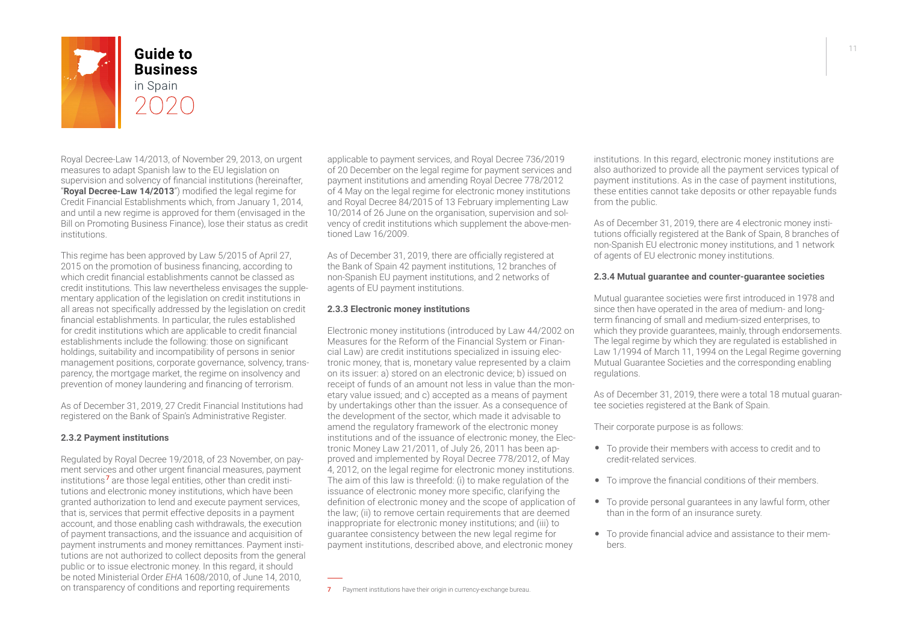Royal Decree-Law 14/2013, of November 29, 2013, on urgent measures to adapt Spanish law to the EU legislation on supervision and solvency of financial institutions (hereinafter, "**Royal Decree-Law 14/2013**") modified the legal regime for Credit Financial Establishments which, from January 1, 2014, and until a new regime is approved for them (envisaged in the Bill on Promoting Business Finance), lose their status as credit institutions.

This regime has been approved by Law 5/2015 of April 27, 2015 on the promotion of business financing, according to which credit financial establishments cannot be classed as credit institutions. This law nevertheless envisages the supplementary application of the legislation on credit institutions in all areas not specifically addressed by the legislation on credit financial establishments. In particular, the rules established for credit institutions which are applicable to credit financial establishments include the following: those on significant holdings, suitability and incompatibility of persons in senior management positions, corporate governance, solvency, transparency, the mortgage market, the regime on insolvency and prevention of money laundering and financing of terrorism.

As of December 31, 2019, 27 Credit Financial Institutions had registered on the Bank of Spain's Administrative Register.

#### 2.3.2 Payment institutions

Regulated by Royal Decree 19/2018, of 23 November, on payment services and other urgent financial measures, payment institutions[7] are those legal entities, other than credit institutions and electronic money institutions, which have been granted authorization to lend and execute payment services, that is, services that permit effective deposits in a payment account, and those enabling cash withdrawals, the execution of payment transactions, and the issuance and acquisition of payment instruments and money remittances. Payment institutions are not authorized to collect deposits from the general public or to issue electronic money. In this regard, it should be noted Ministerial Order *EHA* 1608/2010, of June 14, 2010, on transparency of conditions and reporting requirements applicable to payment services, and Royal Decree 736/2019 of 20 December on the legal regime for payment services and payment institutions and amending Royal Decree 778/2012 of 4 May on the legal regime for electronic money institutions and Royal Decree 84/2015 of 13 February implementing Law 10/2014 of 26 June on the organisation, supervision and solvency of credit institutions which supplement the above-mentioned Law 16/2009.

As of December 31, 2019, there are officially registered at the Bank of Spain 42 payment institutions, 12 branches of non-Spanish EU payment institutions, and 2 networks of agents of EU payment institutions.

#### 2.3.3 Electronic money institutions

Electronic money institutions (introduced by Law 44/2002 on Measures for the Reform of the Financial System or Financial Law) are credit institutions specialized in issuing electronic money, that is, monetary value represented by a claim on its issuer: a) stored on an electronic device; b) issued on receipt of funds of an amount not less in value than the monetary value issued; and c) accepted as a means of payment by undertakings other than the issuer. As a consequence of the development of the sector, which made it advisable to amend the regulatory framework of the electronic money institutions and of the issuance of electronic money, the Electronic Money Law 21/2011, of July 26, 2011 has been approved and implemented by Royal Decree 778/2012, of May 4, 2012, on the legal regime for electronic money institutions. The aim of this law is threefold: (i) to make regulation of the issuance of electronic money more specific, clarifying the definition of electronic money and the scope of application of the law; (ii) to remove certain requirements that are deemed inappropriate for electronic money institutions; and (iii) to guarantee consistency between the new legal regime for payment institutions, described above, and electronic money institutions. In this regard, electronic money institutions are also authorized to provide all the payment services typical of payment institutions. As in the case of payment institutions, these entities cannot take deposits or other repayable funds from the public.

As of December 31, 2019, there are 4 electronic money institutions officially registered at the Bank of Spain, 8 branches of non-Spanish EU electronic money institutions, and 1 network of agents of EU electronic money institutions.

#### 2.3.4 Mutual guarantee and counter-guarantee societies

Mutual guarantee societies were first introduced in 1978 and since then have operated in the area of medium- and long-term financing of small and medium-sized enterprises, to which they provide guarantees, mainly, through endorsements. The legal regime by which they are regulated is established in Law 1/1994 of March 11, 1994 on the Legal Regime governing Mutual Guarantee Societies and the corresponding enabling regulations.

As of December 31, 2019, there were a total 18 mutual guarantee societies registered at the Bank of Spain.

Their corporate purpose is as follows:

- To provide their members with access to credit and to credit-related services.
- To improve the financial conditions of their members.
- To provide personal guarantees in any lawful form, other than in the form of an insurance surety.
- To provide financial advice and assistance to their members.

---

7 Payment institutions have their origin in currency-exchange bureau.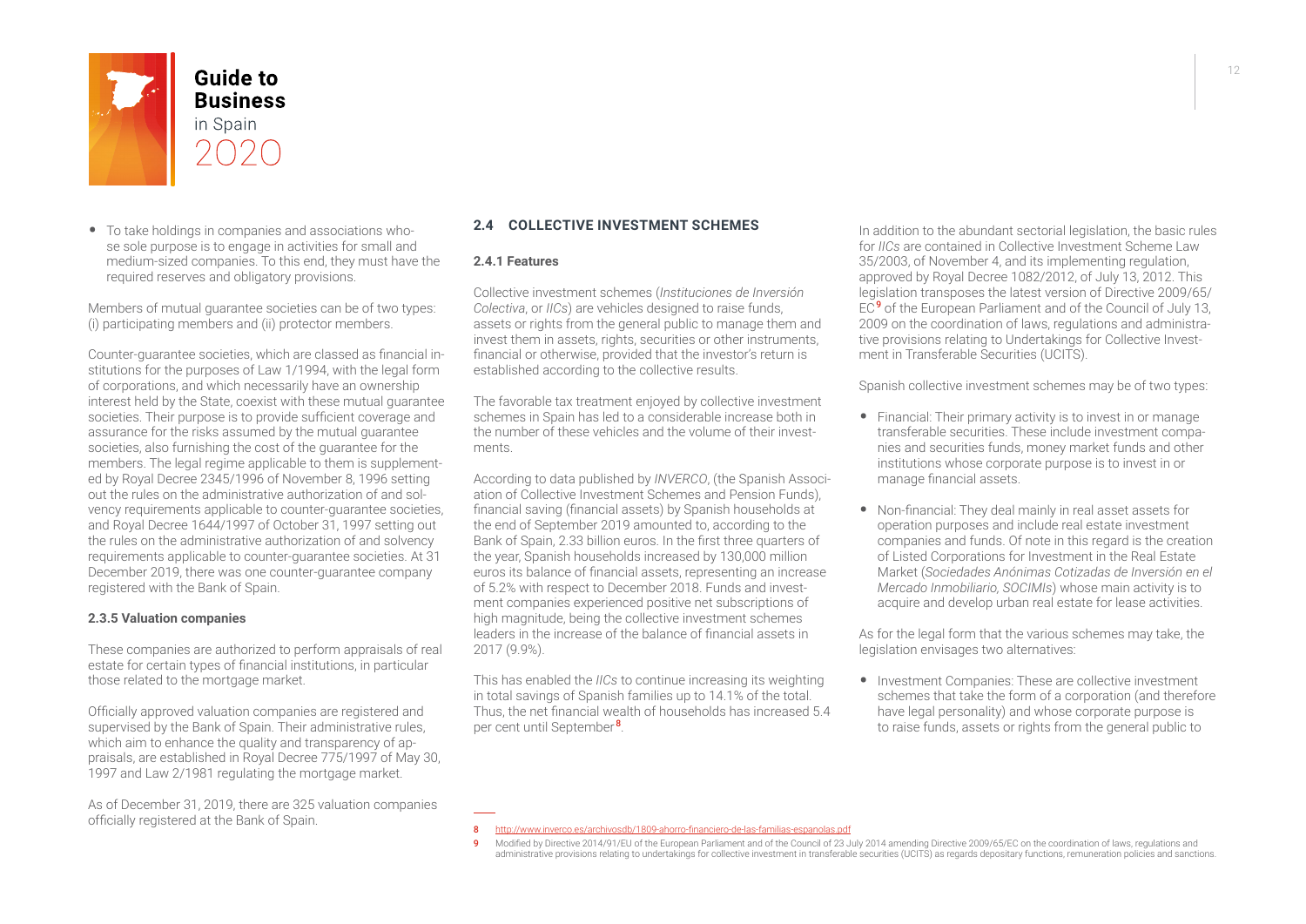- To take holdings in companies and associations whose sole purpose is to engage in activities for small and medium-sized companies. To this end, they must have the required reserves and obligatory provisions.

Members of mutual guarantee societies can be of two types: (i) participating members and (ii) protector members.

Counter-guarantee societies, which are classed as financial institutions for the purposes of Law 1/1994, with the legal form of corporations, and which necessarily have an ownership interest held by the State, coexist with these mutual guarantee societies. Their purpose is to provide sufficient coverage and assurance for the risks assumed by the mutual guarantee societies, also furnishing the cost of the guarantee for the members. The legal regime applicable to them is supplemented by Royal Decree 2345/1996 of November 8, 1996 setting out the rules on the administrative authorization of and solvency requirements applicable to counter-guarantee societies, and Royal Decree 1644/1997 of October 31, 1997 setting out the rules on the administrative authorization of and solvency requirements applicable to counter-guarantee societies. At 31 December 2019, there was one counter-guarantee company registered with the Bank of Spain.

#### 2.3.5 Valuation companies

These companies are authorized to perform appraisals of real estate for certain types of financial institutions, in particular those related to the mortgage market.

Officially approved valuation companies are registered and supervised by the Bank of Spain. Their administrative rules, which aim to enhance the quality and transparency of appraisals, are established in Royal Decree 775/1997 of May 30, 1997 and Law 2/1981 regulating the mortgage market.

As of December 31, 2019, there are 325 valuation companies officially registered at the Bank of Spain.

### 2.4 COLLECTIVE INVESTMENT SCHEMES

#### 2.4.1 Features

Collective investment schemes (*Instituciones de Inversión Colectiva*, or *IICs*) are vehicles designed to raise funds, assets or rights from the general public to manage them and invest them in assets, rights, securities or other instruments, financial or otherwise, provided that the investor's return is established according to the collective results.

The favorable tax treatment enjoyed by collective investment schemes in Spain has led to a considerable increase both in the number of these vehicles and the volume of their investments.

According to data published by *INVERCO*, (the Spanish Association of Collective Investment Schemes and Pension Funds), financial saving (financial assets) by Spanish households at the end of September 2019 amounted to, according to the Bank of Spain, 2.33 billion euros. In the first three quarters of the year, Spanish households increased by 130,000 million euros its balance of financial assets, representing an increase of 5.2% with respect to December 2018. Funds and investment companies experienced positive net subscriptions of high magnitude, being the collective investment schemes leaders in the increase of the balance of financial assets in 2017 (9.9%).

This has enabled the *IICs* to continue increasing its weighting in total savings of Spanish families up to 14.1% of the total. Thus, the net financial wealth of households has increased 5.4 per cent until September[8].

In addition to the abundant sectorial legislation, the basic rules for *IICs* are contained in Collective Investment Scheme Law 35/2003, of November 4, and its implementing regulation, approved by Royal Decree 1082/2012, of July 13, 2012. This legislation transposes the latest version of Directive 2009/65/EC[9] of the European Parliament and of the Council of July 13, 2009 on the coordination of laws, regulations and administrative provisions relating to Undertakings for Collective Investment in Transferable Securities (UCITS).

Spanish collective investment schemes may be of two types:

- Financial: Their primary activity is to invest in or manage transferable securities. These include investment companies and securities funds, money market funds and other institutions whose corporate purpose is to invest in or manage financial assets.
- Non-financial: They deal mainly in real asset assets for operation purposes and include real estate investment companies and funds. Of note in this regard is the creation of Listed Corporations for Investment in the Real Estate Market (*Sociedades Anónimas Cotizadas de Inversión en el Mercado Inmobiliario, SOCIMIs*) whose main activity is to acquire and develop urban real estate for lease activities.

As for the legal form that the various schemes may take, the legislation envisages two alternatives:

- Investment Companies: These are collective investment schemes that take the form of a corporation (and therefore have legal personality) and whose corporate purpose is to raise funds, assets or rights from the general public to

---

8 http://www.inverco.es/archivosdb/1809-ahorro-financiero-de-las-familias-espanolas.pdf

9 Modified by Directive 2014/91/EU of the European Parliament and of the Council of 23 July 2014 amending Directive 2009/65/EC on the coordination of laws, regulations and administrative provisions relating to undertakings for collective investment in transferable securities (UCITS) as regards depositary functions, remuneration policies and sanctions.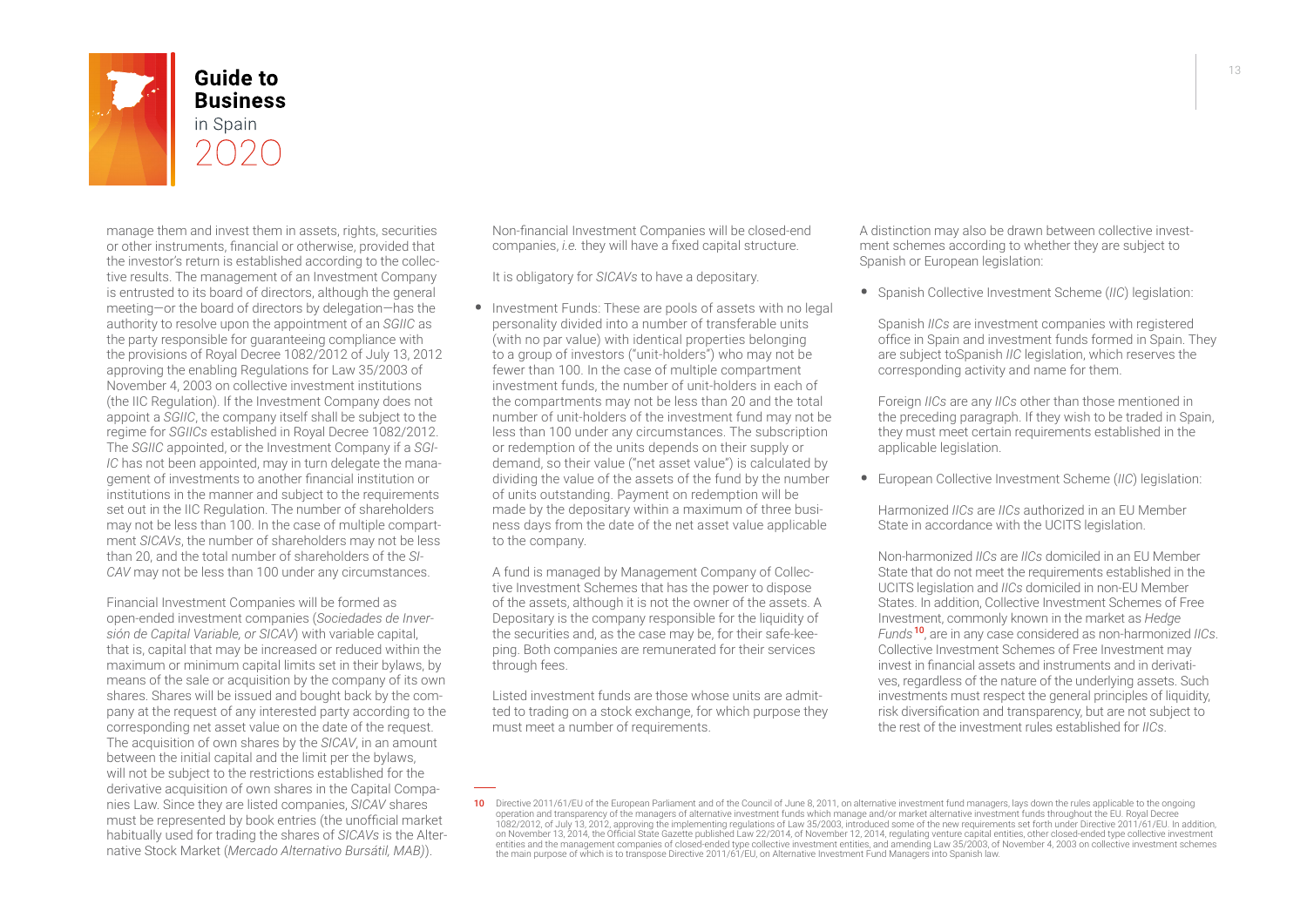manage them and invest them in assets, rights, securities or other instruments, financial or otherwise, provided that the investor's return is established according to the collective results. The management of an Investment Company is entrusted to its board of directors, although the general meeting—or the board of directors by delegation—has the authority to resolve upon the appointment of an *SGIIC* as the party responsible for guaranteeing compliance with the provisions of Royal Decree 1082/2012 of July 13, 2012 approving the enabling Regulations for Law 35/2003 of November 4, 2003 on collective investment institutions (the IIC Regulation). If the Investment Company does not appoint a *SGIIC*, the company itself shall be subject to the regime for *SGIICs* established in Royal Decree 1082/2012. The *SGIIC* appointed, or the Investment Company if a *SGIIC* has not been appointed, may in turn delegate the management of investments to another financial institution or institutions in the manner and subject to the requirements set out in the IIC Regulation. The number of shareholders may not be less than 100. In the case of multiple compartment *SICAVs*, the number of shareholders may not be less than 20, and the total number of shareholders of the *SICAV* may not be less than 100 under any circumstances.

Financial Investment Companies will be formed as open-ended investment companies (*Sociedades de Inversión de Capital Variable, or SICAV*) with variable capital, that is, capital that may be increased or reduced within the maximum or minimum capital limits set in their bylaws, by means of the sale or acquisition by the company of its own shares. Shares will be issued and bought back by the company at the request of any interested party according to the corresponding net asset value on the date of the request. The acquisition of own shares by the *SICAV*, in an amount between the initial capital and the limit per the bylaws, will not be subject to the restrictions established for the derivative acquisition of own shares in the Capital Companies Law. Since they are listed companies, *SICAV* shares must be represented by book entries (the unofficial market habitually used for trading the shares of *SICAVs* is the Alternative Stock Market (*Mercado Alternativo Bursátil, MAB*)).

Non-financial Investment Companies will be closed-end companies, *i.e.* they will have a fixed capital structure.

It is obligatory for *SICAVs* to have a depositary.

- Investment Funds: These are pools of assets with no legal personality divided into a number of transferable units (with no par value) with identical properties belonging to a group of investors ("unit-holders") who may not be fewer than 100. In the case of multiple compartment investment funds, the number of unit-holders in each of the compartments may not be less than 20 and the total number of unit-holders of the investment fund may not be less than 100 under any circumstances. The subscription or redemption of the units depends on their supply or demand, so their value ("net asset value") is calculated by dividing the value of the assets of the fund by the number of units outstanding. Payment on redemption will be made by the depositary within a maximum of three business days from the date of the net asset value applicable to the company.

  A fund is managed by Management Company of Collective Investment Schemes that has the power to dispose of the assets, although it is not the owner of the assets. A Depositary is the company responsible for the liquidity of the securities and, as the case may be, for their safe-keeping. Both companies are remunerated for their services through fees.

  Listed investment funds are those whose units are admitted to trading on a stock exchange, for which purpose they must meet a number of requirements.

A distinction may also be drawn between collective investment schemes according to whether they are subject to Spanish or European legislation:

- Spanish Collective Investment Scheme (*IIC*) legislation:

  Spanish *IICs* are investment companies with registered office in Spain and investment funds formed in Spain. They are subject toSpanish *IIC* legislation, which reserves the corresponding activity and name for them.

  Foreign *IICs* are any *IICs* other than those mentioned in the preceding paragraph. If they wish to be traded in Spain, they must meet certain requirements established in the applicable legislation.

- European Collective Investment Scheme (*IIC*) legislation:

  Harmonized *IICs* are *IICs* authorized in an EU Member State in accordance with the UCITS legislation.

  Non-harmonized *IICs* are *IICs* domiciled in an EU Member State that do not meet the requirements established in the UCITS legislation and *IICs* domiciled in non-EU Member States. In addition, Collective Investment Schemes of Free Investment, commonly known in the market as *Hedge Funds*[10], are in any case considered as non-harmonized *IICs*. Collective Investment Schemes of Free Investment may invest in financial assets and instruments and in derivatives, regardless of the nature of the underlying assets. Such investments must respect the general principles of liquidity, risk diversification and transparency, but are not subject to the rest of the investment rules established for *IICs*.

---

10 Directive 2011/61/EU of the European Parliament and of the Council of June 8, 2011, on alternative investment fund managers, lays down the rules applicable to the ongoing operation and transparency of the managers of alternative investment funds which manage and/or market alternative investment funds throughout the EU. Royal Decree 1082/2012, of July 13, 2012, approving the implementing regulations of Law 35/2003, introduced some of the new requirements set forth under Directive 2011/61/EU. In addition, on November 13, 2014, the Official State Gazette published Law 22/2014, of November 12, 2014, regulating venture capital entities, other closed-ended type collective investment entities and the management companies of closed-ended type collective investment entities, and amending Law 35/2003, of November 4, 2003 on collective investment schemes the main purpose of which is to transpose Directive 2011/61/EU, on Alternative Investment Fund Managers into Spanish law.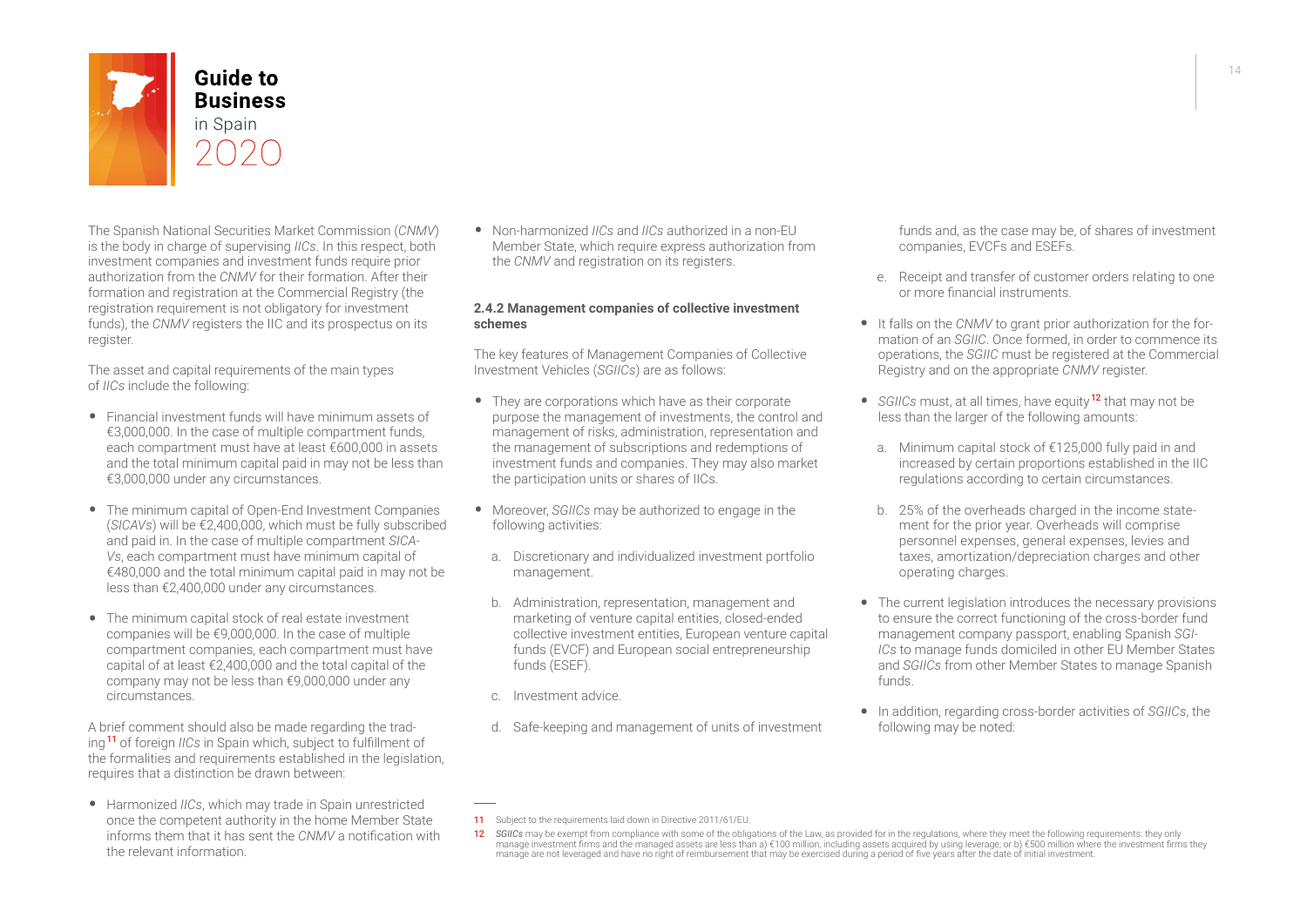The Spanish National Securities Market Commission (*CNMV*) is the body in charge of supervising *IICs*. In this respect, both investment companies and investment funds require prior authorization from the *CNMV* for their formation. After their formation and registration at the Commercial Registry (the registration requirement is not obligatory for investment funds), the *CNMV* registers the IIC and its prospectus on its register.

The asset and capital requirements of the main types of *IICs* include the following:

- Financial investment funds will have minimum assets of €3,000,000. In the case of multiple compartment funds, each compartment must have at least €600,000 in assets and the total minimum capital paid in may not be less than €3,000,000 under any circumstances.
- The minimum capital of Open-End Investment Companies (*SICAVs*) will be €2,400,000, which must be fully subscribed and paid in. In the case of multiple compartment *SICAVs*, each compartment must have minimum capital of €480,000 and the total minimum capital paid in may not be less than €2,400,000 under any circumstances.
- The minimum capital stock of real estate investment companies will be €9,000,000. In the case of multiple compartment companies, each compartment must have capital of at least €2,400,000 and the total capital of the company may not be less than €9,000,000 under any circumstances.

A brief comment should also be made regarding the trading[11] of foreign *IICs* in Spain which, subject to fulfillment of the formalities and requirements established in the legislation, requires that a distinction be drawn between:

- Harmonized *IICs*, which may trade in Spain unrestricted once the competent authority in the home Member State informs them that it has sent the *CNMV* a notification with the relevant information.
- Non-harmonized *IICs* and *IICs* authorized in a non-EU Member State, which require express authorization from the *CNMV* and registration on its registers.

#### 2.4.2 Management companies of collective investment schemes

The key features of Management Companies of Collective Investment Vehicles (*SGIICs*) are as follows:

- They are corporations which have as their corporate purpose the management of investments, the control and management of risks, administration, representation and the management of subscriptions and redemptions of investment funds and companies. They may also market the participation units or shares of IICs.
- Moreover, *SGIICs* may be authorized to engage in the following activities:
  a. Discretionary and individualized investment portfolio management.
  b. Administration, representation, management and marketing of venture capital entities, closed-ended collective investment entities, European venture capital funds (EVCF) and European social entrepreneurship funds (ESEF).
  c. Investment advice.
  d. Safe-keeping and management of units of investment funds and, as the case may be, of shares of investment companies, EVCFs and ESEFs.
  e. Receipt and transfer of customer orders relating to one or more financial instruments.
- It falls on the *CNMV* to grant prior authorization for the formation of an *SGIIC*. Once formed, in order to commence its operations, the *SGIIC* must be registered at the Commercial Registry and on the appropriate *CNMV* register.
- *SGIICs* must, at all times, have equity[12] that may not be less than the larger of the following amounts:
  a. Minimum capital stock of €125,000 fully paid in and increased by certain proportions established in the IIC regulations according to certain circumstances.
  b. 25% of the overheads charged in the income statement for the prior year. Overheads will comprise personnel expenses, general expenses, levies and taxes, amortization/depreciation charges and other operating charges.
- The current legislation introduces the necessary provisions to ensure the correct functioning of the cross-border fund management company passport, enabling Spanish *SGIICs* to manage funds domiciled in other EU Member States and *SGIICs* from other Member States to manage Spanish funds.
- In addition, regarding cross-border activities of *SGIICs*, the following may be noted:

---

[11] Subject to the requirements laid down in Directive 2011/61/EU.

[12] *SGIICs* may be exempt from compliance with some of the obligations of the Law, as provided for in the regulations, where they meet the following requirements: they only manage investment firms and the managed assets are less than a) €100 million, including assets acquired by using leverage; or b) €500 million where the investment firms they manage are not leveraged and have no right of reimbursement that may be exercised during a period of five years after the date of initial investment.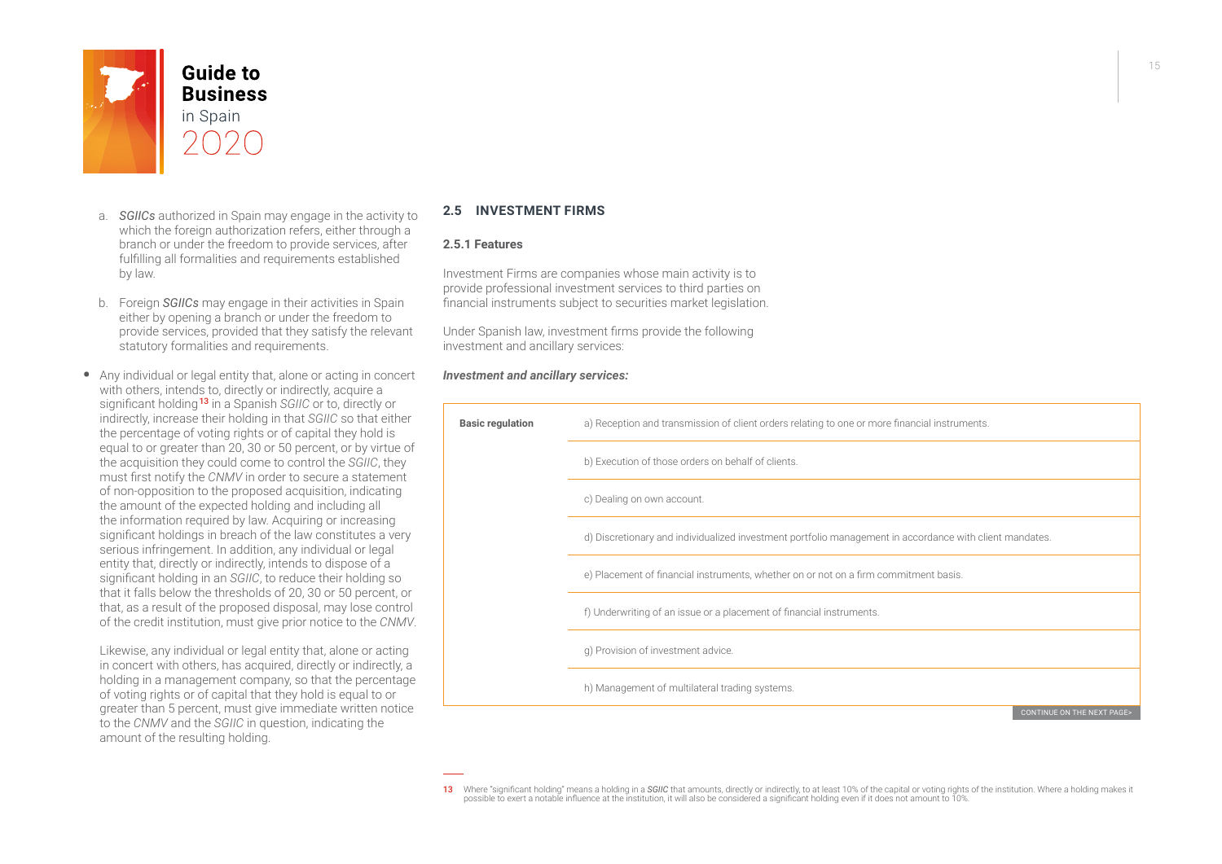a. *SGIICs* authorized in Spain may engage in the activity to which the foreign authorization refers, either through a branch or under the freedom to provide services, after fulfilling all formalities and requirements established by law.

b. Foreign ***SGIICs*** may engage in their activities in Spain either by opening a branch or under the freedom to provide services, provided that they satisfy the relevant statutory formalities and requirements.

- Any individual or legal entity that, alone or acting in concert with others, intends to, directly or indirectly, acquire a significant holding[13] in a Spanish *SGIIC* or to, directly or indirectly, increase their holding in that *SGIIC* so that either the percentage of voting rights or of capital they hold is equal to or greater than 20, 30 or 50 percent, or by virtue of the acquisition they could come to control the *SGIIC*, they must first notify the *CNMV* in order to secure a statement of non-opposition to the proposed acquisition, indicating the amount of the expected holding and including all the information required by law. Acquiring or increasing significant holdings in breach of the law constitutes a very serious infringement. In addition, any individual or legal entity that, directly or indirectly, intends to dispose of a significant holding in an *SGIIC*, to reduce their holding so that it falls below the thresholds of 20, 30 or 50 percent, or that, as a result of the proposed disposal, may lose control of the credit institution, must give prior notice to the *CNMV*.

  Likewise, any individual or legal entity that, alone or acting in concert with others, has acquired, directly or indirectly, a holding in a management company, so that the percentage of voting rights or of capital that they hold is equal to or greater than 5 percent, must give immediate written notice to the *CNMV* and the *SGIIC* in question, indicating the amount of the resulting holding.

## 2.5 INVESTMENT FIRMS

### 2.5.1 Features

Investment Firms are companies whose main activity is to provide professional investment services to third parties on financial instruments subject to securities market legislation.

Under Spanish law, investment firms provide the following investment and ancillary services:

***Investment and ancillary services:***

| | |
|---|---|
| **Basic regulation** | a) Reception and transmission of client orders relating to one or more financial instruments. |
| | b) Execution of those orders on behalf of clients. |
| | c) Dealing on own account. |
| | d) Discretionary and individualized investment portfolio management in accordance with client mandates. |
| | e) Placement of financial instruments, whether on or not on a firm commitment basis. |
| | f) Underwriting of an issue or a placement of financial instruments. |
| | g) Provision of investment advice. |
| | h) Management of multilateral trading systems. |

CONTINUE ON THE NEXT PAGE>

13 Where "significant holding" means a holding in a ***SGIIC*** that amounts, directly or indirectly, to at least 10% of the capital or voting rights of the institution. Where a holding makes it possible to exert a notable influence at the institution, it will also be considered a significant holding even if it does not amount to 10%.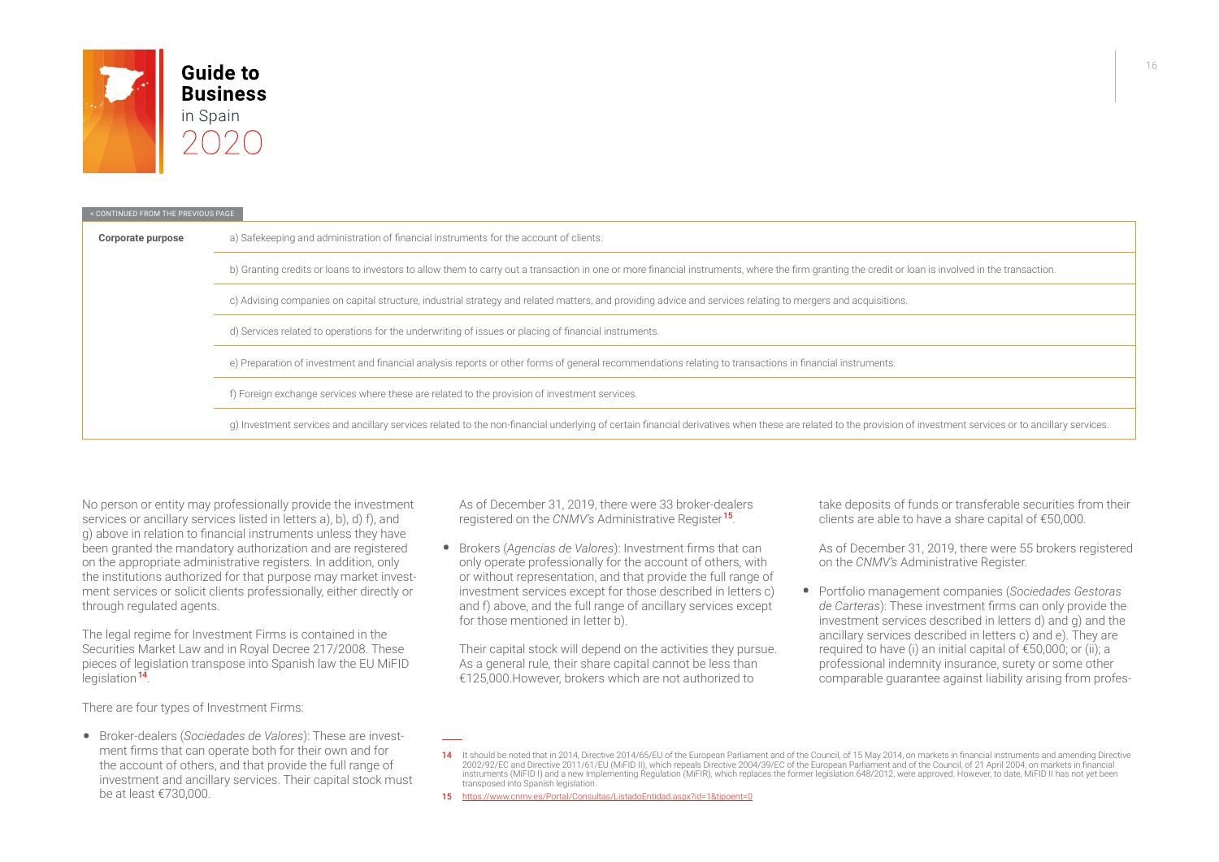< CONTINUED FROM THE PREVIOUS PAGE

| | |
|---|---|
| **Corporate purpose** | a) Safekeeping and administration of financial instruments for the account of clients. |
| | b) Granting credits or loans to investors to allow them to carry out a transaction in one or more financial instruments, where the firm granting the credit or loan is involved in the transaction. |
| | c) Advising companies on capital structure, industrial strategy and related matters, and providing advice and services relating to mergers and acquisitions. |
| | d) Services related to operations for the underwriting of issues or placing of financial instruments. |
| | e) Preparation of investment and financial analysis reports or other forms of general recommendations relating to transactions in financial instruments. |
| | f) Foreign exchange services where these are related to the provision of investment services. |
| | g) Investment services and ancillary services related to the non-financial underlying of certain financial derivatives when these are related to the provision of investment services or to ancillary services. |

No person or entity may professionally provide the investment services or ancillary services listed in letters a), b), d) f), and g) above in relation to financial instruments unless they have been granted the mandatory authorization and are registered on the appropriate administrative registers. In addition, only the institutions authorized for that purpose may market investment services or solicit clients professionally, either directly or through regulated agents.

The legal regime for Investment Firms is contained in the Securities Market Law and in Royal Decree 217/2008. These pieces of legislation transpose into Spanish law the EU MiFID legislation[14].

There are four types of Investment Firms:

- Broker-dealers (*Sociedades de Valores*): These are investment firms that can operate both for their own and for the account of others, and that provide the full range of investment and ancillary services. Their capital stock must be at least €730,000.

  As of December 31, 2019, there were 33 broker-dealers registered on the *CNMV's* Administrative Register[15].

- Brokers (*Agencias de Valores*): Investment firms that can only operate professionally for the account of others, with or without representation, and that provide the full range of investment services except for those described in letters c) and f) above, and the full range of ancillary services except for those mentioned in letter b).

  Their capital stock will depend on the activities they pursue. As a general rule, their share capital cannot be less than €125,000.However, brokers which are not authorized to take deposits of funds or transferable securities from their clients are able to have a share capital of €50,000.

  As of December 31, 2019, there were 55 brokers registered on the *CNMV's* Administrative Register.

- Portfolio management companies (*Sociedades Gestoras de Carteras*): These investment firms can only provide the investment services described in letters d) and g) and the ancillary services described in letters c) and e). They are required to have (i) an initial capital of €50,000; or (ii); a professional indemnity insurance, surety or some other comparable guarantee against liability arising from profes-

---

14 It should be noted that in 2014, Directive 2014/65/EU of the European Parliament and of the Council, of 15 May 2014, on markets in financial instruments and amending Directive 2002/92/EC and Directive 2011/61/EU (MiFID II), which repeals Directive 2004/39/EC of the European Parliament and of the Council, of 21 April 2004, on markets in financial instruments (MiFID I) and a new Implementing Regulation (MiFIR), which replaces the former legislation 648/2012, were approved. However, to date, MiFID II has not yet been transposed into Spanish legislation.

15 https://www.cnmv.es/Portal/Consultas/ListadoEntidad.aspx?id=1&tipoent=0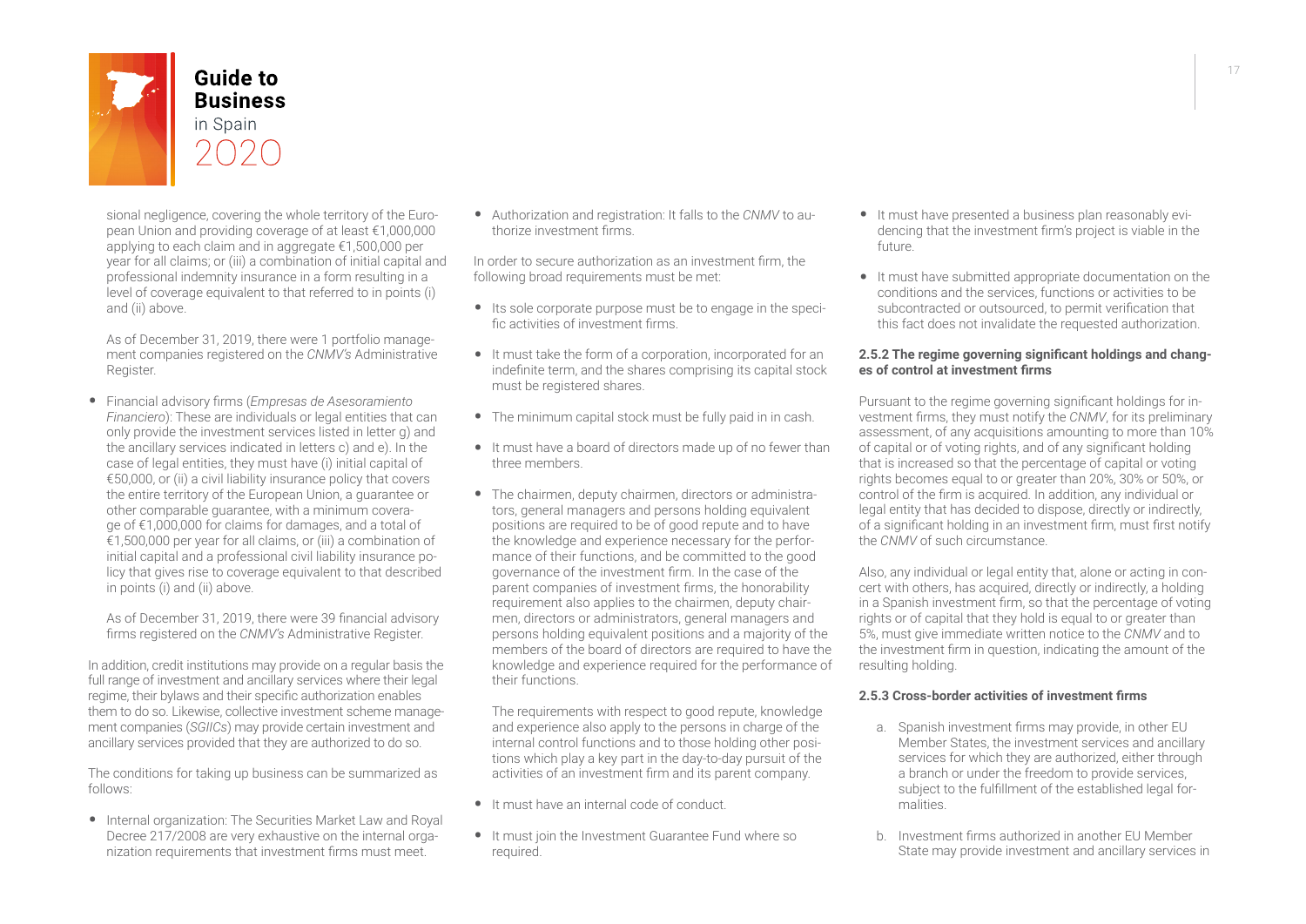sional negligence, covering the whole territory of the European Union and providing coverage of at least €1,000,000 applying to each claim and in aggregate €1,500,000 per year for all claims; or (iii) a combination of initial capital and professional indemnity insurance in a form resulting in a level of coverage equivalent to that referred to in points (i) and (ii) above.

  As of December 31, 2019, there were 1 portfolio management companies registered on the *CNMV's* Administrative Register.

- Financial advisory firms (*Empresas de Asesoramiento Financiero*): These are individuals or legal entities that can only provide the investment services listed in letter g) and the ancillary services indicated in letters c) and e). In the case of legal entities, they must have (i) initial capital of €50,000, or (ii) a civil liability insurance policy that covers the entire territory of the European Union, a guarantee or other comparable guarantee, with a minimum coverage of €1,000,000 for claims for damages, and a total of €1,500,000 per year for all claims, or (iii) a combination of initial capital and a professional civil liability insurance policy that gives rise to coverage equivalent to that described in points (i) and (ii) above.

  As of December 31, 2019, there were 39 financial advisory firms registered on the *CNMV's* Administrative Register.

In addition, credit institutions may provide on a regular basis the full range of investment and ancillary services where their legal regime, their bylaws and their specific authorization enables them to do so. Likewise, collective investment scheme management companies (*SGIICs*) may provide certain investment and ancillary services provided that they are authorized to do so.

The conditions for taking up business can be summarized as follows:

- Internal organization: The Securities Market Law and Royal Decree 217/2008 are very exhaustive on the internal organization requirements that investment firms must meet.
- Authorization and registration: It falls to the *CNMV* to authorize investment firms.

In order to secure authorization as an investment firm, the following broad requirements must be met:

- Its sole corporate purpose must be to engage in the specific activities of investment firms.
- It must take the form of a corporation, incorporated for an indefinite term, and the shares comprising its capital stock must be registered shares.
- The minimum capital stock must be fully paid in in cash.
- It must have a board of directors made up of no fewer than three members.
- The chairmen, deputy chairmen, directors or administrators, general managers and persons holding equivalent positions are required to be of good repute and to have the knowledge and experience necessary for the performance of their functions, and be committed to the good governance of the investment firm. In the case of the parent companies of investment firms, the honorability requirement also applies to the chairmen, deputy chairmen, directors or administrators, general managers and persons holding equivalent positions and a majority of the members of the board of directors are required to have the knowledge and experience required for the performance of their functions.

  The requirements with respect to good repute, knowledge and experience also apply to the persons in charge of the internal control functions and to those holding other positions which play a key part in the day-to-day pursuit of the activities of an investment firm and its parent company.

- It must have an internal code of conduct.
- It must join the Investment Guarantee Fund where so required.
- It must have presented a business plan reasonably evidencing that the investment firm's project is viable in the future.
- It must have submitted appropriate documentation on the conditions and the services, functions or activities to be subcontracted or outsourced, to permit verification that this fact does not invalidate the requested authorization.

#### 2.5.2 The regime governing significant holdings and changes of control at investment firms

Pursuant to the regime governing significant holdings for investment firms, they must notify the *CNMV*, for its preliminary assessment, of any acquisitions amounting to more than 10% of capital or of voting rights, and of any significant holding that is increased so that the percentage of capital or voting rights becomes equal to or greater than 20%, 30% or 50%, or control of the firm is acquired. In addition, any individual or legal entity that has decided to dispose, directly or indirectly, of a significant holding in an investment firm, must first notify the *CNMV* of such circumstance.

Also, any individual or legal entity that, alone or acting in concert with others, has acquired, directly or indirectly, a holding in a Spanish investment firm, so that the percentage of voting rights or of capital that they hold is equal to or greater than 5%, must give immediate written notice to the *CNMV* and to the investment firm in question, indicating the amount of the resulting holding.

#### 2.5.3 Cross-border activities of investment firms

a. Spanish investment firms may provide, in other EU Member States, the investment services and ancillary services for which they are authorized, either through a branch or under the freedom to provide services, subject to the fulfillment of the established legal formalities.

b. Investment firms authorized in another EU Member State may provide investment and ancillary services in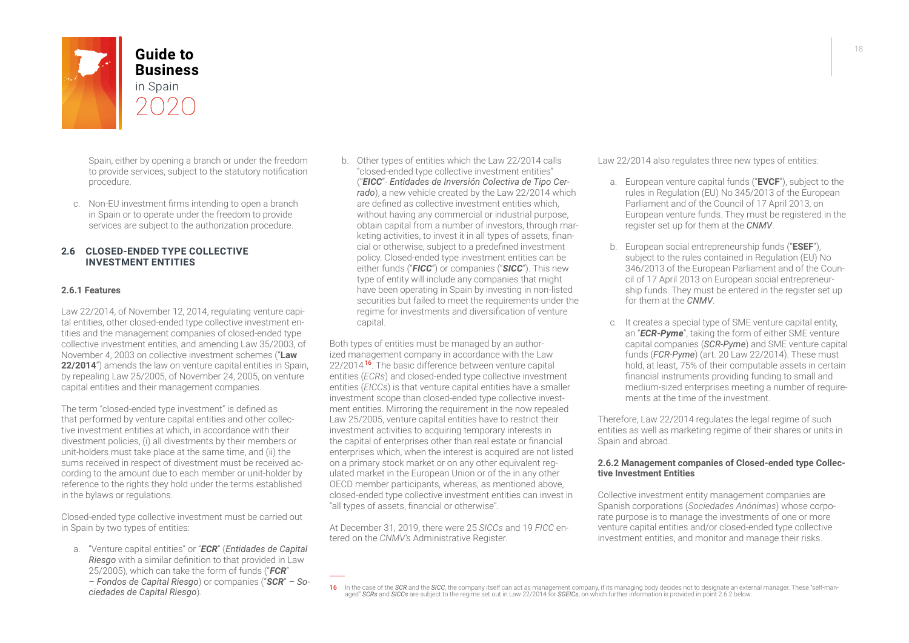Spain, either by opening a branch or under the freedom to provide services, subject to the statutory notification procedure.

c. Non-EU investment firms intending to open a branch in Spain or to operate under the freedom to provide services are subject to the authorization procedure.

## 2.6 CLOSED-ENDED TYPE COLLECTIVE INVESTMENT ENTITIES

### 2.6.1 Features

Law 22/2014, of November 12, 2014, regulating venture capital entities, other closed-ended type collective investment entities and the management companies of closed-ended type collective investment entities, and amending Law 35/2003, of November 4, 2003 on collective investment schemes ("**Law 22/2014**") amends the law on venture capital entities in Spain, by repealing Law 25/2005, of November 24, 2005, on venture capital entities and their management companies.

The term "closed-ended type investment" is defined as that performed by venture capital entities and other collective investment entities at which, in accordance with their divestment policies, (i) all divestments by their members or unit-holders must take place at the same time, and (ii) the sums received in respect of divestment must be received according to the amount due to each member or unit-holder by reference to the rights they hold under the terms established in the bylaws or regulations.

Closed-ended type collective investment must be carried out in Spain by two types of entities:

a. "Venture capital entities" or "***ECR***" (*Entidades de Capital Riesgo* with a similar definition to that provided in Law 25/2005), which can take the form of funds ("***FCR***" – *Fondos de Capital Riesgo*) or companies ("***SCR***" – *Sociedades de Capital Riesgo*).

b. Other types of entities which the Law 22/2014 calls "closed-ended type collective investment entities" ("***EICC***"- *Entidades de Inversión Colectiva de Tipo Cerrado*), a new vehicle created by the Law 22/2014 which are defined as collective investment entities which, without having any commercial or industrial purpose, obtain capital from a number of investors, through marketing activities, to invest it in all types of assets, financial or otherwise, subject to a predefined investment policy. Closed-ended type investment entities can be either funds ("***FICC***") or companies ("***SICC***"). This new type of entity will include any companies that might have been operating in Spain by investing in non-listed securities but failed to meet the requirements under the regime for investments and diversification of venture capital.

Both types of entities must be managed by an authorized management company in accordance with the Law 22/2014[16]. The basic difference between venture capital entities (*ECRs*) and closed-ended type collective investment entities (*EICCs*) is that venture capital entities have a smaller investment scope than closed-ended type collective investment entities. Mirroring the requirement in the now repealed Law 25/2005, venture capital entities have to restrict their investment activities to acquiring temporary interests in the capital of enterprises other than real estate or financial enterprises which, when the interest is acquired are not listed on a primary stock market or on any other equivalent regulated market in the European Union or of the in any other OECD member participants, whereas, as mentioned above, closed-ended type collective investment entities can invest in "all types of assets, financial or otherwise".

At December 31, 2019, there were 25 *SICCs* and 19 *FICC* entered on the *CNMV's* Administrative Register.

Law 22/2014 also regulates three new types of entities:

a. European venture capital funds ("**EVCF**"), subject to the rules in Regulation (EU) No 345/2013 of the European Parliament and of the Council of 17 April 2013, on European venture funds. They must be registered in the register set up for them at the *CNMV*.

b. European social entrepreneurship funds ("**ESEF**"), subject to the rules contained in Regulation (EU) No 346/2013 of the European Parliament and of the Council of 17 April 2013 on European social entrepreneurship funds. They must be entered in the register set up for them at the *CNMV*.

c. It creates a special type of SME venture capital entity, an "***ECR-Pyme***", taking the form of either SME venture capital companies (***SCR-Pyme***) and SME venture capital funds (***FCR-Pyme***) (art. 20 Law 22/2014). These must hold, at least, 75% of their computable assets in certain financial instruments providing funding to small and medium-sized enterprises meeting a number of requirements at the time of the investment.

Therefore, Law 22/2014 regulates the legal regime of such entities as well as marketing regime of their shares or units in Spain and abroad.

### 2.6.2 Management companies of Closed-ended type Collective Investment Entities

Collective investment entity management companies are Spanish corporations (*Sociedades Anónimas*) whose corporate purpose is to manage the investments of one or more venture capital entities and/or closed-ended type collective investment entities, and monitor and manage their risks.

---

16 In the case of the ***SCR*** and the ***SICC***, the company itself can act as management company, if its managing body decides not to designate an external manager. These "self-managed" ***SCRs*** and ***SICCs*** are subject to the regime set out in Law 22/2014 for ***SGEICs***, on which further information is provided in point 2.6.2 below.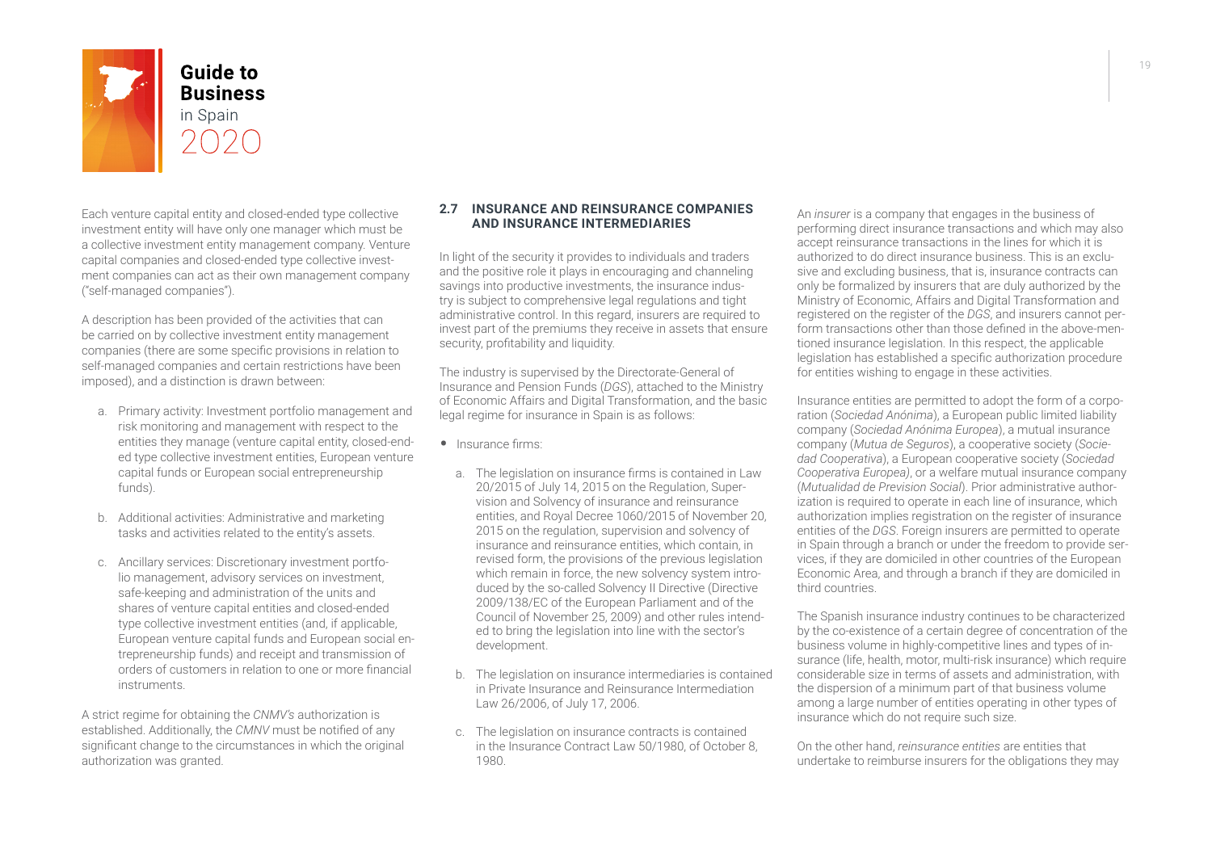Each venture capital entity and closed-ended type collective investment entity will have only one manager which must be a collective investment entity management company. Venture capital companies and closed-ended type collective investment companies can act as their own management company ("self-managed companies").

A description has been provided of the activities that can be carried on by collective investment entity management companies (there are some specific provisions in relation to self-managed companies and certain restrictions have been imposed), and a distinction is drawn between:

a. Primary activity: Investment portfolio management and risk monitoring and management with respect to the entities they manage (venture capital entity, closed-ended type collective investment entities, European venture capital funds or European social entrepreneurship funds).

b. Additional activities: Administrative and marketing tasks and activities related to the entity's assets.

c. Ancillary services: Discretionary investment portfolio management, advisory services on investment, safe-keeping and administration of the units and shares of venture capital entities and closed-ended type collective investment entities (and, if applicable, European venture capital funds and European social entrepreneurship funds) and receipt and transmission of orders of customers in relation to one or more financial instruments.

A strict regime for obtaining the *CNMV's* authorization is established. Additionally, the *CMNV* must be notified of any significant change to the circumstances in which the original authorization was granted.

## 2.7 INSURANCE AND REINSURANCE COMPANIES AND INSURANCE INTERMEDIARIES

In light of the security it provides to individuals and traders and the positive role it plays in encouraging and channeling savings into productive investments, the insurance industry is subject to comprehensive legal regulations and tight administrative control. In this regard, insurers are required to invest part of the premiums they receive in assets that ensure security, profitability and liquidity.

The industry is supervised by the Directorate-General of Insurance and Pension Funds (*DGS*), attached to the Ministry of Economic Affairs and Digital Transformation, and the basic legal regime for insurance in Spain is as follows:

- Insurance firms:

  a. The legislation on insurance firms is contained in Law 20/2015 of July 14, 2015 on the Regulation, Supervision and Solvency of insurance and reinsurance entities, and Royal Decree 1060/2015 of November 20, 2015 on the regulation, supervision and solvency of insurance and reinsurance entities, which contain, in revised form, the provisions of the previous legislation which remain in force, the new solvency system introduced by the so-called Solvency II Directive (Directive 2009/138/EC of the European Parliament and of the Council of November 25, 2009) and other rules intended to bring the legislation into line with the sector's development.

  b. The legislation on insurance intermediaries is contained in Private Insurance and Reinsurance Intermediation Law 26/2006, of July 17, 2006.

  c. The legislation on insurance contracts is contained in the Insurance Contract Law 50/1980, of October 8, 1980.

An *insurer* is a company that engages in the business of performing direct insurance transactions and which may also accept reinsurance transactions in the lines for which it is authorized to do direct insurance business. This is an exclusive and excluding business, that is, insurance contracts can only be formalized by insurers that are duly authorized by the Ministry of Economic, Affairs and Digital Transformation and registered on the register of the *DGS*, and insurers cannot perform transactions other than those defined in the above-mentioned insurance legislation. In this respect, the applicable legislation has established a specific authorization procedure for entities wishing to engage in these activities.

Insurance entities are permitted to adopt the form of a corporation (*Sociedad Anónima*), a European public limited liability company (*Sociedad Anónima Europea*), a mutual insurance company (*Mutua de Seguros*), a cooperative society (*Sociedad Cooperativa*), a European cooperative society (*Sociedad Cooperativa Europea)*, or a welfare mutual insurance company (*Mutualidad de Prevision Social*). Prior administrative authorization is required to operate in each line of insurance, which authorization implies registration on the register of insurance entities of the *DGS*. Foreign insurers are permitted to operate in Spain through a branch or under the freedom to provide services, if they are domiciled in other countries of the European Economic Area, and through a branch if they are domiciled in third countries.

The Spanish insurance industry continues to be characterized by the co-existence of a certain degree of concentration of the business volume in highly-competitive lines and types of insurance (life, health, motor, multi-risk insurance) which require considerable size in terms of assets and administration, with the dispersion of a minimum part of that business volume among a large number of entities operating in other types of insurance which do not require such size.

On the other hand, *reinsurance entities* are entities that undertake to reimburse insurers for the obligations they may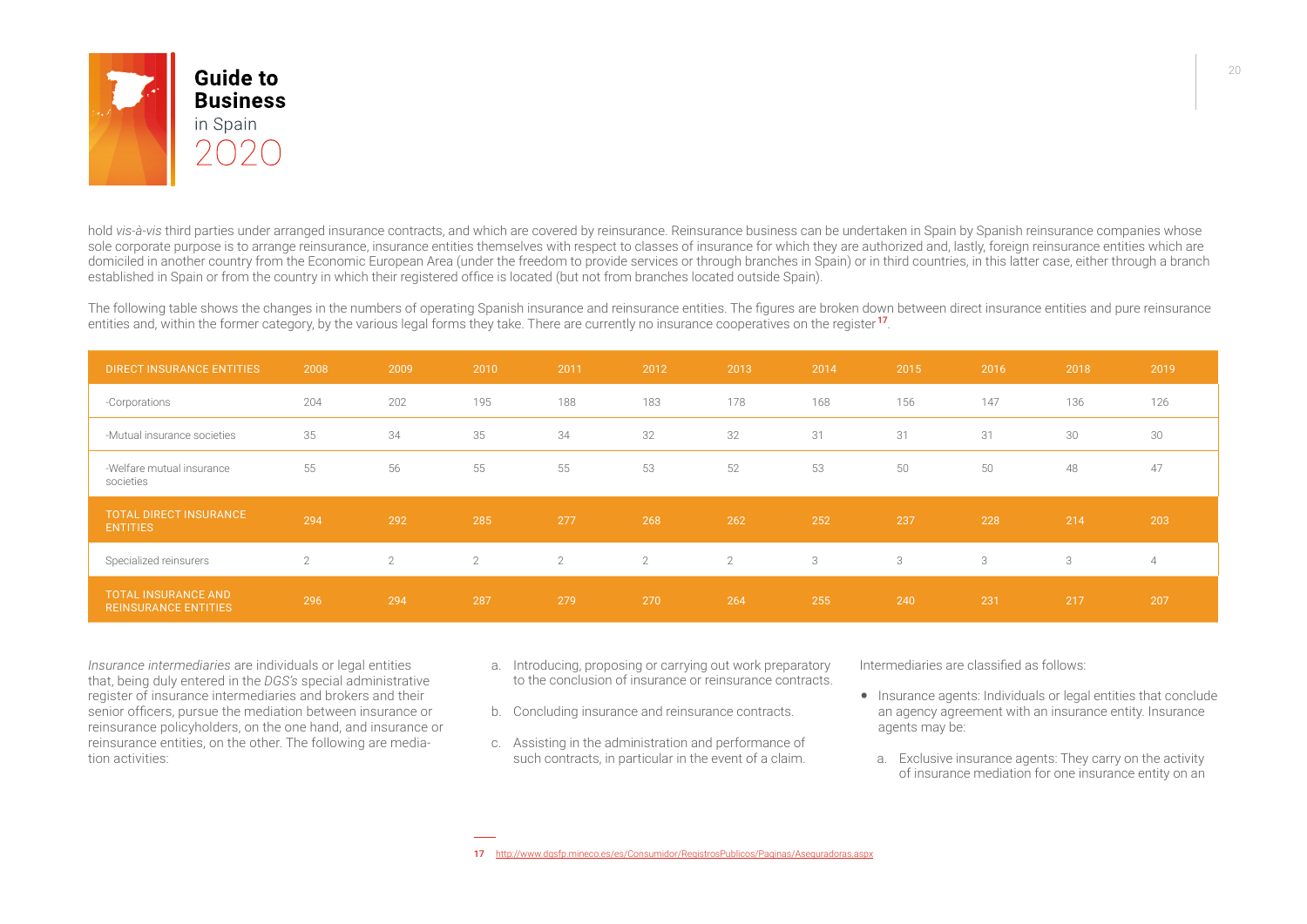hold *vis-à-vis* third parties under arranged insurance contracts, and which are covered by reinsurance. Reinsurance business can be undertaken in Spain by Spanish reinsurance companies whose sole corporate purpose is to arrange reinsurance, insurance entities themselves with respect to classes of insurance for which they are authorized and, lastly, foreign reinsurance entities which are domiciled in another country from the Economic European Area (under the freedom to provide services or through branches in Spain) or in third countries, in this latter case, either through a branch established in Spain or from the country in which their registered office is located (but not from branches located outside Spain).

The following table shows the changes in the numbers of operating Spanish insurance and reinsurance entities. The figures are broken down between direct insurance entities and pure reinsurance entities and, within the former category, by the various legal forms they take. There are currently no insurance cooperatives on the register[17].

| DIRECT INSURANCE ENTITIES | 2008 | 2009 | 2010 | 2011 | 2012 | 2013 | 2014 | 2015 | 2016 | 2018 | 2019 |
|---|---|---|---|---|---|---|---|---|---|---|---|
| -Corporations | 204 | 202 | 195 | 188 | 183 | 178 | 168 | 156 | 147 | 136 | 126 |
| -Mutual insurance societies | 35 | 34 | 35 | 34 | 32 | 32 | 31 | 31 | 31 | 30 | 30 |
| -Welfare mutual insurance societies | 55 | 56 | 55 | 55 | 53 | 52 | 53 | 50 | 50 | 48 | 47 |
| TOTAL DIRECT INSURANCE ENTITIES | 294 | 292 | 285 | 277 | 268 | 262 | 252 | 237 | 228 | 214 | 203 |
| Specialized reinsurers | 2 | 2 | 2 | 2 | 2 | 2 | 3 | 3 | 3 | 3 | 4 |
| TOTAL INSURANCE AND REINSURANCE ENTITIES | 296 | 294 | 287 | 279 | 270 | 264 | 255 | 240 | 231 | 217 | 207 |

*Insurance intermediaries* are individuals or legal entities that, being duly entered in the *DGS's* special administrative register of insurance intermediaries and brokers and their senior officers, pursue the mediation between insurance or reinsurance policyholders, on the one hand, and insurance or reinsurance entities, on the other. The following are mediation activities:

a. Introducing, proposing or carrying out work preparatory to the conclusion of insurance or reinsurance contracts.

b. Concluding insurance and reinsurance contracts.

c. Assisting in the administration and performance of such contracts, in particular in the event of a claim.

Intermediaries are classified as follows:

- Insurance agents: Individuals or legal entities that conclude an agency agreement with an insurance entity. Insurance agents may be:

  a. Exclusive insurance agents: They carry on the activity of insurance mediation for one insurance entity on an

17 http://www.dgsfp.mineco.es/es/Consumidor/RegistrosPublicos/Paginas/Aseguradoras.aspx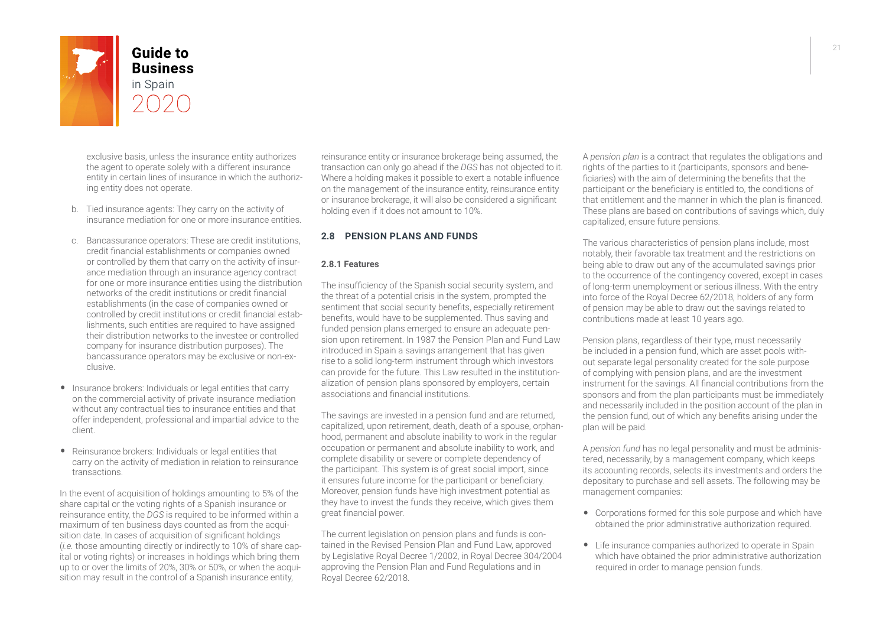exclusive basis, unless the insurance entity authorizes the agent to operate solely with a different insurance entity in certain lines of insurance in which the authorizing entity does not operate.

b. Tied insurance agents: They carry on the activity of insurance mediation for one or more insurance entities.

c. Bancassurance operators: These are credit institutions, credit financial establishments or companies owned or controlled by them that carry on the activity of insurance mediation through an insurance agency contract for one or more insurance entities using the distribution networks of the credit institutions or credit financial establishments (in the case of companies owned or controlled by credit institutions or credit financial establishments, such entities are required to have assigned their distribution networks to the investee or controlled company for insurance distribution purposes). The bancassurance operators may be exclusive or non-exclusive.

- Insurance brokers: Individuals or legal entities that carry on the commercial activity of private insurance mediation without any contractual ties to insurance entities and that offer independent, professional and impartial advice to the client.
- Reinsurance brokers: Individuals or legal entities that carry on the activity of mediation in relation to reinsurance transactions.

In the event of acquisition of holdings amounting to 5% of the share capital or the voting rights of a Spanish insurance or reinsurance entity, the *DGS* is required to be informed within a maximum of ten business days counted as from the acquisition date. In cases of acquisition of significant holdings (*i.e.* those amounting directly or indirectly to 10% of share capital or voting rights) or increases in holdings which bring them up to or over the limits of 20%, 30% or 50%, or when the acquisition may result in the control of a Spanish insurance entity, reinsurance entity or insurance brokerage being assumed, the transaction can only go ahead if the *DGS* has not objected to it. Where a holding makes it possible to exert a notable influence on the management of the insurance entity, reinsurance entity or insurance brokerage, it will also be considered a significant holding even if it does not amount to 10%.

## 2.8 PENSION PLANS AND FUNDS

### 2.8.1 Features

The insufficiency of the Spanish social security system, and the threat of a potential crisis in the system, prompted the sentiment that social security benefits, especially retirement benefits, would have to be supplemented. Thus saving and funded pension plans emerged to ensure an adequate pension upon retirement. In 1987 the Pension Plan and Fund Law introduced in Spain a savings arrangement that has given rise to a solid long-term instrument through which investors can provide for the future. This Law resulted in the institutionalization of pension plans sponsored by employers, certain associations and financial institutions.

The savings are invested in a pension fund and are returned, capitalized, upon retirement, death, death of a spouse, orphanhood, permanent and absolute inability to work in the regular occupation or permanent and absolute inability to work, and complete disability or severe or complete dependency of the participant. This system is of great social import, since it ensures future income for the participant or beneficiary. Moreover, pension funds have high investment potential as they have to invest the funds they receive, which gives them great financial power.

The current legislation on pension plans and funds is contained in the Revised Pension Plan and Fund Law, approved by Legislative Royal Decree 1/2002, in Royal Decree 304/2004 approving the Pension Plan and Fund Regulations and in Royal Decree 62/2018.

A *pension plan* is a contract that regulates the obligations and rights of the parties to it (participants, sponsors and beneficiaries) with the aim of determining the benefits that the participant or the beneficiary is entitled to, the conditions of that entitlement and the manner in which the plan is financed. These plans are based on contributions of savings which, duly capitalized, ensure future pensions.

The various characteristics of pension plans include, most notably, their favorable tax treatment and the restrictions on being able to draw out any of the accumulated savings prior to the occurrence of the contingency covered, except in cases of long-term unemployment or serious illness. With the entry into force of the Royal Decree 62/2018, holders of any form of pension may be able to draw out the savings related to contributions made at least 10 years ago.

Pension plans, regardless of their type, must necessarily be included in a pension fund, which are asset pools without separate legal personality created for the sole purpose of complying with pension plans, and are the investment instrument for the savings. All financial contributions from the sponsors and from the plan participants must be immediately and necessarily included in the position account of the plan in the pension fund, out of which any benefits arising under the plan will be paid.

A *pension fund* has no legal personality and must be administered, necessarily, by a management company, which keeps its accounting records, selects its investments and orders the depositary to purchase and sell assets. The following may be management companies:

- Corporations formed for this sole purpose and which have obtained the prior administrative authorization required.
- Life insurance companies authorized to operate in Spain which have obtained the prior administrative authorization required in order to manage pension funds.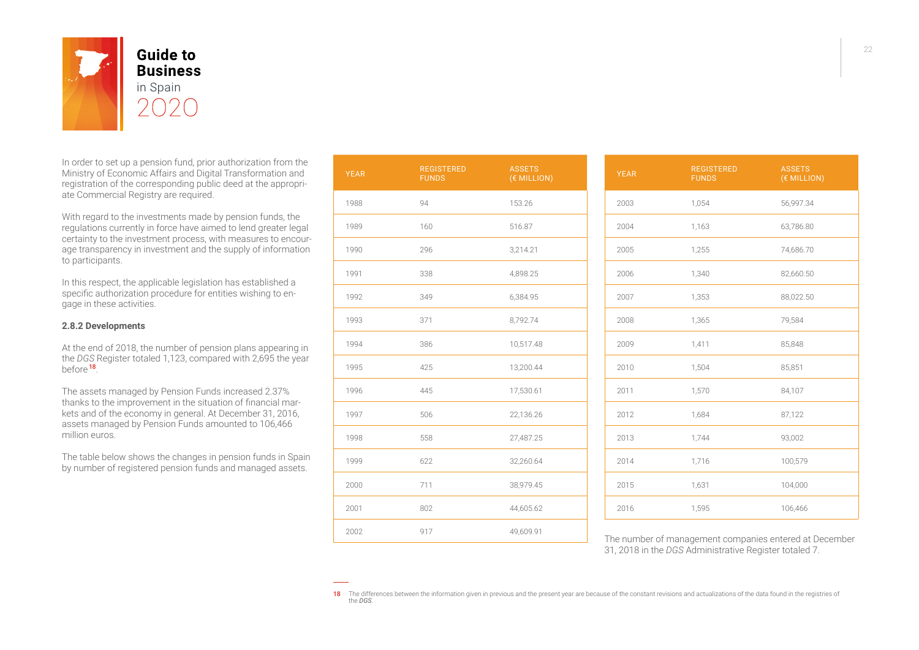In order to set up a pension fund, prior authorization from the Ministry of Economic Affairs and Digital Transformation and registration of the corresponding public deed at the appropriate Commercial Registry are required.

With regard to the investments made by pension funds, the regulations currently in force have aimed to lend greater legal certainty to the investment process, with measures to encourage transparency in investment and the supply of information to participants.

In this respect, the applicable legislation has established a specific authorization procedure for entities wishing to engage in these activities.

### 2.8.2 Developments

At the end of 2018, the number of pension plans appearing in the *DGS* Register totaled 1,123, compared with 2,695 the year before[18].

The assets managed by Pension Funds increased 2.37% thanks to the improvement in the situation of financial markets and of the economy in general. At December 31, 2016, assets managed by Pension Funds amounted to 106,466 million euros.

The table below shows the changes in pension funds in Spain by number of registered pension funds and managed assets.

| YEAR | REGISTERED FUNDS | ASSETS (€ MILLION) |
|---|---|---|
| 1988 | 94 | 153.26 |
| 1989 | 160 | 516.87 |
| 1990 | 296 | 3,214.21 |
| 1991 | 338 | 4,898.25 |
| 1992 | 349 | 6,384.95 |
| 1993 | 371 | 8,792.74 |
| 1994 | 386 | 10,517.48 |
| 1995 | 425 | 13,200.44 |
| 1996 | 445 | 17,530.61 |
| 1997 | 506 | 22,136.26 |
| 1998 | 558 | 27,487.25 |
| 1999 | 622 | 32,260.64 |
| 2000 | 711 | 38,979.45 |
| 2001 | 802 | 44,605.62 |
| 2002 | 917 | 49,609.91 |
| 2003 | 1,054 | 56,997.34 |
| 2004 | 1,163 | 63,786.80 |
| 2005 | 1,255 | 74,686.70 |
| 2006 | 1,340 | 82,660.50 |
| 2007 | 1,353 | 88,022.50 |
| 2008 | 1,365 | 79,584 |
| 2009 | 1,411 | 85,848 |
| 2010 | 1,504 | 85,851 |
| 2011 | 1,570 | 84,107 |
| 2012 | 1,684 | 87,122 |
| 2013 | 1,744 | 93,002 |
| 2014 | 1,716 | 100,579 |
| 2015 | 1,631 | 104,000 |
| 2016 | 1,595 | 106,466 |

The number of management companies entered at December 31, 2018 in the *DGS* Administrative Register totaled 7.

18 The differences between the information given in previous and the present year are because of the constant revisions and actualizations of the data found in the registries of the *DGS*.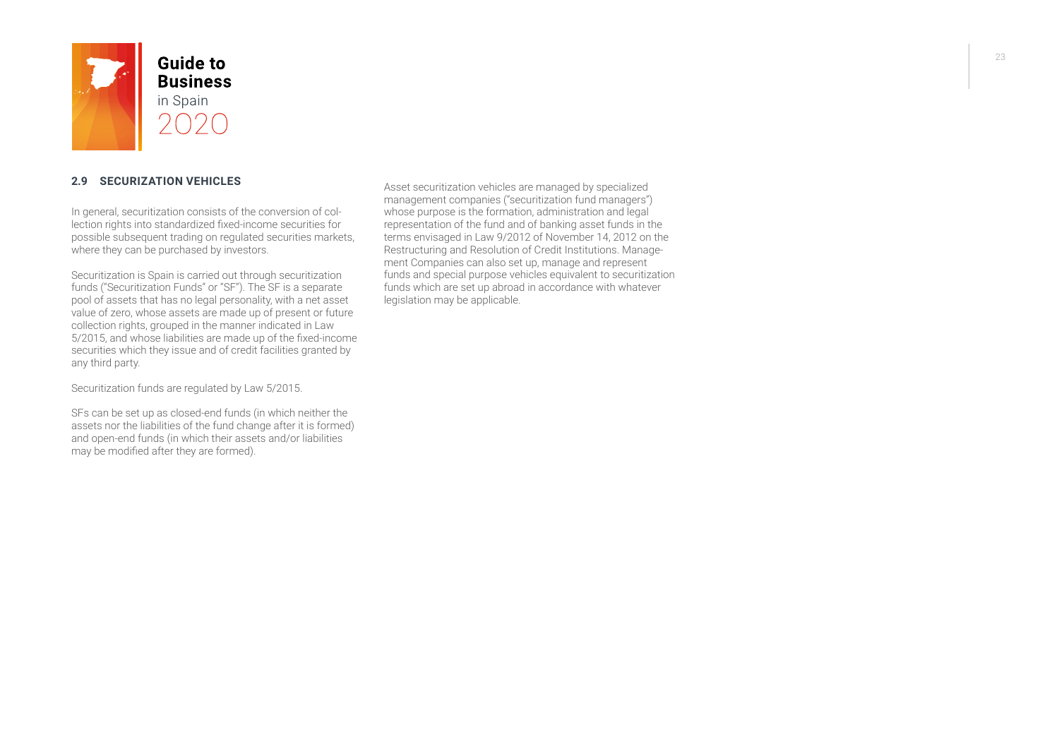## 2.9 SECURIZATION VEHICLES

In general, securitization consists of the conversion of collection rights into standardized fixed-income securities for possible subsequent trading on regulated securities markets, where they can be purchased by investors.

Securitization is Spain is carried out through securitization funds ("Securitization Funds" or "SF"). The SF is a separate pool of assets that has no legal personality, with a net asset value of zero, whose assets are made up of present or future collection rights, grouped in the manner indicated in Law 5/2015, and whose liabilities are made up of the fixed-income securities which they issue and of credit facilities granted by any third party.

Securitization funds are regulated by Law 5/2015.

SFs can be set up as closed-end funds (in which neither the assets nor the liabilities of the fund change after it is formed) and open-end funds (in which their assets and/or liabilities may be modified after they are formed).

Asset securitization vehicles are managed by specialized management companies ("securitization fund managers") whose purpose is the formation, administration and legal representation of the fund and of banking asset funds in the terms envisaged in Law 9/2012 of November 14, 2012 on the Restructuring and Resolution of Credit Institutions. Management Companies can also set up, manage and represent funds and special purpose vehicles equivalent to securitization funds which are set up abroad in accordance with whatever legislation may be applicable.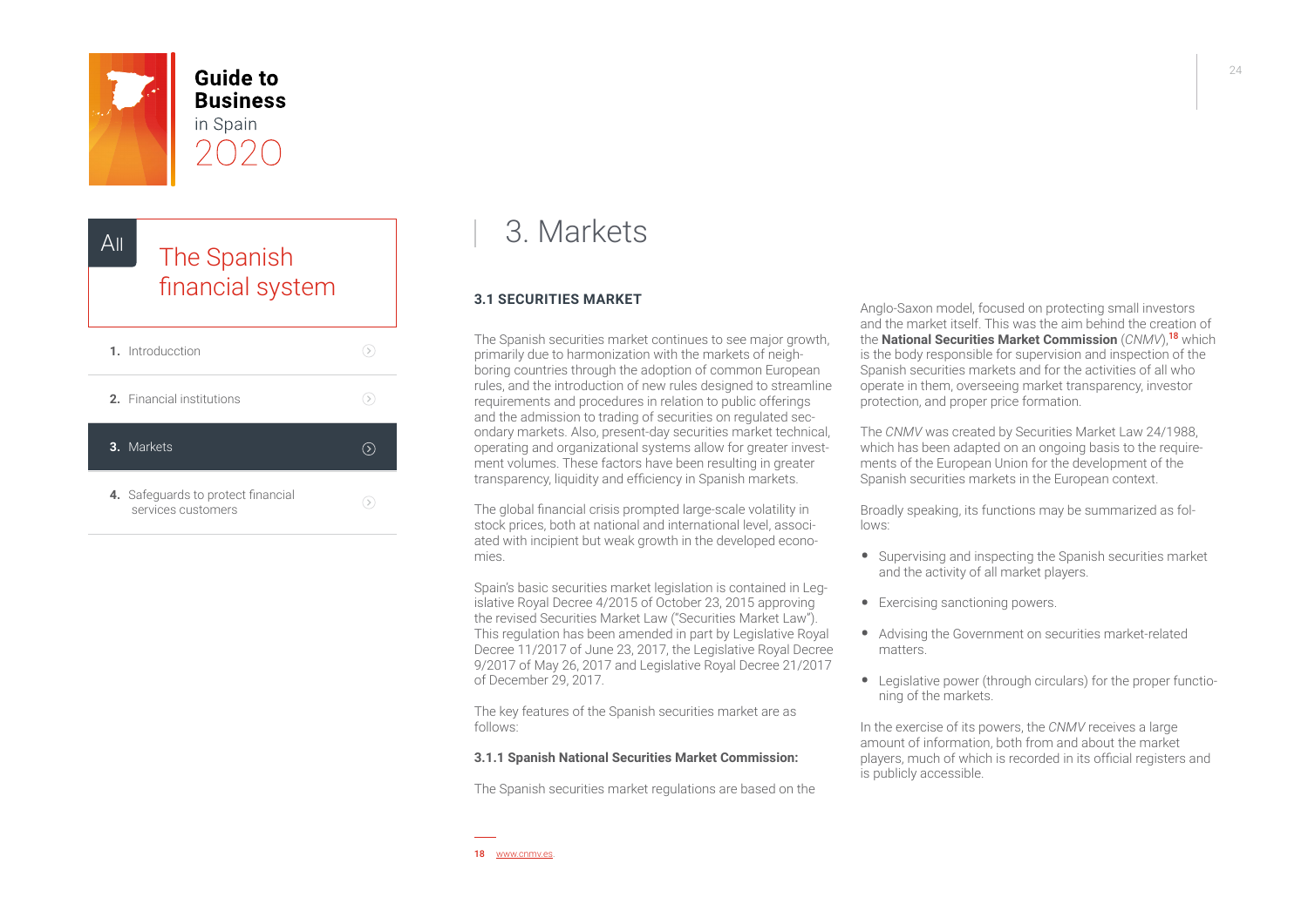# 3. Markets

## 3.1 SECURITIES MARKET

The Spanish securities market continues to see major growth, primarily due to harmonization with the markets of neighboring countries through the adoption of common European rules, and the introduction of new rules designed to streamline requirements and procedures in relation to public offerings and the admission to trading of securities on regulated secondary markets. Also, present-day securities market technical, operating and organizational systems allow for greater investment volumes. These factors have been resulting in greater transparency, liquidity and efficiency in Spanish markets.

The global financial crisis prompted large-scale volatility in stock prices, both at national and international level, associated with incipient but weak growth in the developed economies.

Spain's basic securities market legislation is contained in Legislative Royal Decree 4/2015 of October 23, 2015 approving the revised Securities Market Law ("Securities Market Law"). This regulation has been amended in part by Legislative Royal Decree 11/2017 of June 23, 2017, the Legislative Royal Decree 9/2017 of May 26, 2017 and Legislative Royal Decree 21/2017 of December 29, 2017.

The key features of the Spanish securities market are as follows:

### 3.1.1 Spanish National Securities Market Commission:

The Spanish securities market regulations are based on the Anglo-Saxon model, focused on protecting small investors and the market itself. This was the aim behind the creation of the **National Securities Market Commission** (*CNMV*),[18] which is the body responsible for supervision and inspection of the Spanish securities markets and for the activities of all who operate in them, overseeing market transparency, investor protection, and proper price formation.

The *CNMV* was created by Securities Market Law 24/1988, which has been adapted on an ongoing basis to the requirements of the European Union for the development of the Spanish securities markets in the European context.

Broadly speaking, its functions may be summarized as follows:

- Supervising and inspecting the Spanish securities market and the activity of all market players.
- Exercising sanctioning powers.
- Advising the Government on securities market-related matters.
- Legislative power (through circulars) for the proper functioning of the markets.

In the exercise of its powers, the *CNMV* receives a large amount of information, both from and about the market players, much of which is recorded in its official registers and is publicly accessible.

---

18 www.cnmv.es.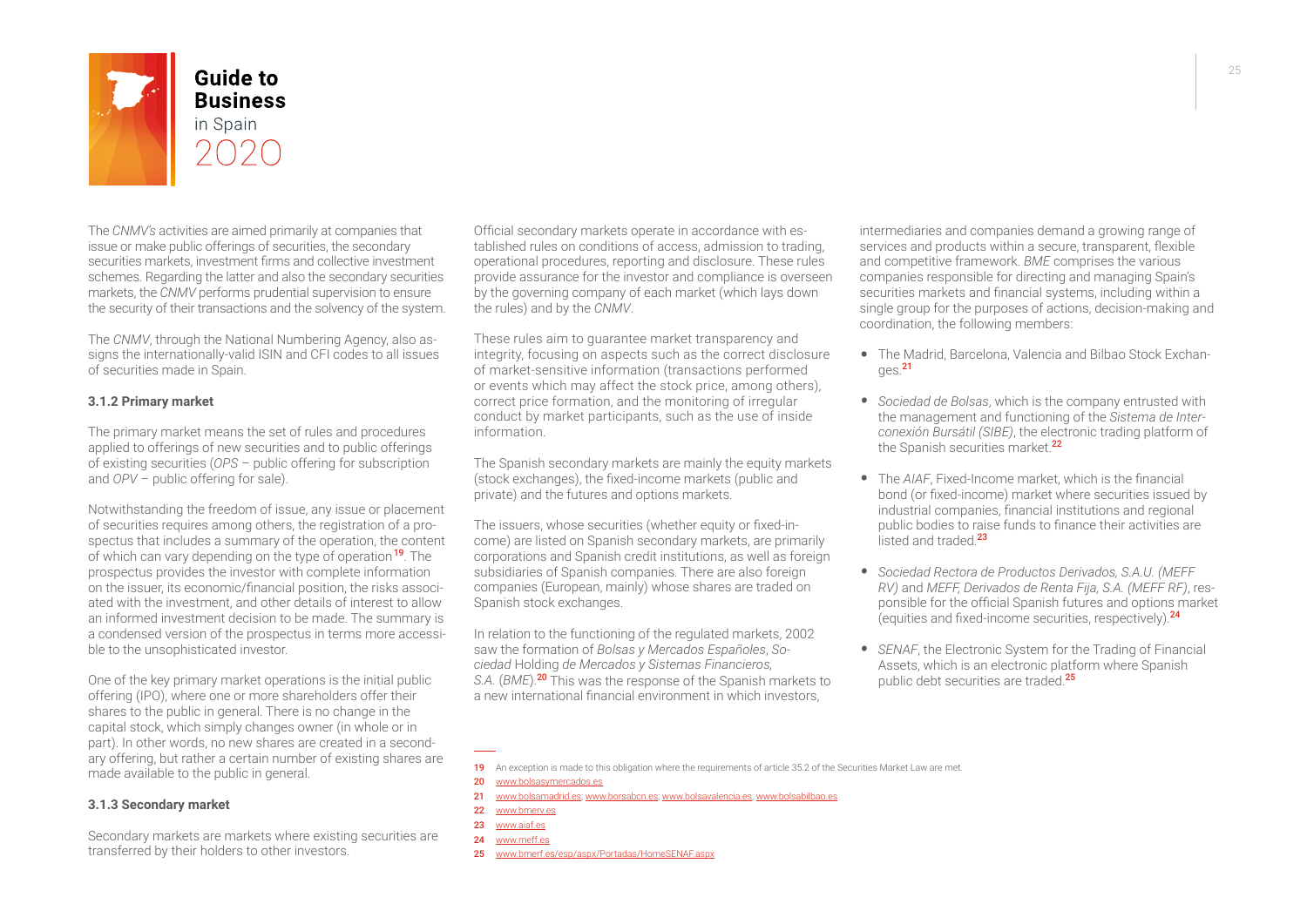The *CNMV's* activities are aimed primarily at companies that issue or make public offerings of securities, the secondary securities markets, investment firms and collective investment schemes. Regarding the latter and also the secondary securities markets, the *CNMV* performs prudential supervision to ensure the security of their transactions and the solvency of the system.

The *CNMV*, through the National Numbering Agency, also assigns the internationally-valid ISIN and CFI codes to all issues of securities made in Spain.

#### 3.1.2 Primary market

The primary market means the set of rules and procedures applied to offerings of new securities and to public offerings of existing securities (*OPS* – public offering for subscription and *OPV* – public offering for sale).

Notwithstanding the freedom of issue, any issue or placement of securities requires among others, the registration of a prospectus that includes a summary of the operation, the content of which can vary depending on the type of operation[19]. The prospectus provides the investor with complete information on the issuer, its economic/financial position, the risks associated with the investment, and other details of interest to allow an informed investment decision to be made. The summary is a condensed version of the prospectus in terms more accessible to the unsophisticated investor.

One of the key primary market operations is the initial public offering (IPO), where one or more shareholders offer their shares to the public in general. There is no change in the capital stock, which simply changes owner (in whole or in part). In other words, no new shares are created in a secondary offering, but rather a certain number of existing shares are made available to the public in general.

#### 3.1.3 Secondary market

Secondary markets are markets where existing securities are transferred by their holders to other investors.

Official secondary markets operate in accordance with established rules on conditions of access, admission to trading, operational procedures, reporting and disclosure. These rules provide assurance for the investor and compliance is overseen by the governing company of each market (which lays down the rules) and by the *CNMV*.

These rules aim to guarantee market transparency and integrity, focusing on aspects such as the correct disclosure of market-sensitive information (transactions performed or events which may affect the stock price, among others), correct price formation, and the monitoring of irregular conduct by market participants, such as the use of inside information.

The Spanish secondary markets are mainly the equity markets (stock exchanges), the fixed-income markets (public and private) and the futures and options markets.

The issuers, whose securities (whether equity or fixed-income) are listed on Spanish secondary markets, are primarily corporations and Spanish credit institutions, as well as foreign subsidiaries of Spanish companies. There are also foreign companies (European, mainly) whose shares are traded on Spanish stock exchanges.

In relation to the functioning of the regulated markets, 2002 saw the formation of *Bolsas y Mercados Españoles*, *Sociedad* Holding *de Mercados y Sistemas Financieros, S.A.* (*BME*).[20] This was the response of the Spanish markets to a new international financial environment in which investors, intermediaries and companies demand a growing range of services and products within a secure, transparent, flexible and competitive framework. *BME* comprises the various companies responsible for directing and managing Spain's securities markets and financial systems, including within a single group for the purposes of actions, decision-making and coordination, the following members:

- The Madrid, Barcelona, Valencia and Bilbao Stock Exchanges.[21]
- *Sociedad de Bolsas*, which is the company entrusted with the management and functioning of the *Sistema de Interconexión Bursátil (SIBE)*, the electronic trading platform of the Spanish securities market.[22]
- The *AIAF*, Fixed-Income market, which is the financial bond (or fixed-income) market where securities issued by industrial companies, financial institutions and regional public bodies to raise funds to finance their activities are listed and traded.[23]
- *Sociedad Rectora de Productos Derivados, S.A.U. (MEFF RV)* and *MEFF, Derivados de Renta Fija, S.A. (MEFF RF)*, responsible for the official Spanish futures and options market (equities and fixed-income securities, respectively).[24]
- *SENAF*, the Electronic System for the Trading of Financial Assets, which is an electronic platform where Spanish public debt securities are traded.[25]

---

19 An exception is made to this obligation where the requirements of article 35.2 of the Securities Market Law are met.

20 www.bolsasymercados.es

21 www.bolsamadrid.es; www.borsabcn.es; www.bolsavalencia.es; www.bolsabilbao.es

22 www.bmerv.es

23 www.aiaf.es

24 www.meff.es

25 www.bmerf.es/esp/aspx/Portadas/HomeSENAF.aspx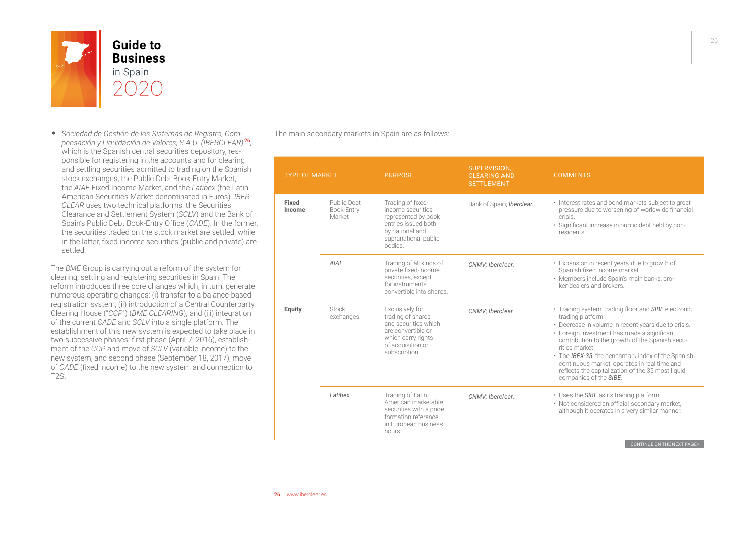- *Sociedad de Gestión de los Sistemas de Registro, Compensación y Liquidación de Valores, S.A.U. (IBERCLEAR)*[26], which is the Spanish central securities depository, responsible for registering in the accounts and for clearing and settling securities admitted to trading on the Spanish stock exchanges, the Public Debt Book-Entry Market, the *AIAF* Fixed Income Market, and the *Latibex* (the Latin American Securities Market denominated in Euros). *IBERCLEAR* uses two technical platforms: the Securities Clearance and Settlement System (*SCLV*) and the Bank of Spain's Public Debt Book-Entry Office (*CADE*). In the former, the securities traded on the stock market are settled, while in the latter, fixed income securities (public and private) are settled.

The *BME* Group is carrying out a reform of the system for clearing, settling and registering securities in Spain. The reform introduces three core changes which, in turn, generate numerous operating changes: (i) transfer to a balance-based registration system, (ii) introduction of a Central Counterparty Clearing House ("*CCP*") (*BME CLEARING*), and (iii) integration of the current *CADE* and *SCLV* into a single platform. The establishment of this new system is expected to take place in two successive phases: first phase (April 7, 2016), establishment of the *CCP* and move of *SCLV* (variable income) to the new system, and second phase (September 18, 2017), move of *CADE* (fixed income) to the new system and connection to T2S.

The main secondary markets in Spain are as follows:

| TYPE OF MARKET | | PURPOSE | SUPERVISION, CLEARING AND SETTLEMENT | COMMENTS |
|---|---|---|---|---|
| **Fixed Income** | Public Debt Book-Entry Market | Trading of fixed-income securities represented by book entries issued both by national and supranational public bodies. | Bank of Spain; *Iberclear.* | • Interest rates and bond markets subject to great pressure due to worsening of worldwide financial crisis.<br>• Significant increase in public debt held by non-residents. |
| | *AIAF* | Trading of all kinds of private fixed-income securities, except for instruments convertible into shares. | *CNMV; Iberclear*. | • Expansion in recent years due to growth of Spanish fixed income market.<br>• Members include Spain's main banks, broker-dealers and brokers. |
| **Equity** | Stock exchanges | Exclusively for trading of shares and securities which are convertible or which carry rights of acquisition or subscription. | *CNMV; Iberclear*. | • Trading system: trading floor and ***SIBE*** electronic trading platform.<br>• Decrease in volume in recent years due to crisis.<br>• Foreign investment has made a significant contribution to the growth of the Spanish securities market.<br>• The ***IBEX-35***, the benchmark index of the Spanish continuous market, operates in real time and reflects the capitalization of the 35 most liquid companies of the ***SIBE***. |
| | *Latibex* | Trading of Latin American marketable securities with a price formation reference in European business hours. | *CNMV; Iberclear*. | • Uses the ***SIBE*** as its trading platform.<br>• Not considered an official secondary market, although it operates in a very similar manner. |

CONTINUE ON THE NEXT PAGE>

26 www.iberclear.es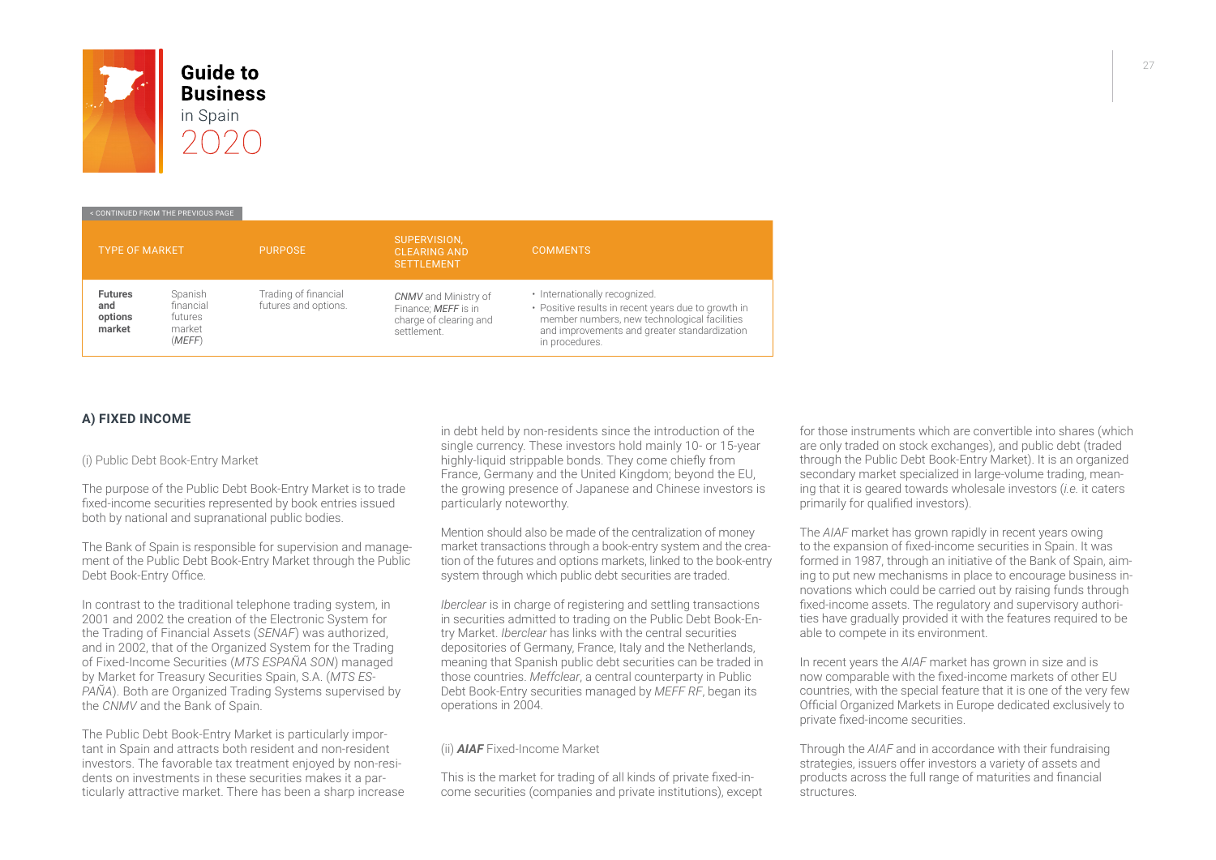< CONTINUED FROM THE PREVIOUS PAGE

| TYPE OF MARKET | | PURPOSE | SUPERVISION, CLEARING AND SETTLEMENT | COMMENTS |
|---|---|---|---|---|
| **Futures and options market** | Spanish financial futures market (*MEFF*) | Trading of financial futures and options. | *CNMV* and Ministry of Finance; ***MEFF*** is in charge of clearing and settlement. | • Internationally recognized. • Positive results in recent years due to growth in member numbers, new technological facilities and improvements and greater standardization in procedures. |

**A) FIXED INCOME**

(i) Public Debt Book-Entry Market

The purpose of the Public Debt Book-Entry Market is to trade fixed-income securities represented by book entries issued both by national and supranational public bodies.

The Bank of Spain is responsible for supervision and management of the Public Debt Book-Entry Market through the Public Debt Book-Entry Office.

In contrast to the traditional telephone trading system, in 2001 and 2002 the creation of the Electronic System for the Trading of Financial Assets (*SENAF*) was authorized, and in 2002, that of the Organized System for the Trading of Fixed-Income Securities (*MTS ESPAÑA SON*) managed by Market for Treasury Securities Spain, S.A. (*MTS ESPAÑA*). Both are Organized Trading Systems supervised by the *CNMV* and the Bank of Spain.

The Public Debt Book-Entry Market is particularly important in Spain and attracts both resident and non-resident investors. The favorable tax treatment enjoyed by non-residents on investments in these securities makes it a particularly attractive market. There has been a sharp increase in debt held by non-residents since the introduction of the single currency. These investors hold mainly 10- or 15-year highly-liquid strippable bonds. They come chiefly from France, Germany and the United Kingdom; beyond the EU, the growing presence of Japanese and Chinese investors is particularly noteworthy.

Mention should also be made of the centralization of money market transactions through a book-entry system and the creation of the futures and options markets, linked to the book-entry system through which public debt securities are traded.

*Iberclear* is in charge of registering and settling transactions in securities admitted to trading on the Public Debt Book-Entry Market. *Iberclear* has links with the central securities depositories of Germany, France, Italy and the Netherlands, meaning that Spanish public debt securities can be traded in those countries. *Meffclear*, a central counterparty in Public Debt Book-Entry securities managed by *MEFF RF*, began its operations in 2004.

(ii) ***AIAF*** Fixed-Income Market

This is the market for trading of all kinds of private fixed-income securities (companies and private institutions), except for those instruments which are convertible into shares (which are only traded on stock exchanges), and public debt (traded through the Public Debt Book-Entry Market). It is an organized secondary market specialized in large-volume trading, meaning that it is geared towards wholesale investors (*i.e.* it caters primarily for qualified investors).

The *AIAF* market has grown rapidly in recent years owing to the expansion of fixed-income securities in Spain. It was formed in 1987, through an initiative of the Bank of Spain, aiming to put new mechanisms in place to encourage business innovations which could be carried out by raising funds through fixed-income assets. The regulatory and supervisory authorities have gradually provided it with the features required to be able to compete in its environment.

In recent years the *AIAF* market has grown in size and is now comparable with the fixed-income markets of other EU countries, with the special feature that it is one of the very few Official Organized Markets in Europe dedicated exclusively to private fixed-income securities.

Through the *AIAF* and in accordance with their fundraising strategies, issuers offer investors a variety of assets and products across the full range of maturities and financial structures.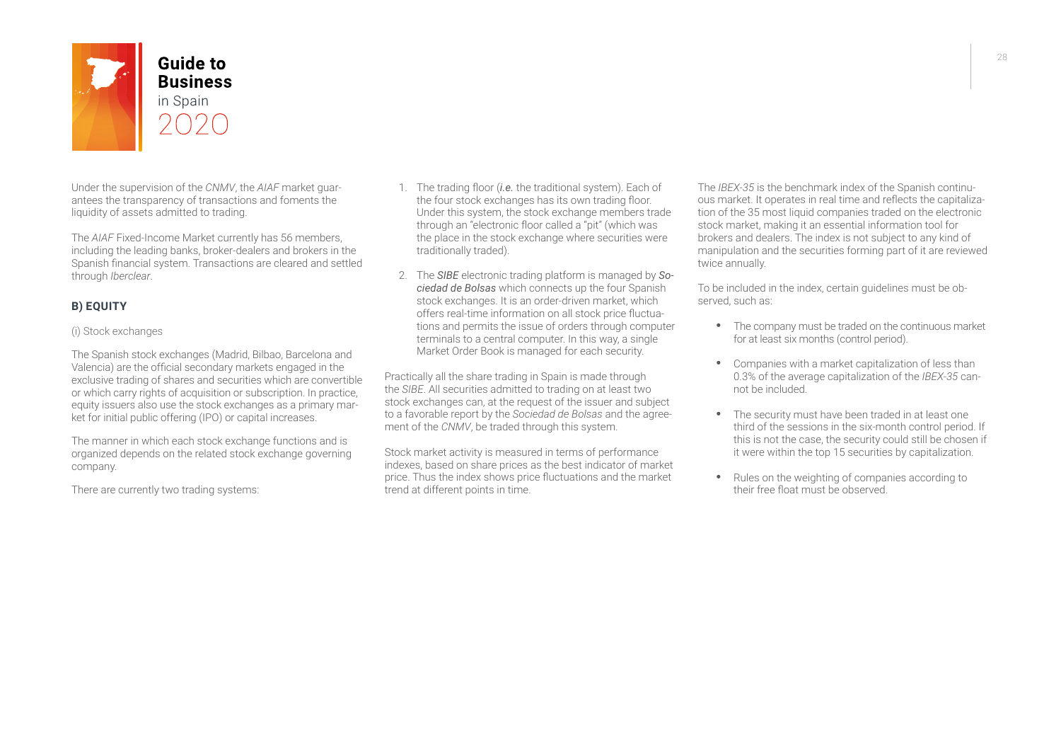Under the supervision of the *CNMV*, the *AIAF* market guarantees the transparency of transactions and foments the liquidity of assets admitted to trading.

The *AIAF* Fixed-Income Market currently has 56 members, including the leading banks, broker-dealers and brokers in the Spanish financial system. Transactions are cleared and settled through *Iberclear*.

### B) EQUITY

(i) Stock exchanges

The Spanish stock exchanges (Madrid, Bilbao, Barcelona and Valencia) are the official secondary markets engaged in the exclusive trading of shares and securities which are convertible or which carry rights of acquisition or subscription. In practice, equity issuers also use the stock exchanges as a primary market for initial public offering (IPO) or capital increases.

The manner in which each stock exchange functions and is organized depends on the related stock exchange governing company.

There are currently two trading systems:

1. The trading floor (*i.e.* the traditional system). Each of the four stock exchanges has its own trading floor. Under this system, the stock exchange members trade through an "electronic floor called a "pit" (which was the place in the stock exchange where securities were traditionally traded).

2. The ***SIBE*** electronic trading platform is managed by ***Sociedad de Bolsas*** which connects up the four Spanish stock exchanges. It is an order-driven market, which offers real-time information on all stock price fluctuations and permits the issue of orders through computer terminals to a central computer. In this way, a single Market Order Book is managed for each security.

Practically all the share trading in Spain is made through the *SIBE*. All securities admitted to trading on at least two stock exchanges can, at the request of the issuer and subject to a favorable report by the *Sociedad de Bolsas* and the agreement of the *CNMV*, be traded through this system.

Stock market activity is measured in terms of performance indexes, based on share prices as the best indicator of market price. Thus the index shows price fluctuations and the market trend at different points in time.

The *IBEX-35* is the benchmark index of the Spanish continuous market. It operates in real time and reflects the capitalization of the 35 most liquid companies traded on the electronic stock market, making it an essential information tool for brokers and dealers. The index is not subject to any kind of manipulation and the securities forming part of it are reviewed twice annually.

To be included in the index, certain guidelines must be observed, such as:

- The company must be traded on the continuous market for at least six months (control period).

- Companies with a market capitalization of less than 0.3% of the average capitalization of the *IBEX-35* cannot be included.

- The security must have been traded in at least one third of the sessions in the six-month control period. If this is not the case, the security could still be chosen if it were within the top 15 securities by capitalization.

- Rules on the weighting of companies according to their free float must be observed.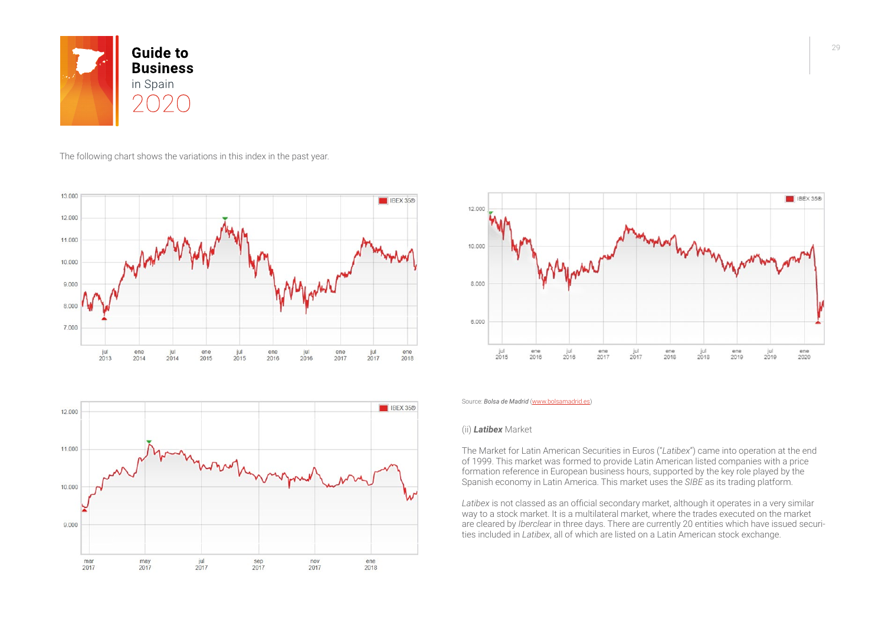The following chart shows the variations in this index in the past year.

Source: *Bolsa de Madrid* (www.bolsamadrid.es)

(ii) ***Latibex*** Market

The Market for Latin American Securities in Euros ("*Latibex*") came into operation at the end of 1999. This market was formed to provide Latin American listed companies with a price formation reference in European business hours, supported by the key role played by the Spanish economy in Latin America. This market uses the *SIBE* as its trading platform.

*Latibex* is not classed as an official secondary market, although it operates in a very similar way to a stock market. It is a multilateral market, where the trades executed on the market are cleared by *Iberclear* in three days. There are currently 20 entities which have issued securities included in *Latibex*, all of which are listed on a Latin American stock exchange.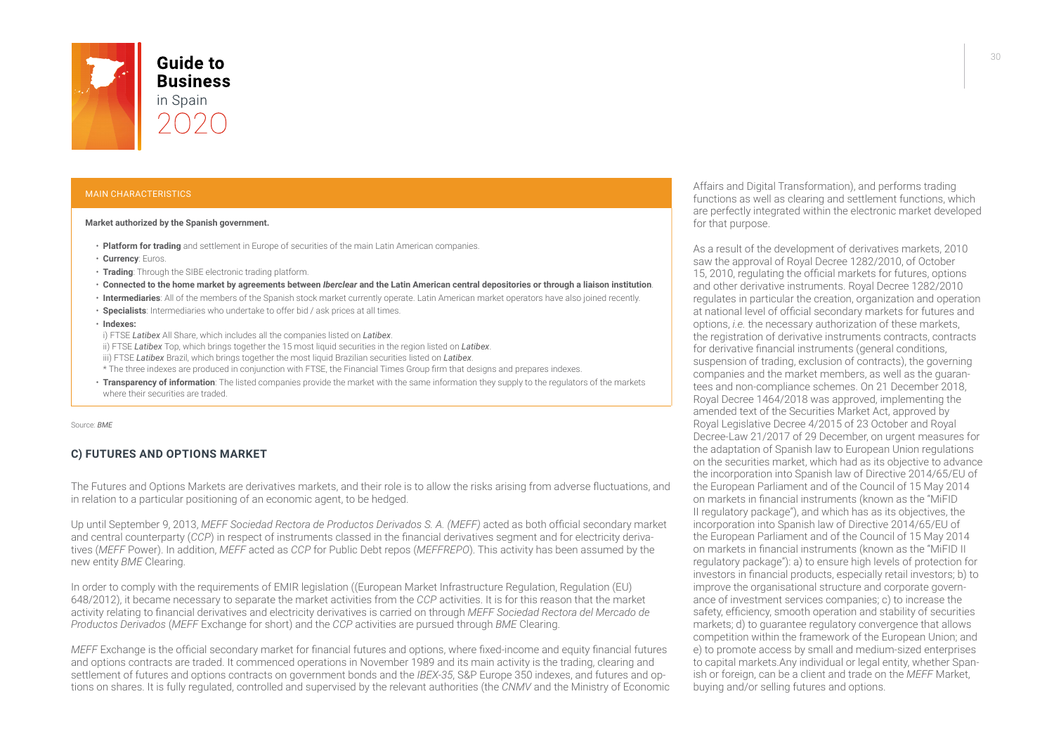MAIN CHARACTERISTICS

**Market authorized by the Spanish government.**

- **Platform for trading** and settlement in Europe of securities of the main Latin American companies.
- **Currency**: Euros.
- **Trading**: Through the SIBE electronic trading platform.
- **Connected to the home market by agreements between *Iberclear* and the Latin American central depositories or through a liaison institution**.
- **Intermediaries**: All of the members of the Spanish stock market currently operate. Latin American market operators have also joined recently.
- **Specialists**: Intermediaries who undertake to offer bid / ask prices at all times.
- **Indexes:**
  i) FTSE *Latibex* All Share, which includes all the companies listed on *Latibex*.
  ii) FTSE *Latibex* Top, which brings together the 15 most liquid securities in the region listed on *Latibex*.
  iii) FTSE *Latibex* Brazil, which brings together the most liquid Brazilian securities listed on *Latibex*.
  * The three indexes are produced in conjunction with FTSE, the Financial Times Group firm that designs and prepares indexes.
- **Transparency of information**: The listed companies provide the market with the same information they supply to the regulators of the markets where their securities are traded.

Source: *BME*

### C) FUTURES AND OPTIONS MARKET

The Futures and Options Markets are derivatives markets, and their role is to allow the risks arising from adverse fluctuations, and in relation to a particular positioning of an economic agent, to be hedged.

Up until September 9, 2013, *MEFF Sociedad Rectora de Productos Derivados S. A. (MEFF)* acted as both official secondary market and central counterparty (*CCP*) in respect of instruments classed in the financial derivatives segment and for electricity derivatives (*MEFF* Power). In addition, *MEFF* acted as *CCP* for Public Debt repos (*MEFFREPO*). This activity has been assumed by the new entity *BME* Clearing.

In order to comply with the requirements of EMIR legislation ((European Market Infrastructure Regulation, Regulation (EU) 648/2012), it became necessary to separate the market activities from the *CCP* activities. It is for this reason that the market activity relating to financial derivatives and electricity derivatives is carried on through *MEFF Sociedad Rectora del Mercado de Productos Derivados* (*MEFF* Exchange for short) and the *CCP* activities are pursued through *BME* Clearing.

*MEFF* Exchange is the official secondary market for financial futures and options, where fixed-income and equity financial futures and options contracts are traded. It commenced operations in November 1989 and its main activity is the trading, clearing and settlement of futures and options contracts on government bonds and the *IBEX-35*, S&P Europe 350 indexes, and futures and options on shares. It is fully regulated, controlled and supervised by the relevant authorities (the *CNMV* and the Ministry of Economic Affairs and Digital Transformation), and performs trading functions as well as clearing and settlement functions, which are perfectly integrated within the electronic market developed for that purpose.

As a result of the development of derivatives markets, 2010 saw the approval of Royal Decree 1282/2010, of October 15, 2010, regulating the official markets for futures, options and other derivative instruments. Royal Decree 1282/2010 regulates in particular the creation, organization and operation at national level of official secondary markets for futures and options, *i.e.* the necessary authorization of these markets, the registration of derivative instruments contracts, contracts for derivative financial instruments (general conditions, suspension of trading, exclusion of contracts), the governing companies and the market members, as well as the guarantees and non-compliance schemes. On 21 December 2018, Royal Decree 1464/2018 was approved, implementing the amended text of the Securities Market Act, approved by Royal Legislative Decree 4/2015 of 23 October and Royal Decree-Law 21/2017 of 29 December, on urgent measures for the adaptation of Spanish law to European Union regulations on the securities market, which had as its objective to advance the incorporation into Spanish law of Directive 2014/65/EU of the European Parliament and of the Council of 15 May 2014 on markets in financial instruments (known as the "MiFID II regulatory package"), and which has as its objectives, the incorporation into Spanish law of Directive 2014/65/EU of the European Parliament and of the Council of 15 May 2014 on markets in financial instruments (known as the "MiFID II regulatory package"): a) to ensure high levels of protection for investors in financial products, especially retail investors; b) to improve the organisational structure and corporate governance of investment services companies; c) to increase the safety, efficiency, smooth operation and stability of securities markets; d) to guarantee regulatory convergence that allows competition within the framework of the European Union; and e) to promote access by small and medium-sized enterprises to capital markets.Any individual or legal entity, whether Spanish or foreign, can be a client and trade on the *MEFF* Market, buying and/or selling futures and options.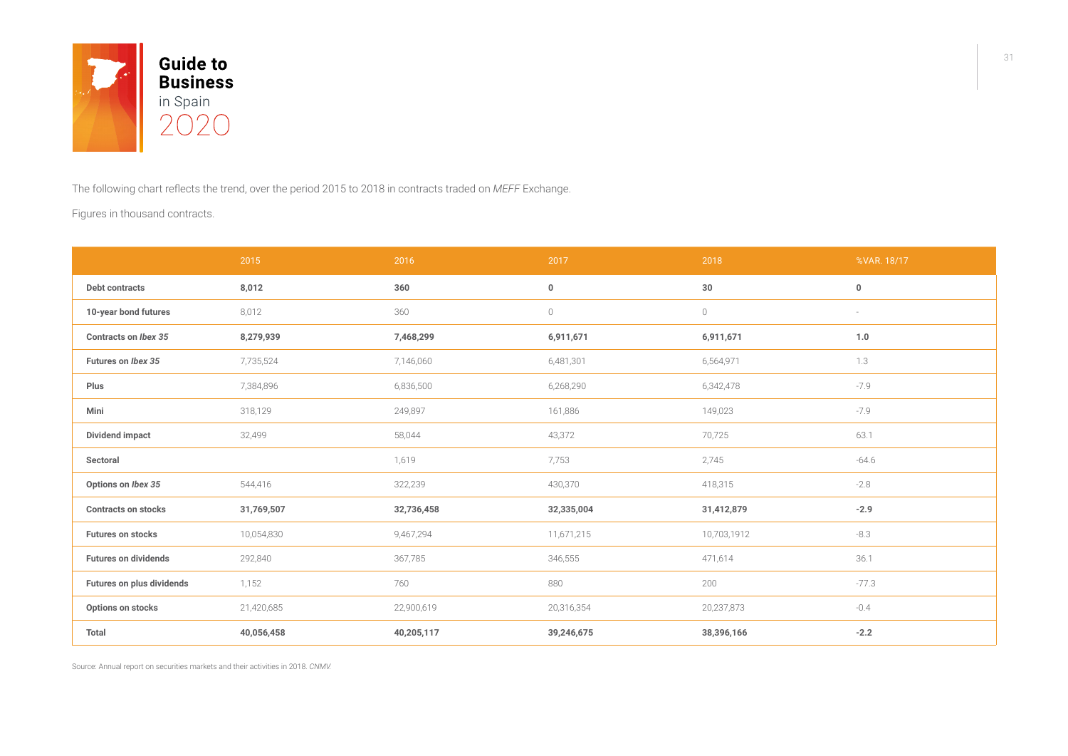The following chart reflects the trend, over the period 2015 to 2018 in contracts traded on *MEFF* Exchange.

Figures in thousand contracts.

| | 2015 | 2016 | 2017 | 2018 | %VAR. 18/17 |
|---|---|---|---|---|---|
| **Debt contracts** | **8,012** | **360** | **0** | **30** | **0** |
| **10-year bond futures** | 8,012 | 360 | 0 | 0 | - |
| **Contracts on *Ibex 35*** | **8,279,939** | **7,468,299** | **6,911,671** | **6,911,671** | **1.0** |
| **Futures on *Ibex 35*** | 7,735,524 | 7,146,060 | 6,481,301 | 6,564,971 | 1.3 |
| **Plus** | 7,384,896 | 6,836,500 | 6,268,290 | 6,342,478 | -7.9 |
| **Mini** | 318,129 | 249,897 | 161,886 | 149,023 | -7.9 |
| **Dividend impact** | 32,499 | 58,044 | 43,372 | 70,725 | 63.1 |
| **Sectoral** | | 1,619 | 7,753 | 2,745 | -64.6 |
| **Options on *Ibex 35*** | 544,416 | 322,239 | 430,370 | 418,315 | -2.8 |
| **Contracts on stocks** | **31,769,507** | **32,736,458** | **32,335,004** | **31,412,879** | **-2.9** |
| **Futures on stocks** | 10,054,830 | 9,467,294 | 11,671,215 | 10,703,1912 | -8.3 |
| **Futures on dividends** | 292,840 | 367,785 | 346,555 | 471,614 | 36.1 |
| **Futures on plus dividends** | 1,152 | 760 | 880 | 200 | -77.3 |
| **Options on stocks** | 21,420,685 | 22,900,619 | 20,316,354 | 20,237,873 | -0.4 |
| **Total** | **40,056,458** | **40,205,117** | **39,246,675** | **38,396,166** | **-2.2** |

Source: Annual report on securities markets and their activities in 2018. *CNMV.*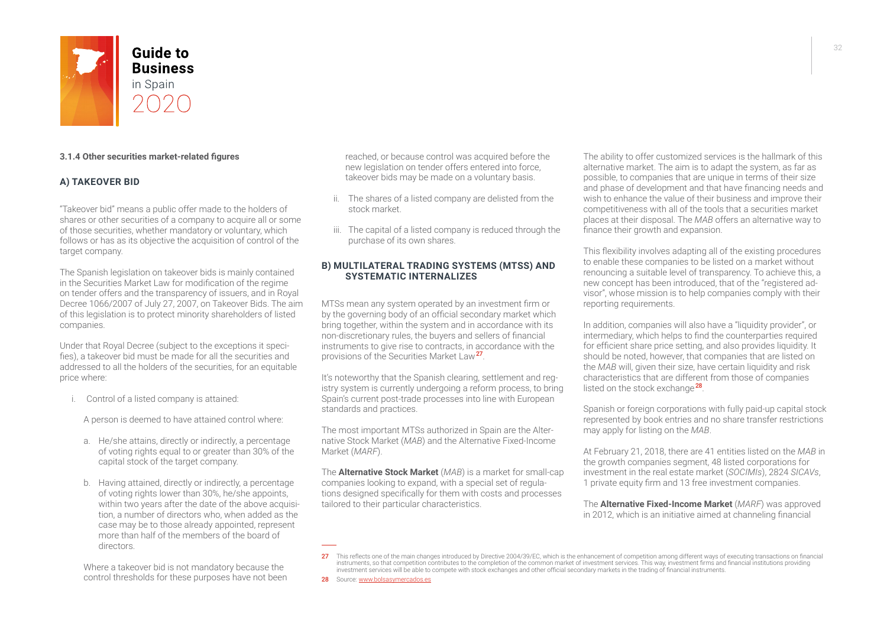#### 3.1.4 Other securities market-related figures

**A) TAKEOVER BID**

"Takeover bid" means a public offer made to the holders of shares or other securities of a company to acquire all or some of those securities, whether mandatory or voluntary, which follows or has as its objective the acquisition of control of the target company.

The Spanish legislation on takeover bids is mainly contained in the Securities Market Law for modification of the regime on tender offers and the transparency of issuers, and in Royal Decree 1066/2007 of July 27, 2007, on Takeover Bids. The aim of this legislation is to protect minority shareholders of listed companies.

Under that Royal Decree (subject to the exceptions it specifies), a takeover bid must be made for all the securities and addressed to all the holders of the securities, for an equitable price where:

i. Control of a listed company is attained:

   A person is deemed to have attained control where:

   a. He/she attains, directly or indirectly, a percentage of voting rights equal to or greater than 30% of the capital stock of the target company.

   b. Having attained, directly or indirectly, a percentage of voting rights lower than 30%, he/she appoints, within two years after the date of the above acquisition, a number of directors who, when added as the case may be to those already appointed, represent more than half of the members of the board of directors.

   Where a takeover bid is not mandatory because the control thresholds for these purposes have not been reached, or because control was acquired before the new legislation on tender offers entered into force, takeover bids may be made on a voluntary basis.

ii. The shares of a listed company are delisted from the stock market.

iii. The capital of a listed company is reduced through the purchase of its own shares.

**B) MULTILATERAL TRADING SYSTEMS (MTSS) AND SYSTEMATIC INTERNALIZES**

MTSs mean any system operated by an investment firm or by the governing body of an official secondary market which bring together, within the system and in accordance with its non-discretionary rules, the buyers and sellers of financial instruments to give rise to contracts, in accordance with the provisions of the Securities Market Law[27].

It's noteworthy that the Spanish clearing, settlement and registry system is currently undergoing a reform process, to bring Spain's current post-trade processes into line with European standards and practices.

The most important MTSs authorized in Spain are the Alternative Stock Market (*MAB*) and the Alternative Fixed-Income Market (*MARF*).

The **Alternative Stock Market** (*MAB*) is a market for small-cap companies looking to expand, with a special set of regulations designed specifically for them with costs and processes tailored to their particular characteristics.

The ability to offer customized services is the hallmark of this alternative market. The aim is to adapt the system, as far as possible, to companies that are unique in terms of their size and phase of development and that have financing needs and wish to enhance the value of their business and improve their competitiveness with all of the tools that a securities market places at their disposal. The *MAB* offers an alternative way to finance their growth and expansion.

This flexibility involves adapting all of the existing procedures to enable these companies to be listed on a market without renouncing a suitable level of transparency. To achieve this, a new concept has been introduced, that of the "registered advisor", whose mission is to help companies comply with their reporting requirements.

In addition, companies will also have a "liquidity provider", or intermediary, which helps to find the counterparties required for efficient share price setting, and also provides liquidity. It should be noted, however, that companies that are listed on the *MAB* will, given their size, have certain liquidity and risk characteristics that are different from those of companies listed on the stock exchange[28].

Spanish or foreign corporations with fully paid-up capital stock represented by book entries and no share transfer restrictions may apply for listing on the *MAB*.

At February 21, 2018, there are 41 entities listed on the *MAB* in the growth companies segment, 48 listed corporations for investment in the real estate market (*SOCIMIs*), 2824 *SICAVs*, 1 private equity firm and 13 free investment companies.

The **Alternative Fixed-Income Market** (*MARF*) was approved in 2012, which is an initiative aimed at channeling financial

---

27 This reflects one of the main changes introduced by Directive 2004/39/EC, which is the enhancement of competition among different ways of executing transactions on financial instruments, so that competition contributes to the completion of the common market of investment services. This way, investment firms and financial institutions providing investment services will be able to compete with stock exchanges and other official secondary markets in the trading of financial instruments.

28 Source: www.bolsasymercados.es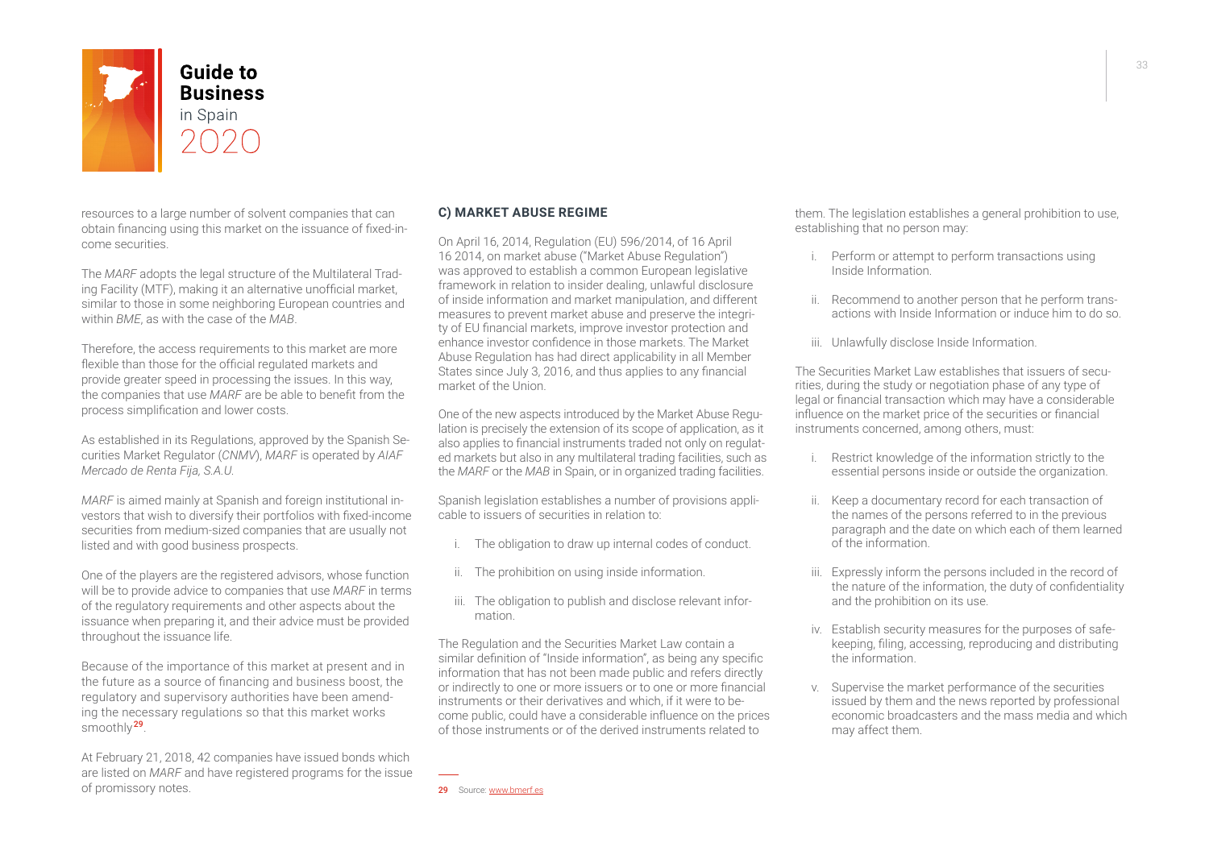resources to a large number of solvent companies that can obtain financing using this market on the issuance of fixed-income securities.

The *MARF* adopts the legal structure of the Multilateral Trading Facility (MTF), making it an alternative unofficial market, similar to those in some neighboring European countries and within *BME*, as with the case of the *MAB*.

Therefore, the access requirements to this market are more flexible than those for the official regulated markets and provide greater speed in processing the issues. In this way, the companies that use *MARF* are be able to benefit from the process simplification and lower costs.

As established in its Regulations, approved by the Spanish Securities Market Regulator (*CNMV*), *MARF* is operated by *AIAF Mercado de Renta Fija, S.A.U.*

*MARF* is aimed mainly at Spanish and foreign institutional investors that wish to diversify their portfolios with fixed-income securities from medium-sized companies that are usually not listed and with good business prospects.

One of the players are the registered advisors, whose function will be to provide advice to companies that use *MARF* in terms of the regulatory requirements and other aspects about the issuance when preparing it, and their advice must be provided throughout the issuance life.

Because of the importance of this market at present and in the future as a source of financing and business boost, the regulatory and supervisory authorities have been amending the necessary regulations so that this market works smoothly[29].

At February 21, 2018, 42 companies have issued bonds which are listed on *MARF* and have registered programs for the issue of promissory notes.

### C) MARKET ABUSE REGIME

On April 16, 2014, Regulation (EU) 596/2014, of 16 April 16 2014, on market abuse ("Market Abuse Regulation") was approved to establish a common European legislative framework in relation to insider dealing, unlawful disclosure of inside information and market manipulation, and different measures to prevent market abuse and preserve the integrity of EU financial markets, improve investor protection and enhance investor confidence in those markets. The Market Abuse Regulation has had direct applicability in all Member States since July 3, 2016, and thus applies to any financial market of the Union.

One of the new aspects introduced by the Market Abuse Regulation is precisely the extension of its scope of application, as it also applies to financial instruments traded not only on regulated markets but also in any multilateral trading facilities, such as the *MARF* or the *MAB* in Spain, or in organized trading facilities.

Spanish legislation establishes a number of provisions applicable to issuers of securities in relation to:

i. The obligation to draw up internal codes of conduct.

ii. The prohibition on using inside information.

iii. The obligation to publish and disclose relevant information.

The Regulation and the Securities Market Law contain a similar definition of "Inside information", as being any specific information that has not been made public and refers directly or indirectly to one or more issuers or to one or more financial instruments or their derivatives and which, if it were to become public, could have a considerable influence on the prices of those instruments or of the derived instruments related to them. The legislation establishes a general prohibition to use, establishing that no person may:

i. Perform or attempt to perform transactions using Inside Information.

ii. Recommend to another person that he perform transactions with Inside Information or induce him to do so.

iii. Unlawfully disclose Inside Information.

The Securities Market Law establishes that issuers of securities, during the study or negotiation phase of any type of legal or financial transaction which may have a considerable influence on the market price of the securities or financial instruments concerned, among others, must:

i. Restrict knowledge of the information strictly to the essential persons inside or outside the organization.

ii. Keep a documentary record for each transaction of the names of the persons referred to in the previous paragraph and the date on which each of them learned of the information.

iii. Expressly inform the persons included in the record of the nature of the information, the duty of confidentiality and the prohibition on its use.

iv. Establish security measures for the purposes of safekeeping, filing, accessing, reproducing and distributing the information.

v. Supervise the market performance of the securities issued by them and the news reported by professional economic broadcasters and the mass media and which may affect them.

---

29 Source: www.bmerf.es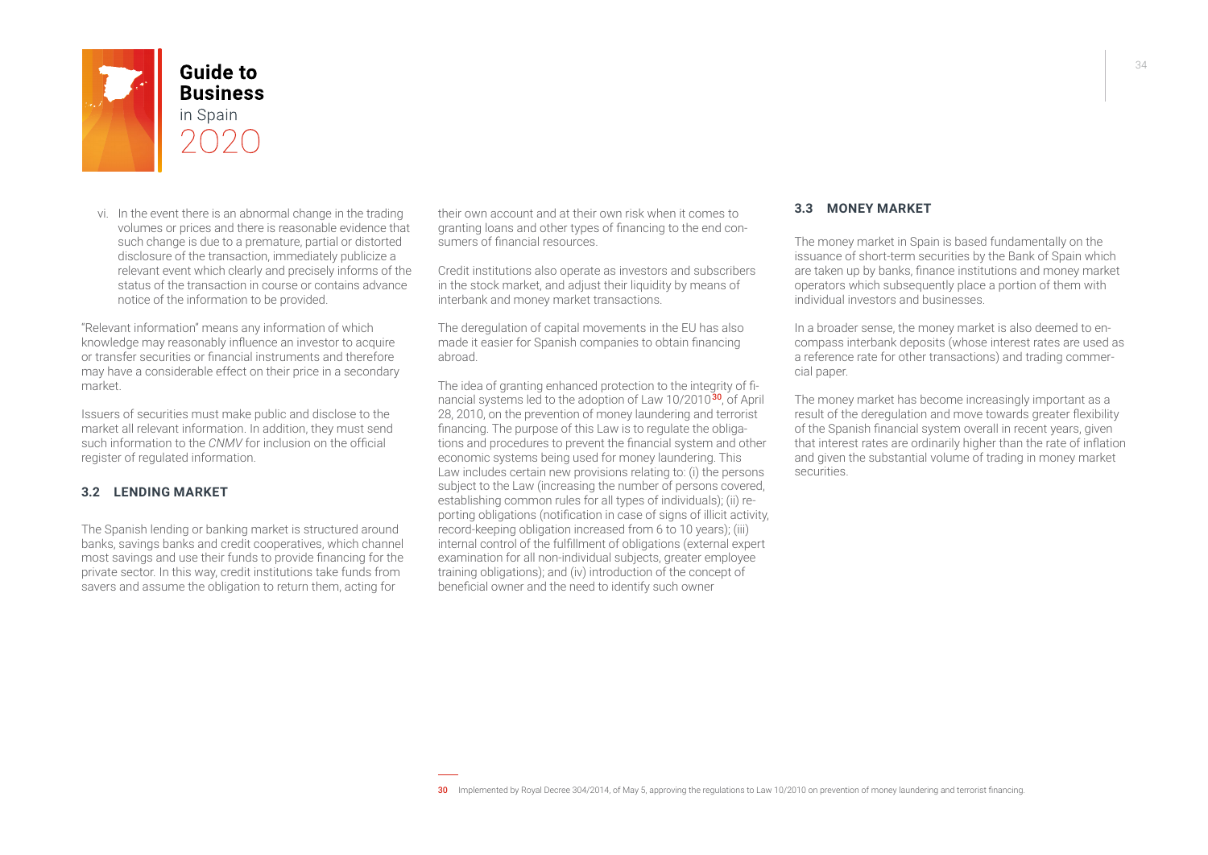vi. In the event there is an abnormal change in the trading volumes or prices and there is reasonable evidence that such change is due to a premature, partial or distorted disclosure of the transaction, immediately publicize a relevant event which clearly and precisely informs of the status of the transaction in course or contains advance notice of the information to be provided.

"Relevant information" means any information of which knowledge may reasonably influence an investor to acquire or transfer securities or financial instruments and therefore may have a considerable effect on their price in a secondary market.

Issuers of securities must make public and disclose to the market all relevant information. In addition, they must send such information to the *CNMV* for inclusion on the official register of regulated information.

### 3.2 LENDING MARKET

The Spanish lending or banking market is structured around banks, savings banks and credit cooperatives, which channel most savings and use their funds to provide financing for the private sector. In this way, credit institutions take funds from savers and assume the obligation to return them, acting for their own account and at their own risk when it comes to granting loans and other types of financing to the end consumers of financial resources.

Credit institutions also operate as investors and subscribers in the stock market, and adjust their liquidity by means of interbank and money market transactions.

The deregulation of capital movements in the EU has also made it easier for Spanish companies to obtain financing abroad.

The idea of granting enhanced protection to the integrity of financial systems led to the adoption of Law 10/2010[30], of April 28, 2010, on the prevention of money laundering and terrorist financing. The purpose of this Law is to regulate the obligations and procedures to prevent the financial system and other economic systems being used for money laundering. This Law includes certain new provisions relating to: (i) the persons subject to the Law (increasing the number of persons covered, establishing common rules for all types of individuals); (ii) reporting obligations (notification in case of signs of illicit activity, record-keeping obligation increased from 6 to 10 years); (iii) internal control of the fulfillment of obligations (external expert examination for all non-individual subjects, greater employee training obligations); and (iv) introduction of the concept of beneficial owner and the need to identify such owner

### 3.3 MONEY MARKET

The money market in Spain is based fundamentally on the issuance of short-term securities by the Bank of Spain which are taken up by banks, finance institutions and money market operators which subsequently place a portion of them with individual investors and businesses.

In a broader sense, the money market is also deemed to encompass interbank deposits (whose interest rates are used as a reference rate for other transactions) and trading commercial paper.

The money market has become increasingly important as a result of the deregulation and move towards greater flexibility of the Spanish financial system overall in recent years, given that interest rates are ordinarily higher than the rate of inflation and given the substantial volume of trading in money market securities.

---

30 Implemented by Royal Decree 304/2014, of May 5, approving the regulations to Law 10/2010 on prevention of money laundering and terrorist financing.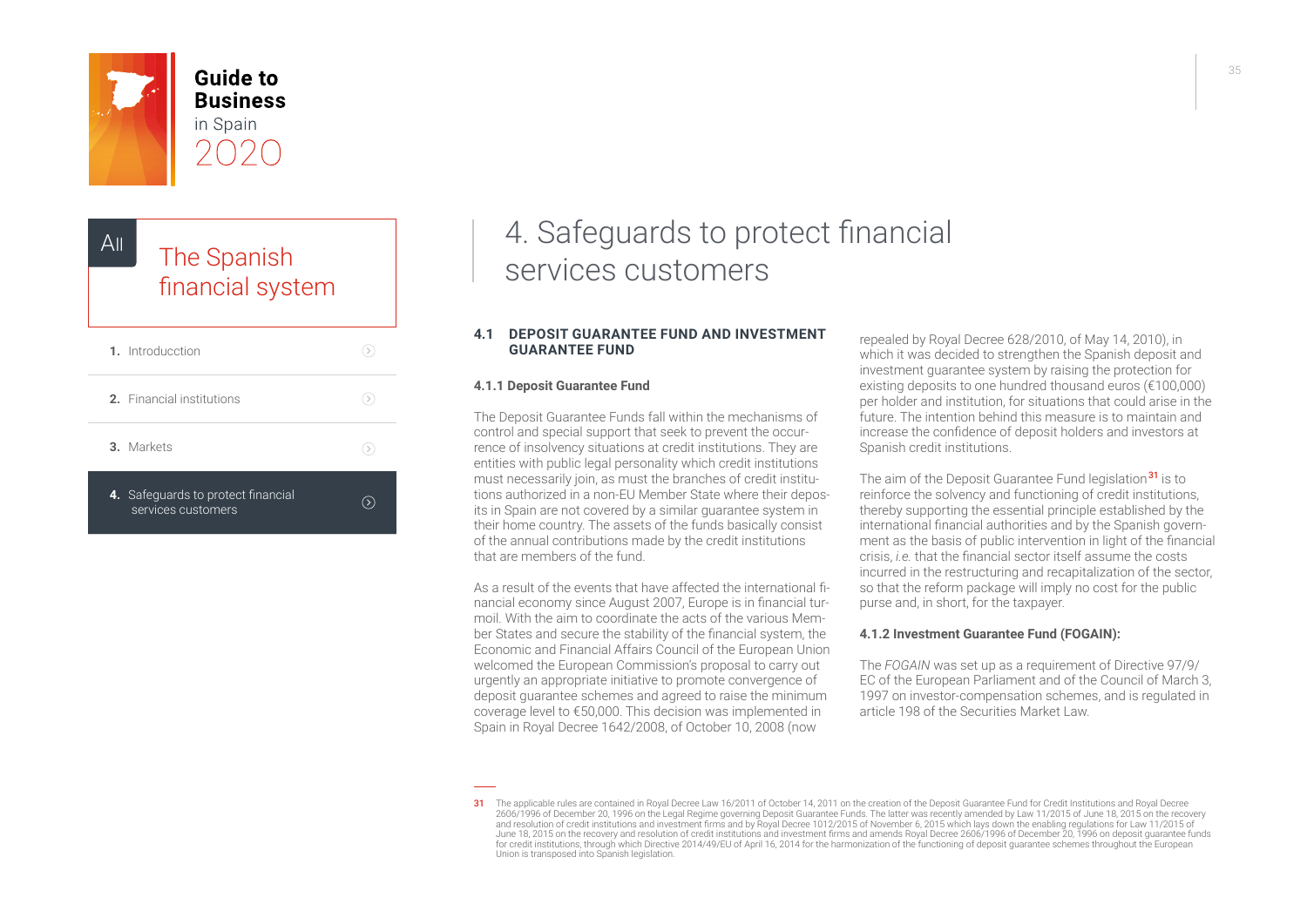# 4. Safeguards to protect financial services customers

## 4.1 DEPOSIT GUARANTEE FUND AND INVESTMENT GUARANTEE FUND

### 4.1.1 Deposit Guarantee Fund

The Deposit Guarantee Funds fall within the mechanisms of control and special support that seek to prevent the occurrence of insolvency situations at credit institutions. They are entities with public legal personality which credit institutions must necessarily join, as must the branches of credit institutions authorized in a non-EU Member State where their deposits in Spain are not covered by a similar guarantee system in their home country. The assets of the funds basically consist of the annual contributions made by the credit institutions that are members of the fund.

As a result of the events that have affected the international financial economy since August 2007, Europe is in financial turmoil. With the aim to coordinate the acts of the various Member States and secure the stability of the financial system, the Economic and Financial Affairs Council of the European Union welcomed the European Commission's proposal to carry out urgently an appropriate initiative to promote convergence of deposit guarantee schemes and agreed to raise the minimum coverage level to €50,000. This decision was implemented in Spain in Royal Decree 1642/2008, of October 10, 2008 (now repealed by Royal Decree 628/2010, of May 14, 2010), in which it was decided to strengthen the Spanish deposit and investment guarantee system by raising the protection for existing deposits to one hundred thousand euros (€100,000) per holder and institution, for situations that could arise in the future. The intention behind this measure is to maintain and increase the confidence of deposit holders and investors at Spanish credit institutions.

The aim of the Deposit Guarantee Fund legislation[31] is to reinforce the solvency and functioning of credit institutions, thereby supporting the essential principle established by the international financial authorities and by the Spanish government as the basis of public intervention in light of the financial crisis, *i.e.* that the financial sector itself assume the costs incurred in the restructuring and recapitalization of the sector, so that the reform package will imply no cost for the public purse and, in short, for the taxpayer.

### 4.1.2 Investment Guarantee Fund (FOGAIN):

The *FOGAIN* was set up as a requirement of Directive 97/9/EC of the European Parliament and of the Council of March 3, 1997 on investor-compensation schemes, and is regulated in article 198 of the Securities Market Law.

---

31 The applicable rules are contained in Royal Decree Law 16/2011 of October 14, 2011 on the creation of the Deposit Guarantee Fund for Credit Institutions and Royal Decree 2606/1996 of December 20, 1996 on the Legal Regime governing Deposit Guarantee Funds. The latter was recently amended by Law 11/2015 of June 18, 2015 on the recovery and resolution of credit institutions and investment firms and by Royal Decree 1012/2015 of November 6, 2015 which lays down the enabling regulations for Law 11/2015 of June 18, 2015 on the recovery and resolution of credit institutions and investment firms and amends Royal Decree 2606/1996 of December 20, 1996 on deposit guarantee funds for credit institutions, through which Directive 2014/49/EU of April 16, 2014 for the harmonization of the functioning of deposit guarantee schemes throughout the European Union is transposed into Spanish legislation.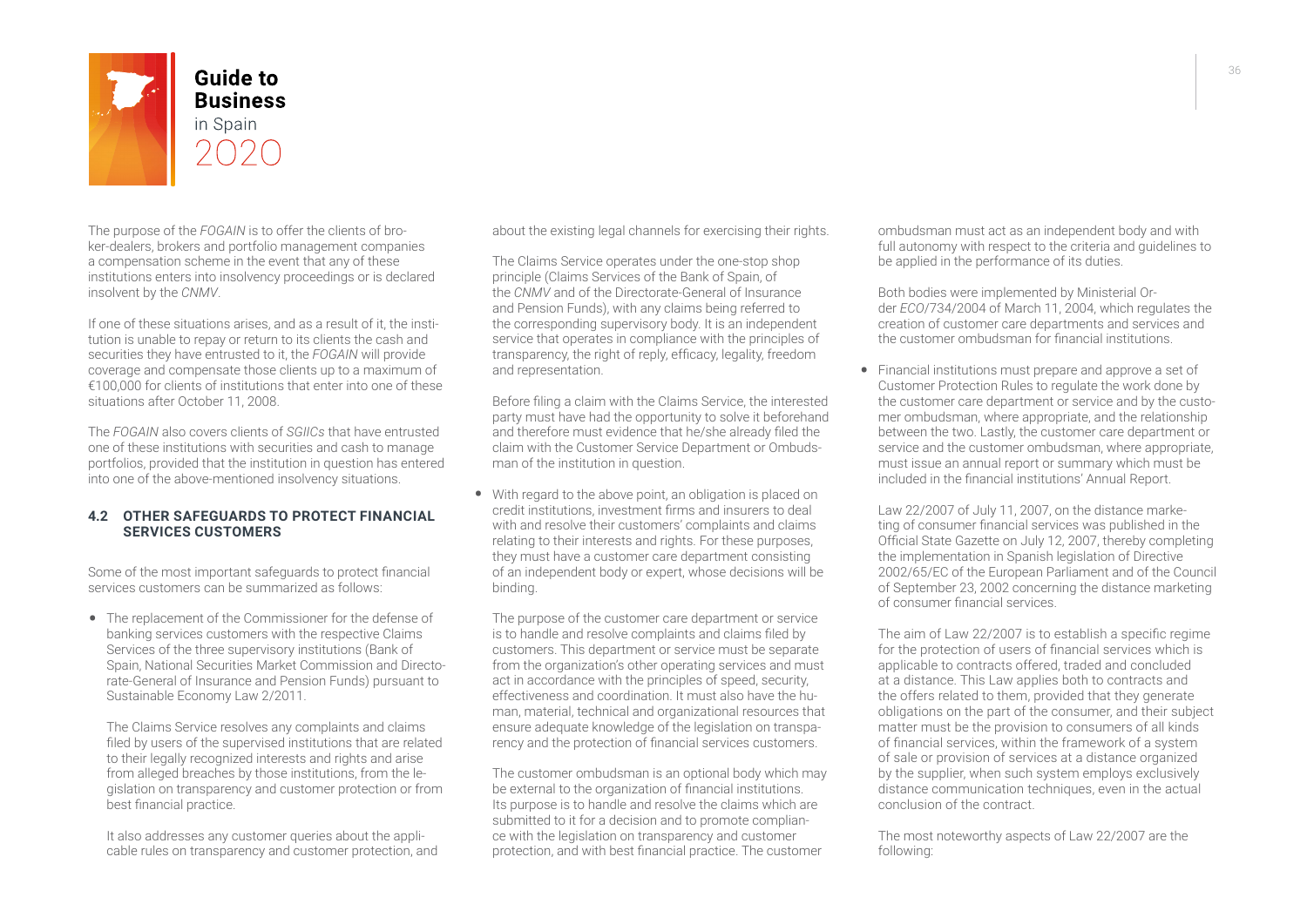The purpose of the *FOGAIN* is to offer the clients of broker-dealers, brokers and portfolio management companies a compensation scheme in the event that any of these institutions enters into insolvency proceedings or is declared insolvent by the *CNMV*.

If one of these situations arises, and as a result of it, the institution is unable to repay or return to its clients the cash and securities they have entrusted to it, the *FOGAIN* will provide coverage and compensate those clients up to a maximum of €100,000 for clients of institutions that enter into one of these situations after October 11, 2008.

The *FOGAIN* also covers clients of *SGIICs* that have entrusted one of these institutions with securities and cash to manage portfolios, provided that the institution in question has entered into one of the above-mentioned insolvency situations.

### 4.2 OTHER SAFEGUARDS TO PROTECT FINANCIAL SERVICES CUSTOMERS

Some of the most important safeguards to protect financial services customers can be summarized as follows:

- The replacement of the Commissioner for the defense of banking services customers with the respective Claims Services of the three supervisory institutions (Bank of Spain, National Securities Market Commission and Directorate-General of Insurance and Pension Funds) pursuant to Sustainable Economy Law 2/2011.

  The Claims Service resolves any complaints and claims filed by users of the supervised institutions that are related to their legally recognized interests and rights and arise from alleged breaches by those institutions, from the legislation on transparency and customer protection or from best financial practice.

  It also addresses any customer queries about the applicable rules on transparency and customer protection, and about the existing legal channels for exercising their rights.

  The Claims Service operates under the one-stop shop principle (Claims Services of the Bank of Spain, of the *CNMV* and of the Directorate-General of Insurance and Pension Funds), with any claims being referred to the corresponding supervisory body. It is an independent service that operates in compliance with the principles of transparency, the right of reply, efficacy, legality, freedom and representation.

  Before filing a claim with the Claims Service, the interested party must have had the opportunity to solve it beforehand and therefore must evidence that he/she already filed the claim with the Customer Service Department or Ombudsman of the institution in question.

- With regard to the above point, an obligation is placed on credit institutions, investment firms and insurers to deal with and resolve their customers' complaints and claims relating to their interests and rights. For these purposes, they must have a customer care department consisting of an independent body or expert, whose decisions will be binding.

  The purpose of the customer care department or service is to handle and resolve complaints and claims filed by customers. This department or service must be separate from the organization's other operating services and must act in accordance with the principles of speed, security, effectiveness and coordination. It must also have the human, material, technical and organizational resources that ensure adequate knowledge of the legislation on transparency and the protection of financial services customers.

  The customer ombudsman is an optional body which may be external to the organization of financial institutions. Its purpose is to handle and resolve the claims which are submitted to it for a decision and to promote compliance with the legislation on transparency and customer protection, and with best financial practice. The customer ombudsman must act as an independent body and with full autonomy with respect to the criteria and guidelines to be applied in the performance of its duties.

  Both bodies were implemented by Ministerial Order *ECO*/734/2004 of March 11, 2004, which regulates the creation of customer care departments and services and the customer ombudsman for financial institutions.

- Financial institutions must prepare and approve a set of Customer Protection Rules to regulate the work done by the customer care department or service and by the customer ombudsman, where appropriate, and the relationship between the two. Lastly, the customer care department or service and the customer ombudsman, where appropriate, must issue an annual report or summary which must be included in the financial institutions' Annual Report.

  Law 22/2007 of July 11, 2007, on the distance marketing of consumer financial services was published in the Official State Gazette on July 12, 2007, thereby completing the implementation in Spanish legislation of Directive 2002/65/EC of the European Parliament and of the Council of September 23, 2002 concerning the distance marketing of consumer financial services.

  The aim of Law 22/2007 is to establish a specific regime for the protection of users of financial services which is applicable to contracts offered, traded and concluded at a distance. This Law applies both to contracts and the offers related to them, provided that they generate obligations on the part of the consumer, and their subject matter must be the provision to consumers of all kinds of financial services, within the framework of a system of sale or provision of services at a distance organized by the supplier, when such system employs exclusively distance communication techniques, even in the actual conclusion of the contract.

  The most noteworthy aspects of Law 22/2007 are the following: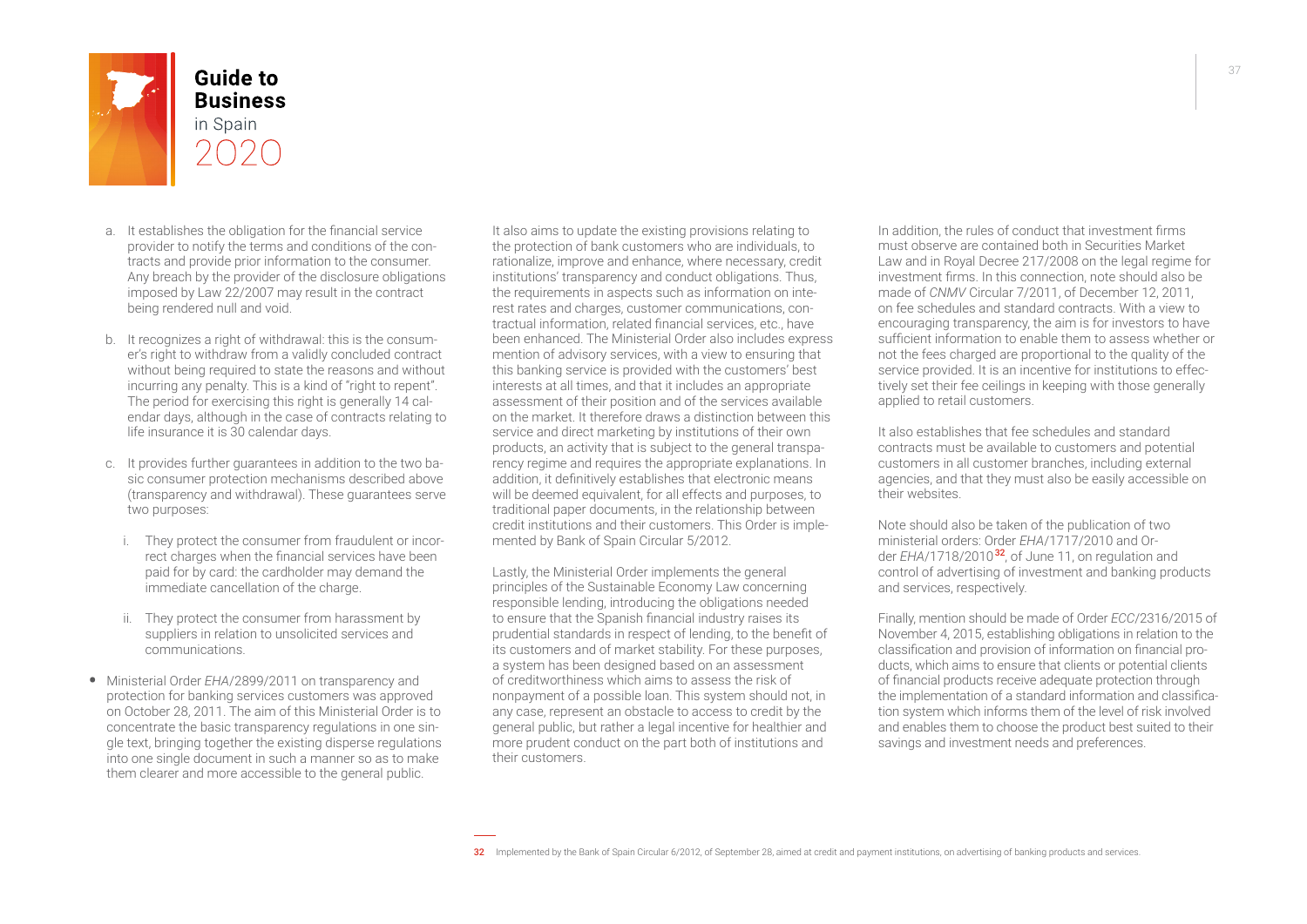a. It establishes the obligation for the financial service provider to notify the terms and conditions of the contracts and provide prior information to the consumer. Any breach by the provider of the disclosure obligations imposed by Law 22/2007 may result in the contract being rendered null and void.

b. It recognizes a right of withdrawal: this is the consumer's right to withdraw from a validly concluded contract without being required to state the reasons and without incurring any penalty. This is a kind of "right to repent". The period for exercising this right is generally 14 calendar days, although in the case of contracts relating to life insurance it is 30 calendar days.

c. It provides further guarantees in addition to the two basic consumer protection mechanisms described above (transparency and withdrawal). These guarantees serve two purposes:

   i. They protect the consumer from fraudulent or incorrect charges when the financial services have been paid for by card: the cardholder may demand the immediate cancellation of the charge.

   ii. They protect the consumer from harassment by suppliers in relation to unsolicited services and communications.

- Ministerial Order *EHA*/2899/2011 on transparency and protection for banking services customers was approved on October 28, 2011. The aim of this Ministerial Order is to concentrate the basic transparency regulations in one single text, bringing together the existing disperse regulations into one single document in such a manner so as to make them clearer and more accessible to the general public.

It also aims to update the existing provisions relating to the protection of bank customers who are individuals, to rationalize, improve and enhance, where necessary, credit institutions' transparency and conduct obligations. Thus, the requirements in aspects such as information on interest rates and charges, customer communications, contractual information, related financial services, etc., have been enhanced. The Ministerial Order also includes express mention of advisory services, with a view to ensuring that this banking service is provided with the customers' best interests at all times, and that it includes an appropriate assessment of their position and of the services available on the market. It therefore draws a distinction between this service and direct marketing by institutions of their own products, an activity that is subject to the general transparency regime and requires the appropriate explanations. In addition, it definitively establishes that electronic means will be deemed equivalent, for all effects and purposes, to traditional paper documents, in the relationship between credit institutions and their customers. This Order is implemented by Bank of Spain Circular 5/2012.

Lastly, the Ministerial Order implements the general principles of the Sustainable Economy Law concerning responsible lending, introducing the obligations needed to ensure that the Spanish financial industry raises its prudential standards in respect of lending, to the benefit of its customers and of market stability. For these purposes, a system has been designed based on an assessment of creditworthiness which aims to assess the risk of nonpayment of a possible loan. This system should not, in any case, represent an obstacle to access to credit by the general public, but rather a legal incentive for healthier and more prudent conduct on the part both of institutions and their customers.

In addition, the rules of conduct that investment firms must observe are contained both in Securities Market Law and in Royal Decree 217/2008 on the legal regime for investment firms. In this connection, note should also be made of *CNMV* Circular 7/2011, of December 12, 2011, on fee schedules and standard contracts. With a view to encouraging transparency, the aim is for investors to have sufficient information to enable them to assess whether or not the fees charged are proportional to the quality of the service provided. It is an incentive for institutions to effectively set their fee ceilings in keeping with those generally applied to retail customers.

It also establishes that fee schedules and standard contracts must be available to customers and potential customers in all customer branches, including external agencies, and that they must also be easily accessible on their websites.

Note should also be taken of the publication of two ministerial orders: Order *EHA*/1717/2010 and Order *EHA*/1718/2010[32], of June 11, on regulation and control of advertising of investment and banking products and services, respectively.

Finally, mention should be made of Order *ECC*/2316/2015 of November 4, 2015, establishing obligations in relation to the classification and provision of information on financial products, which aims to ensure that clients or potential clients of financial products receive adequate protection through the implementation of a standard information and classification system which informs them of the level of risk involved and enables them to choose the product best suited to their savings and investment needs and preferences.

---

32 Implemented by the Bank of Spain Circular 6/2012, of September 28, aimed at credit and payment institutions, on advertising of banking products and services.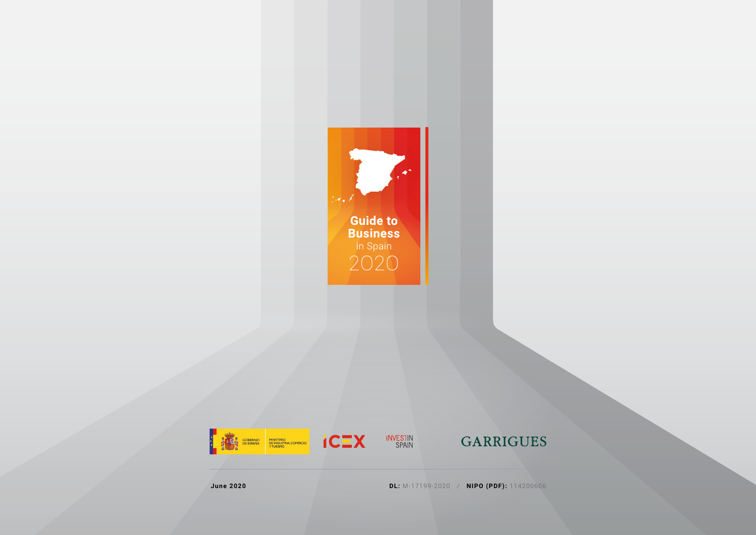**Guide to Business**
in Spain
2020

GOBIERNO DE ESPAÑA — MINISTERIO DE INDUSTRIA, COMERCIO Y TURISMO

ICEX

INVEST IN SPAIN

GARRIGUES

**June 2020**

**DL:** M-17199-2020 / **NIPO (PDF):** 114200606